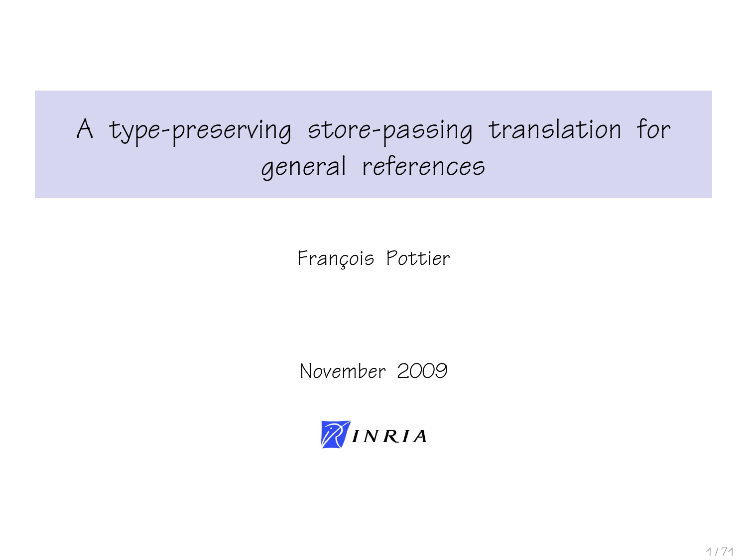# A type-preserving store-passing translation for general references

François Pottier

November 2009

INRIA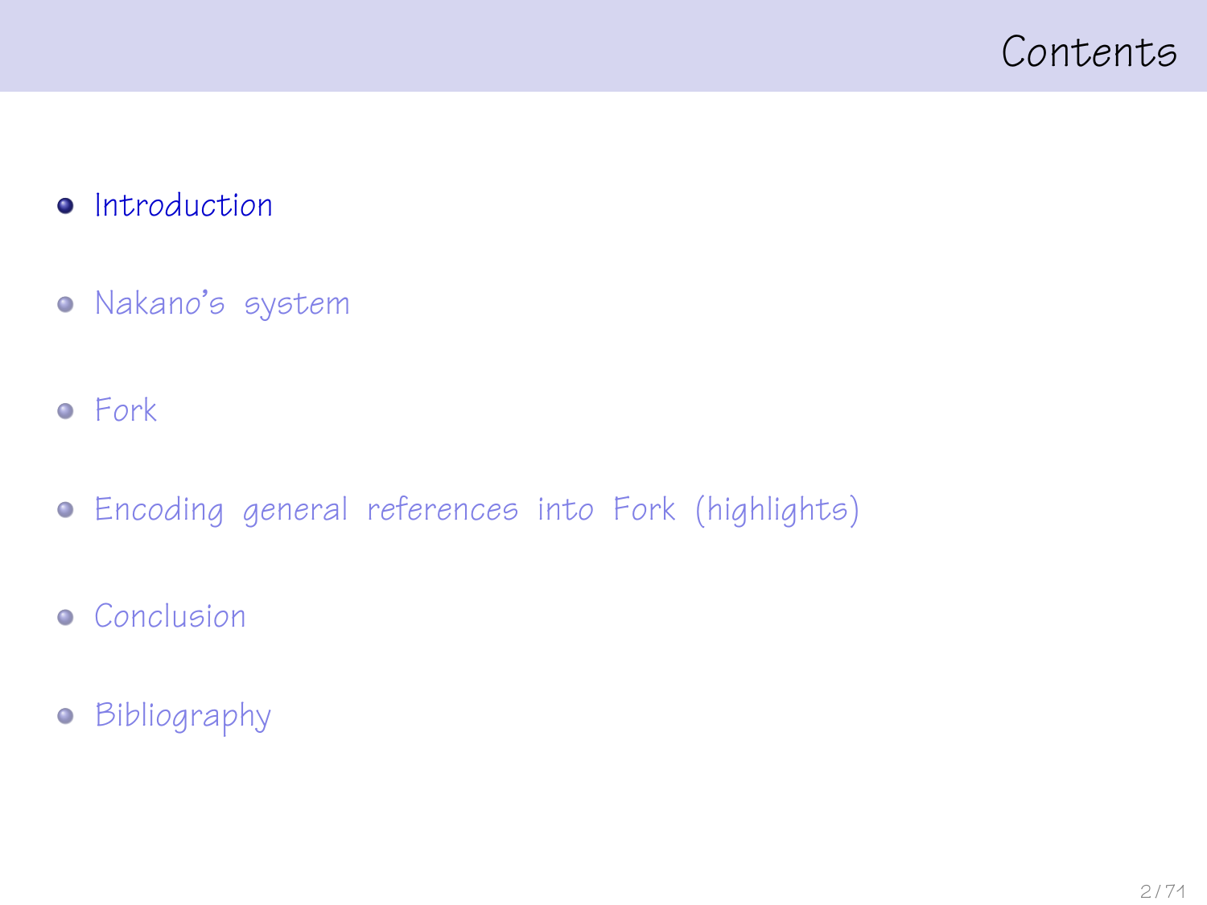# Contents

- Introduction
- Nakano's system
- Fork
- Encoding general references into Fork (highlights)
- Conclusion
- Bibliography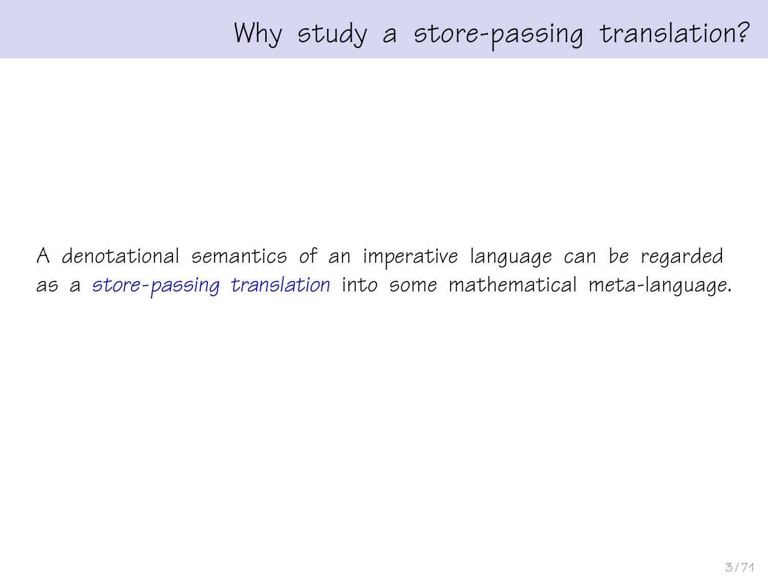# Why study a store-passing translation?

A denotational semantics of an imperative language can be regarded as a *store-passing translation* into some mathematical meta-language.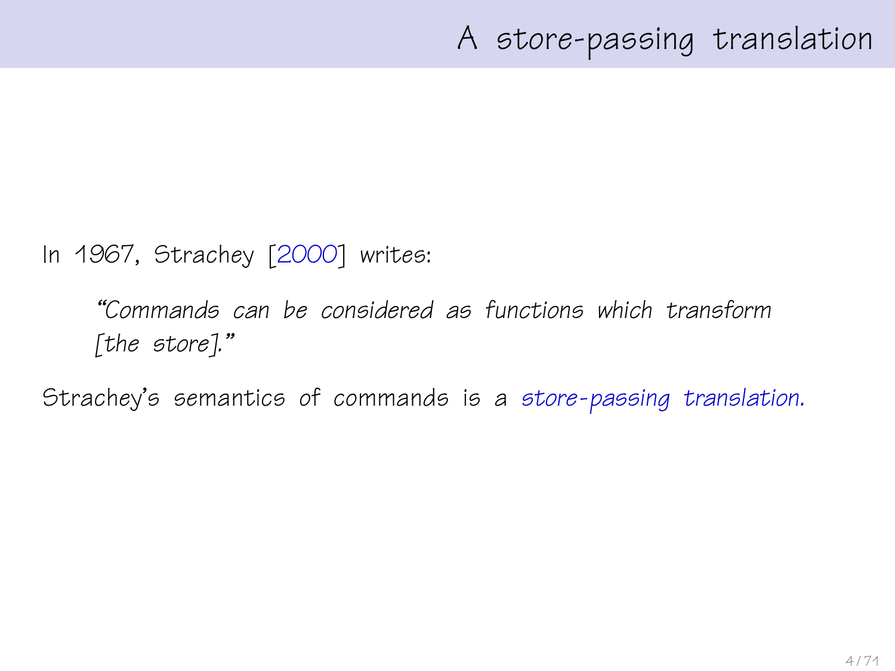# A store-passing translation

In 1967, Strachey [2000] writes:

> *"Commands can be considered as functions which transform [the store]."*

Strachey's semantics of commands is a *store-passing translation.*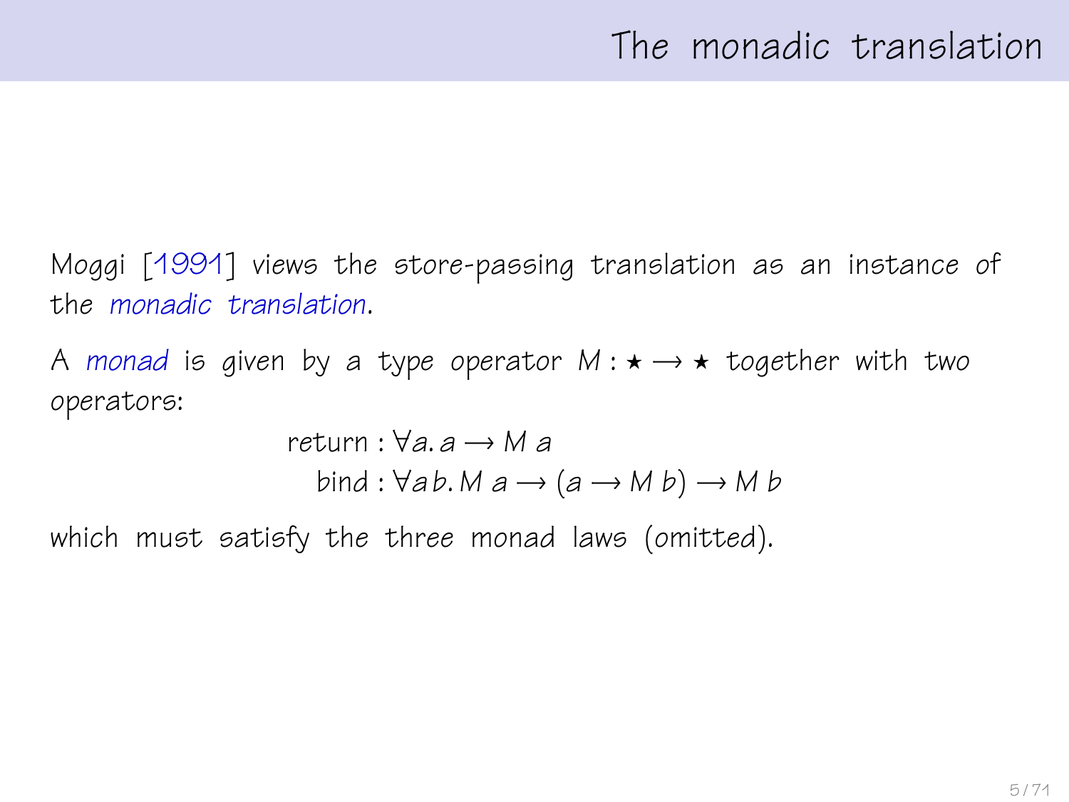# The monadic translation

Moggi [1991] views the store-passing translation as an instance of the *monadic translation*.

A *monad* is given by a type operator $M : \star \rightarrow \star$ together with two operators:

$$
\begin{aligned}
\text{return} &: \forall a.\, a \rightarrow M\ a \\
\text{bind} &: \forall a\, b.\, M\ a \rightarrow (a \rightarrow M\ b) \rightarrow M\ b
\end{aligned}
$$

which must satisfy the three monad laws (omitted).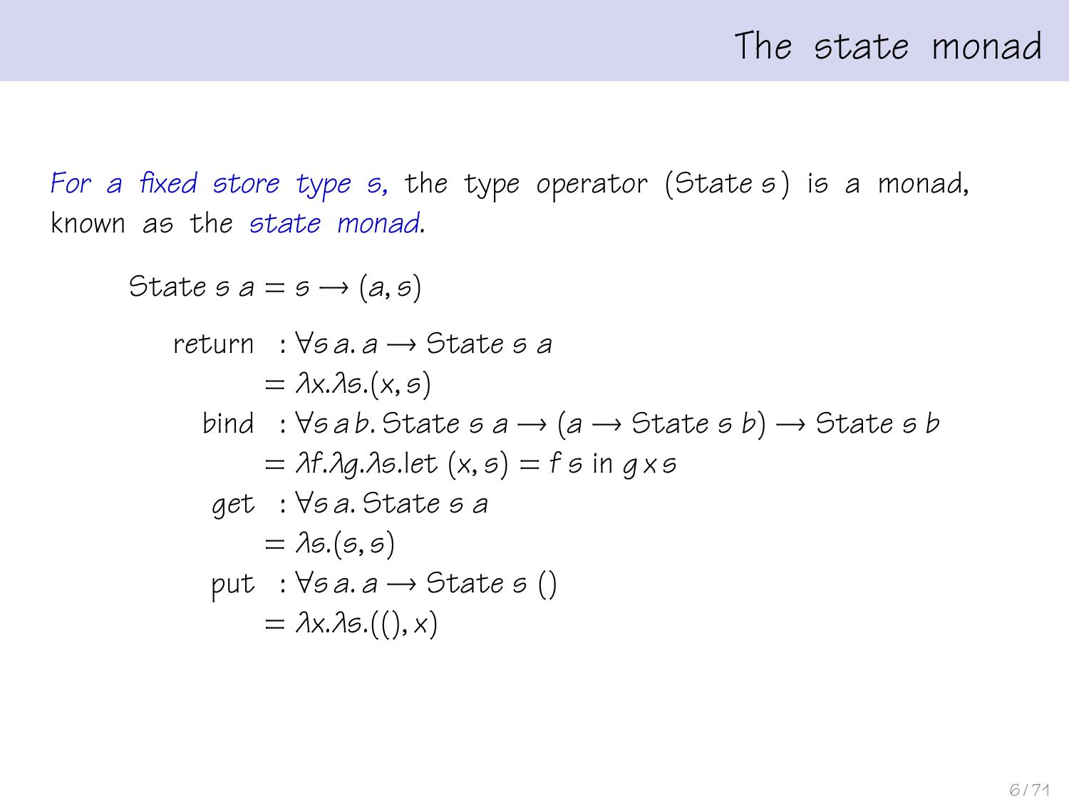# The state monad

*For a fixed store type $s$,* the type operator $(\text{State}\, s)$ is a monad, known as the *state monad*.

$$\text{State}\; s\; a = s \rightarrow (a, s)$$

$$
\begin{aligned}
\text{return} \;&: \forall s\, a.\, a \rightarrow \text{State}\; s\; a \\
&= \lambda x.\lambda s.(x, s) \\
\text{bind} \;&: \forall s\, a\, b.\, \text{State}\; s\; a \rightarrow (a \rightarrow \text{State}\; s\; b) \rightarrow \text{State}\; s\; b \\
&= \lambda f.\lambda g.\lambda s.\text{let}\; (x, s) = f\, s\; \text{in}\; g\, x\, s \\
\text{get} \;&: \forall s\, a.\, \text{State}\; s\; a \\
&= \lambda s.(s, s) \\
\text{put} \;&: \forall s\, a.\, a \rightarrow \text{State}\; s\; () \\
&= \lambda x.\lambda s.((), x)
\end{aligned}
$$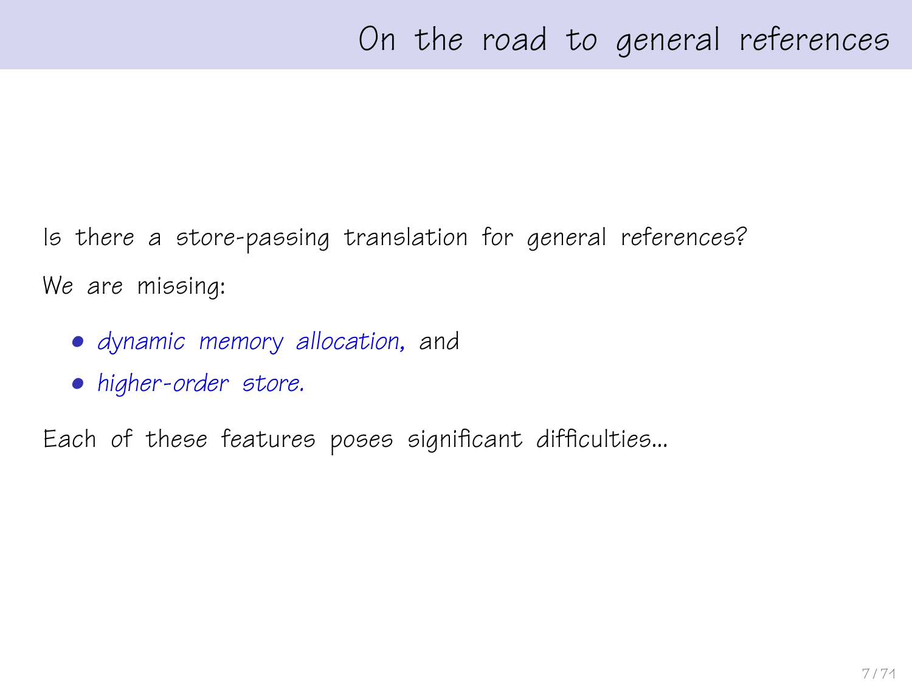# On the road to general references

Is there a store-passing translation for general references?

We are missing:

- *dynamic memory allocation,* and
- *higher-order store.*

Each of these features poses significant difficulties...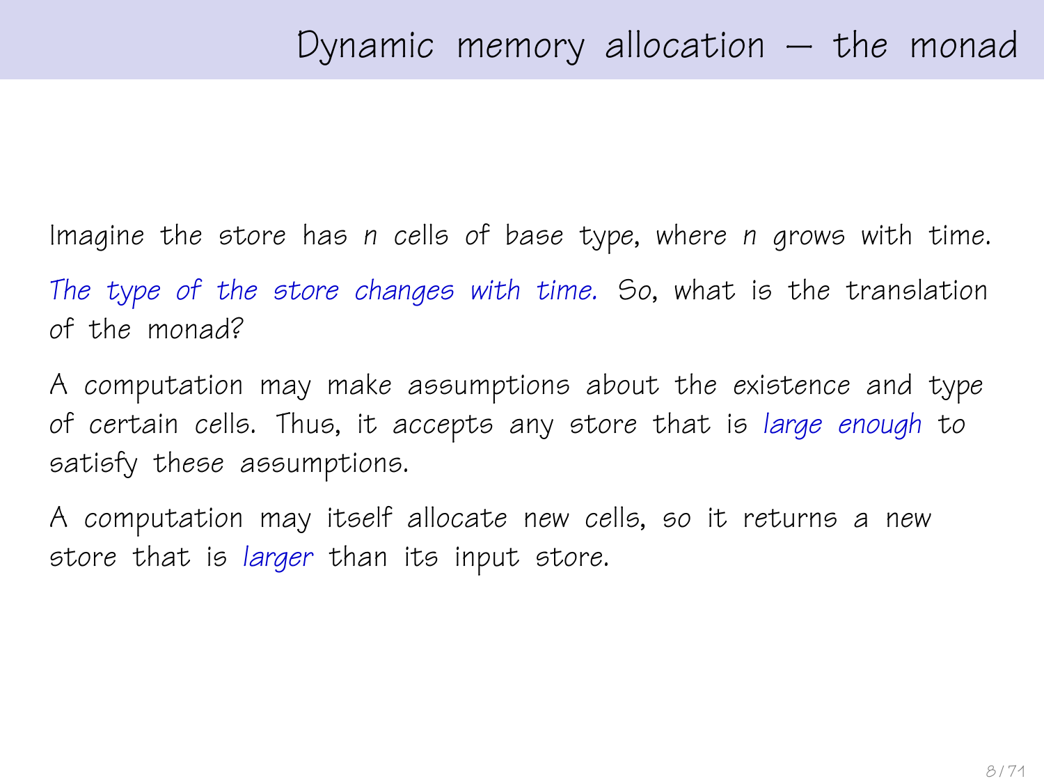# Dynamic memory allocation — the monad

Imagine the store has $n$ cells of base type, where $n$ grows with time.

*The type of the store changes with time.* So, what is the translation of the monad?

A computation may make assumptions about the existence and type of certain cells. Thus, it accepts any store that is *large enough* to satisfy these assumptions.

A computation may itself allocate new cells, so it returns a new store that is *larger* than its input store.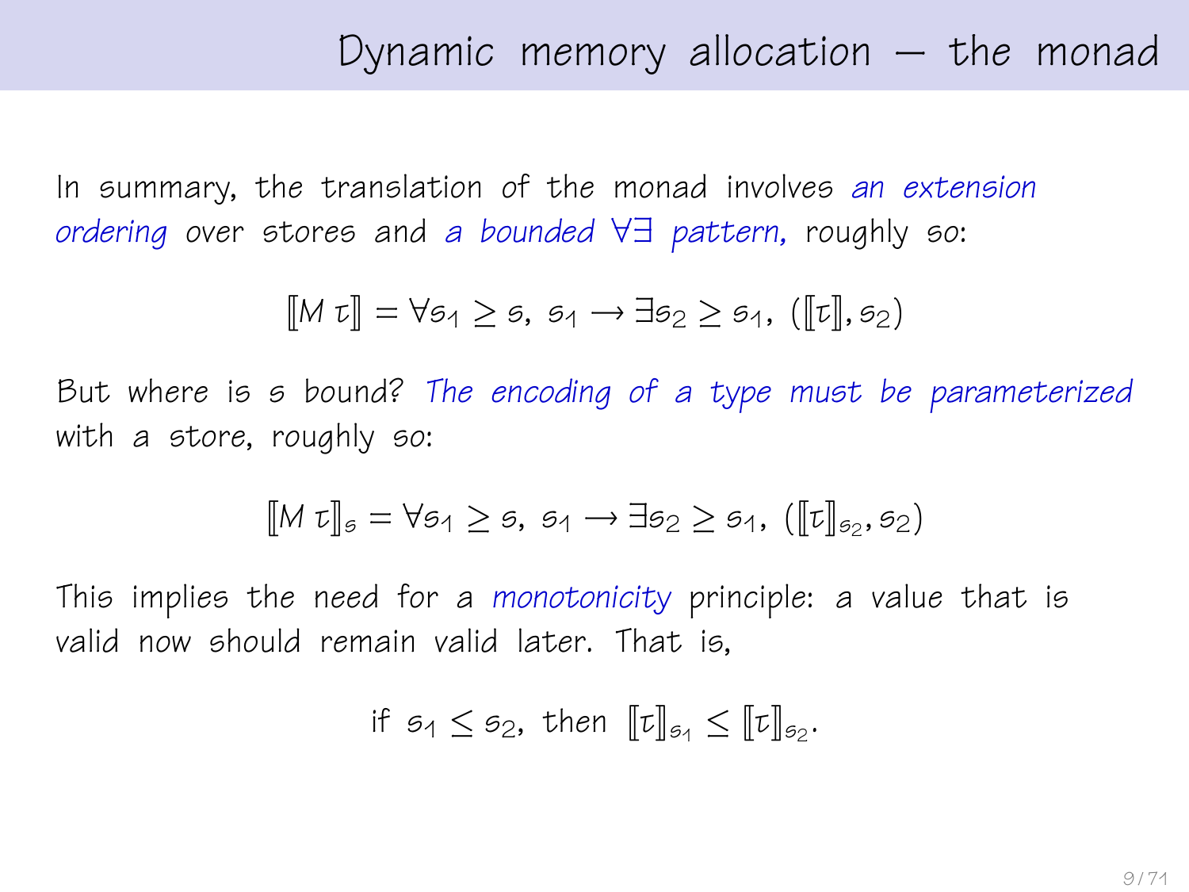# Dynamic memory allocation — the monad

In summary, the translation of the monad involves *an extension ordering* over stores and *a bounded ∀∃ pattern,* roughly so:

$$[\![M\ \tau]\!] = \forall s_1 \geq s,\ s_1 \rightarrow \exists s_2 \geq s_1,\ ([\![\tau]\!], s_2)$$

But where is $s$ bound? *The encoding of a type must be parameterized* with a store, roughly so:

$$[\![M\ \tau]\!]_s = \forall s_1 \geq s,\ s_1 \rightarrow \exists s_2 \geq s_1,\ ([\![\tau]\!]_{s_2}, s_2)$$

This implies the need for a *monotonicity* principle: a value that is valid now should remain valid later. That is,

$$\text{if } s_1 \leq s_2, \text{ then } [\![\tau]\!]_{s_1} \leq [\![\tau]\!]_{s_2}.$$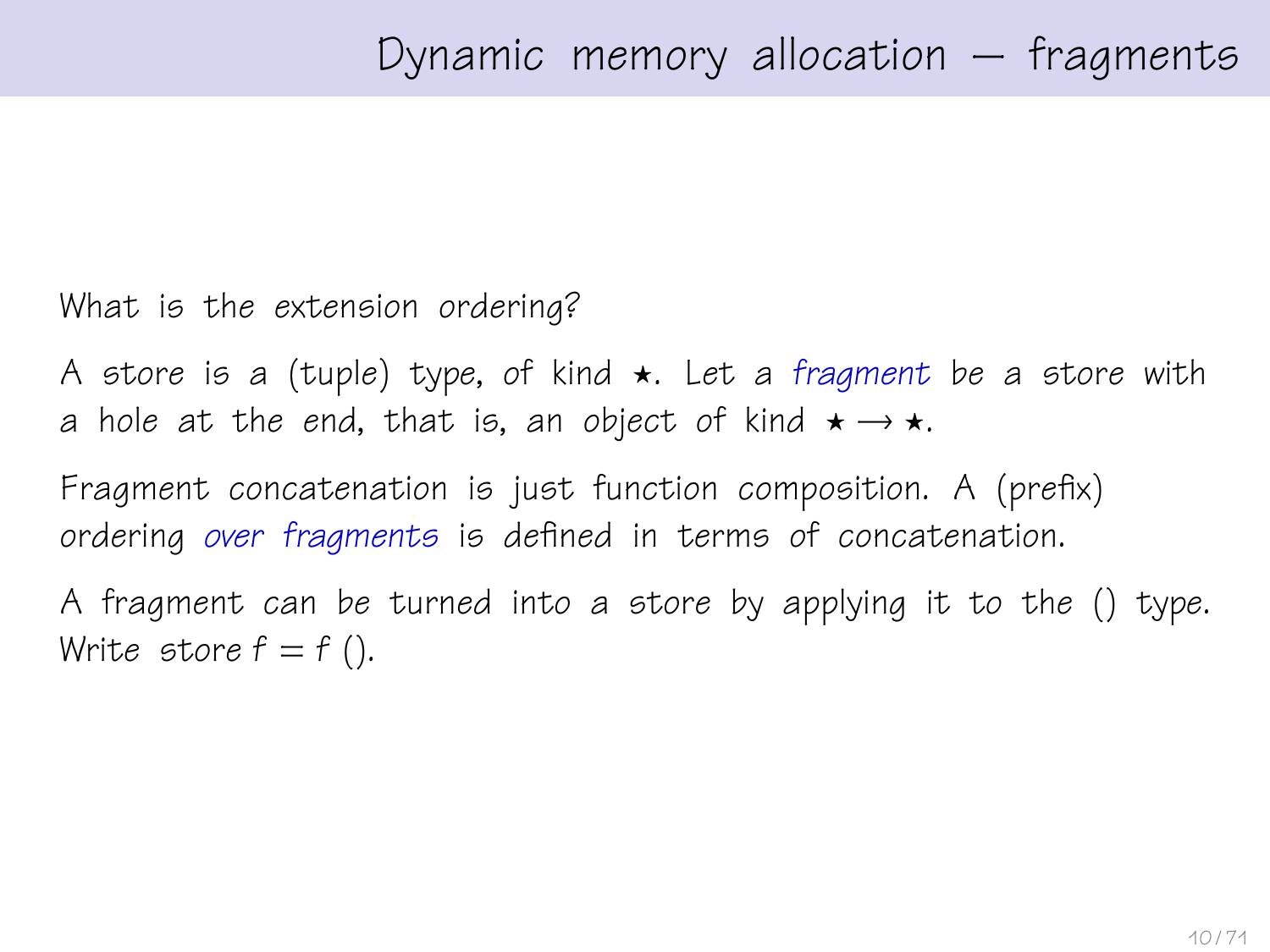# Dynamic memory allocation — fragments

What is the extension ordering?

A store is a (tuple) type, of kind $\star$. Let a *fragment* be a store with a hole at the end, that is, an object of kind $\star \longrightarrow \star$.

Fragment concatenation is just function composition. A (prefix) ordering *over fragments* is defined in terms of concatenation.

A fragment can be turned into a store by applying it to the () type. Write $\text{store}\, f = f\, ()$.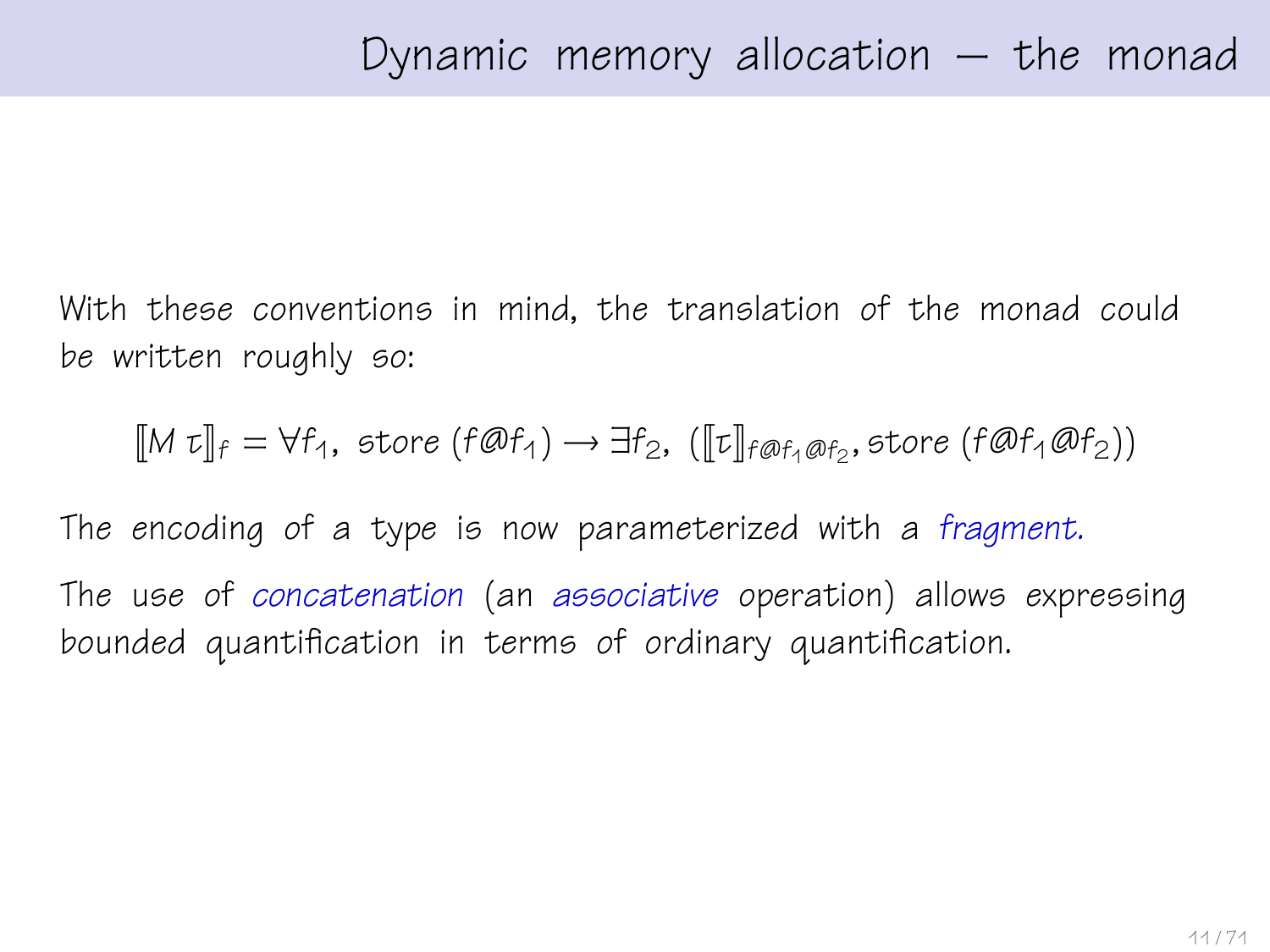# Dynamic memory allocation — the monad

With these conventions in mind, the translation of the monad could be written roughly so:

$$[\![M\ \tau]\!]_f = \forall f_1,\ \text{store}\ (f @ f_1) \longrightarrow \exists f_2,\ ([\![\tau]\!]_{f @ f_1 @ f_2}, \text{store}\ (f @ f_1 @ f_2))$$

The encoding of a type is now parameterized with a *fragment.*

The use of *concatenation* (an *associative* operation) allows expressing bounded quantification in terms of ordinary quantification.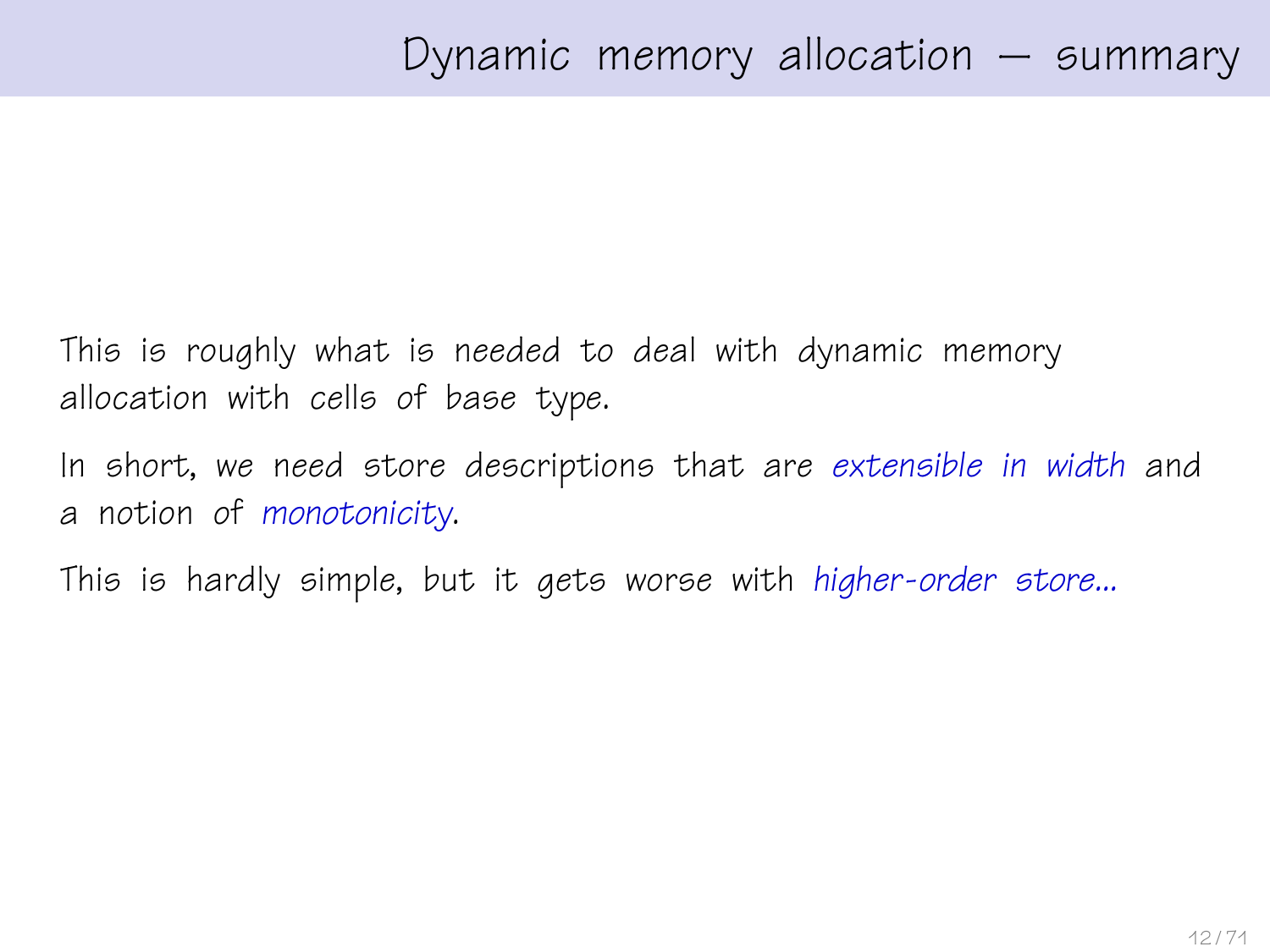# Dynamic memory allocation — summary

This is roughly what is needed to deal with dynamic memory allocation with cells of base type.

In short, we need store descriptions that are *extensible in width* and a notion of *monotonicity*.

This is hardly simple, but it gets worse with *higher-order store*...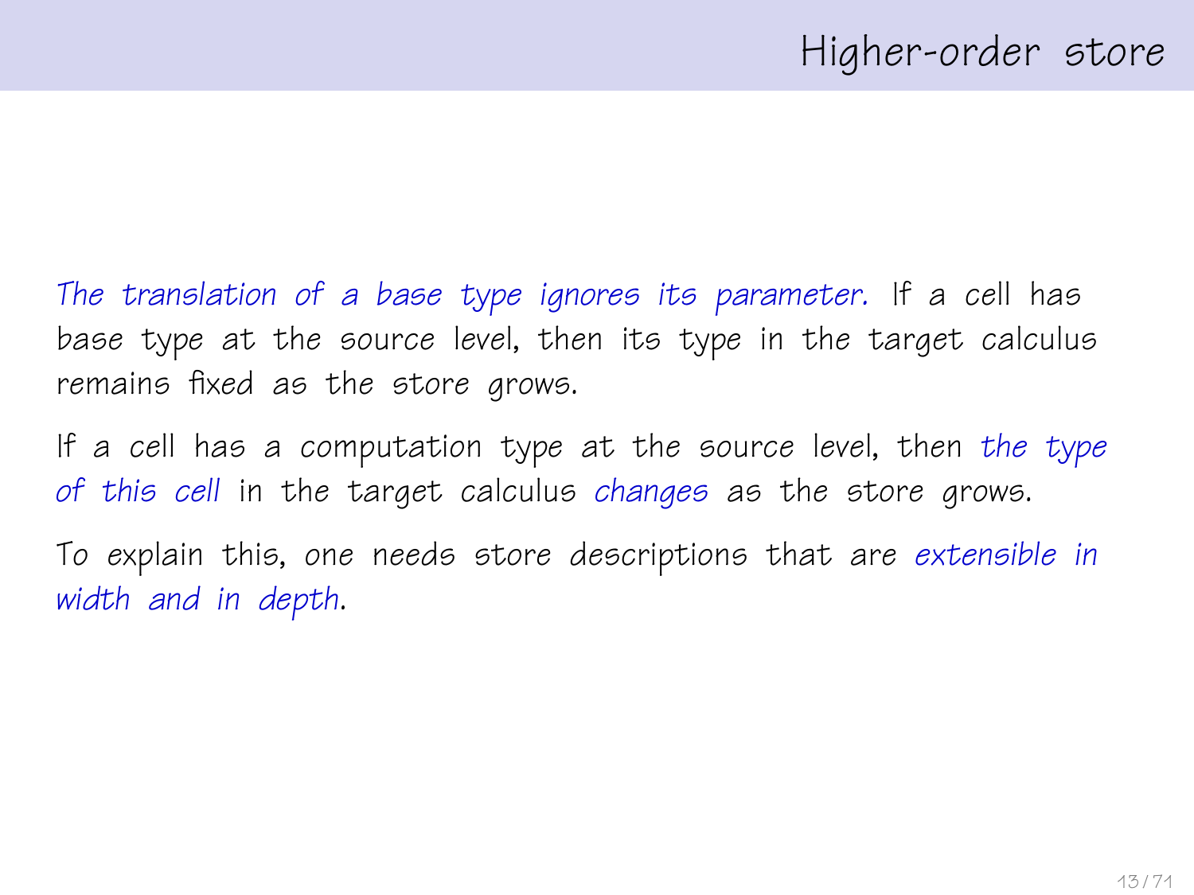# Higher-order store

*The translation of a base type ignores its parameter.* If a cell has base type at the source level, then its type in the target calculus remains fixed as the store grows.

If a cell has a computation type at the source level, then *the type of this cell* in the target calculus *changes* as the store grows.

To explain this, one needs store descriptions that are *extensible in width and in depth*.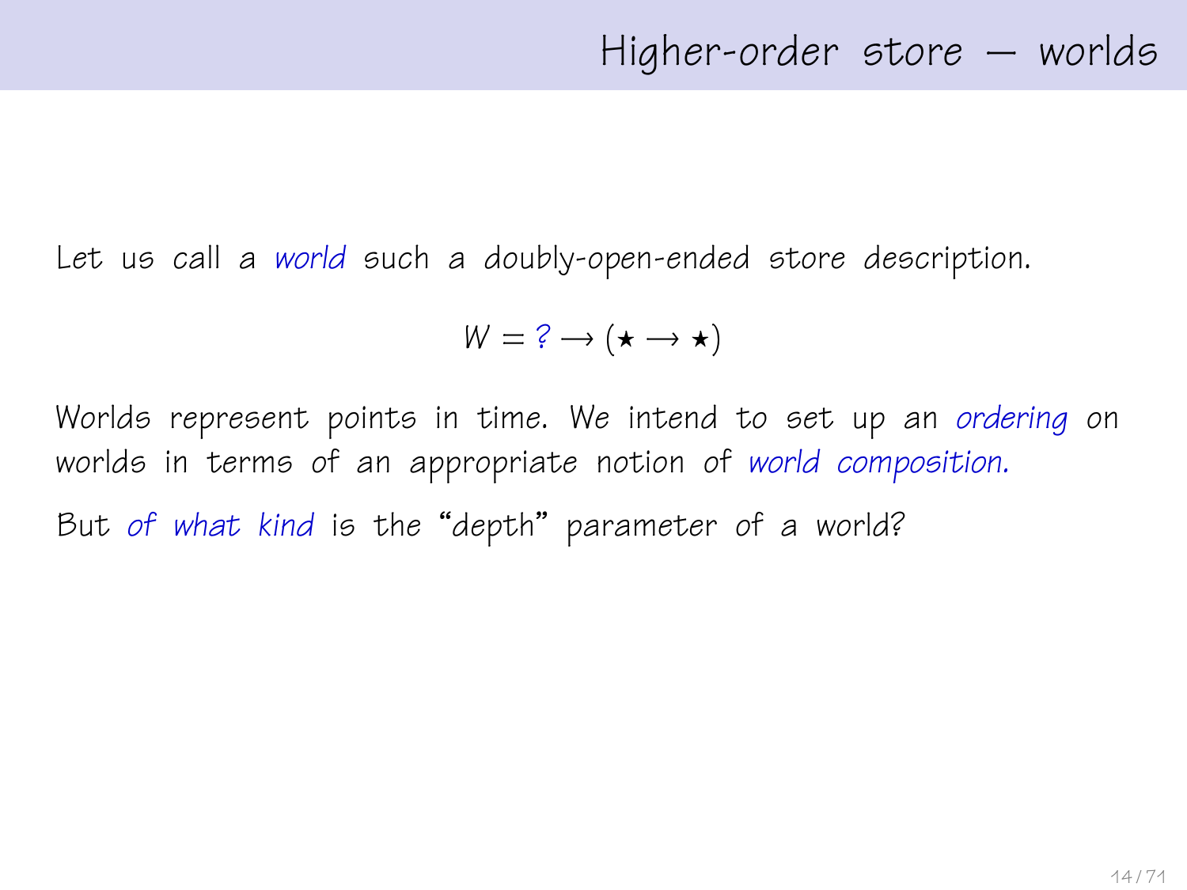# Higher-order store — worlds

Let us call a *world* such a doubly-open-ended store description.

$$W = ? \longrightarrow (\star \longrightarrow \star)$$

Worlds represent points in time. We intend to set up an *ordering* on worlds in terms of an appropriate notion of *world composition.*

But *of what kind* is the "depth" parameter of a world?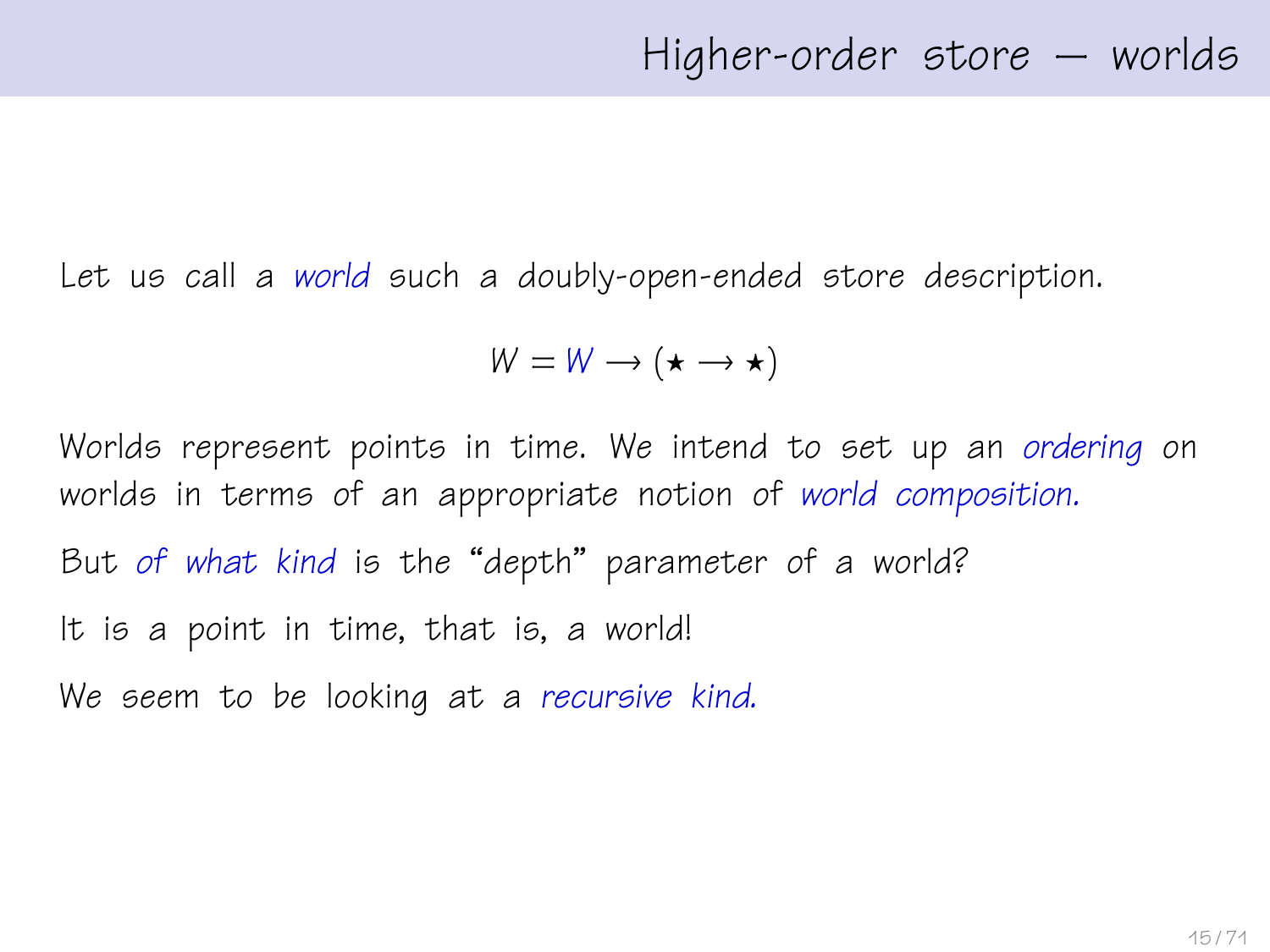# Higher-order store — worlds

Let us call a *world* such a doubly-open-ended store description.

$$W = W \longrightarrow (\star \longrightarrow \star)$$

Worlds represent points in time. We intend to set up an *ordering* on worlds in terms of an appropriate notion of *world composition.*

But *of what kind* is the "depth" parameter of a world?

It is a point in time, that is, a world!

We seem to be looking at a *recursive kind.*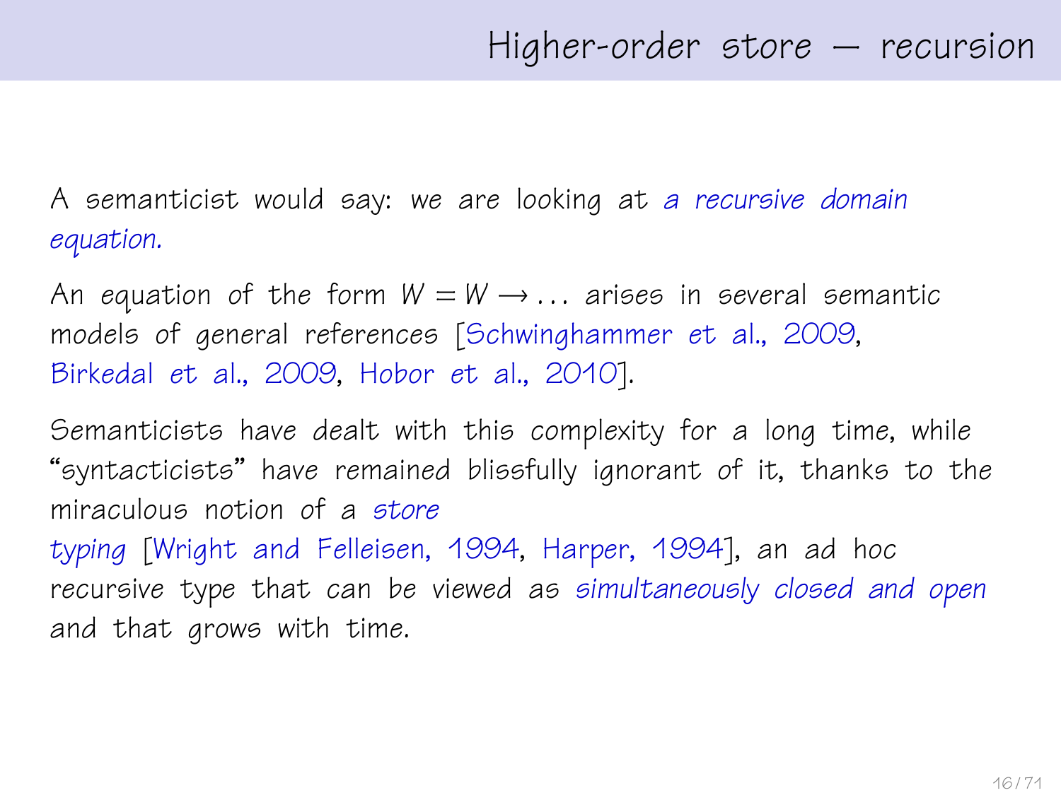# Higher-order store — recursion

A semanticist would say: we are looking at *a recursive domain equation.*

An equation of the form $W = W \to \ldots$ arises in several semantic models of general references [Schwinghammer et al., 2009, Birkedal et al., 2009, Hobor et al., 2010].

Semanticists have dealt with this complexity for a long time, while "syntacticists" have remained blissfully ignorant of it, thanks to the miraculous notion of a *store typing* [Wright and Felleisen, 1994, Harper, 1994], an ad hoc recursive type that can be viewed as *simultaneously closed and open* and that grows with time.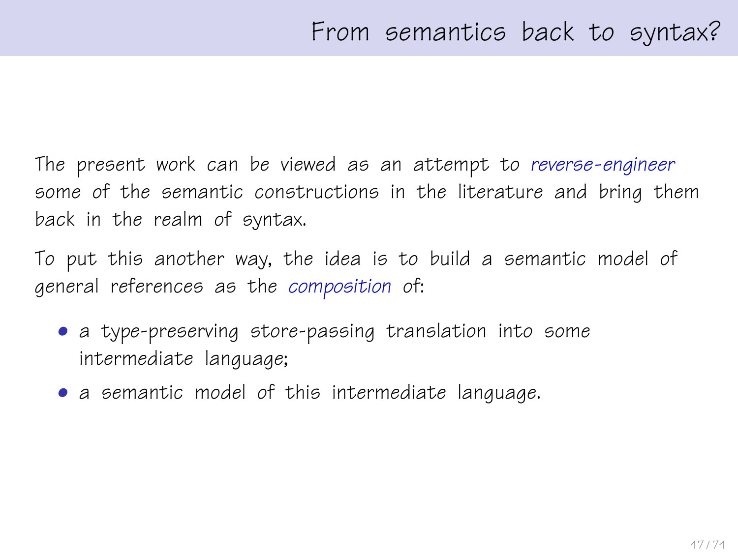# From semantics back to syntax?

The present work can be viewed as an attempt to *reverse-engineer* some of the semantic constructions in the literature and bring them back in the realm of syntax.

To put this another way, the idea is to build a semantic model of general references as the *composition* of:

- a type-preserving store-passing translation into some intermediate language;
- a semantic model of this intermediate language.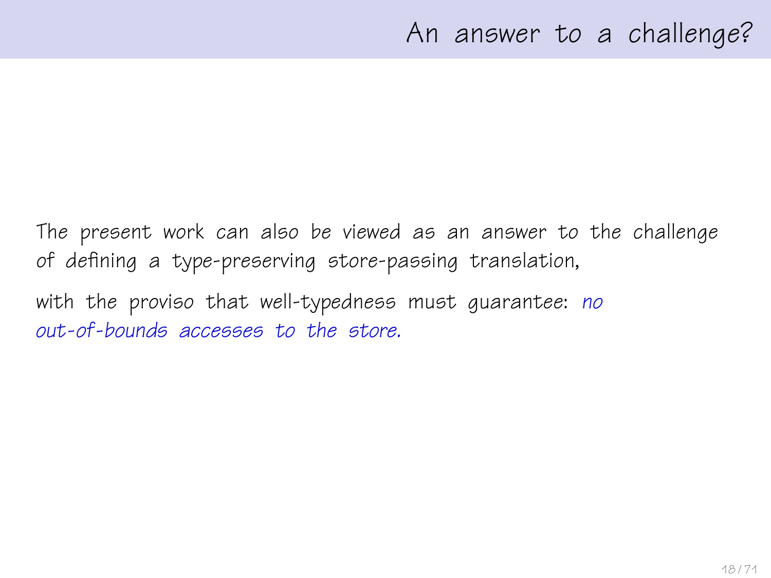# An answer to a challenge?

The present work can also be viewed as an answer to the challenge of defining a type-preserving store-passing translation,

with the proviso that well-typedness must guarantee: *no out-of-bounds accesses to the store.*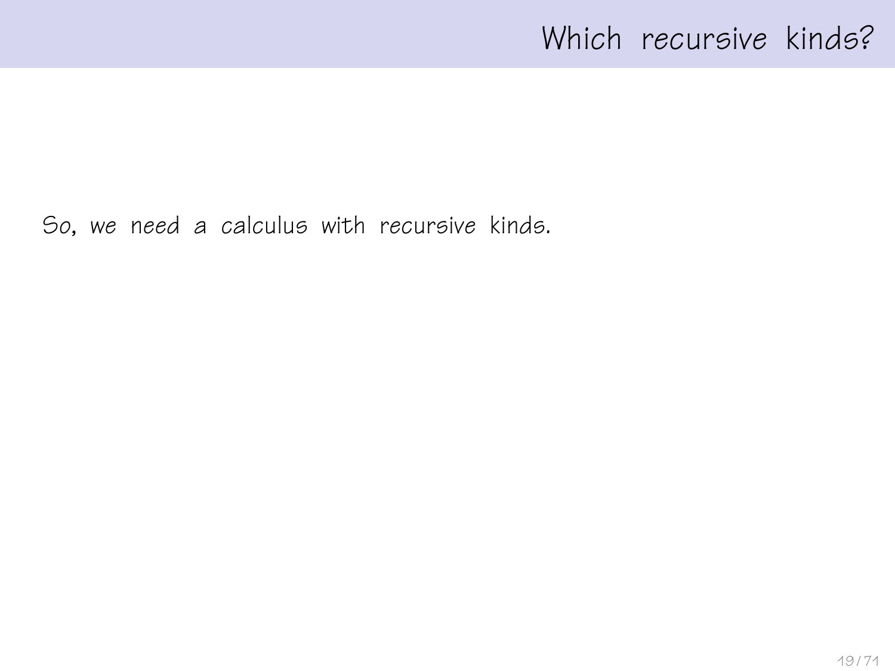# Which recursive kinds?

So, we need a calculus with recursive kinds.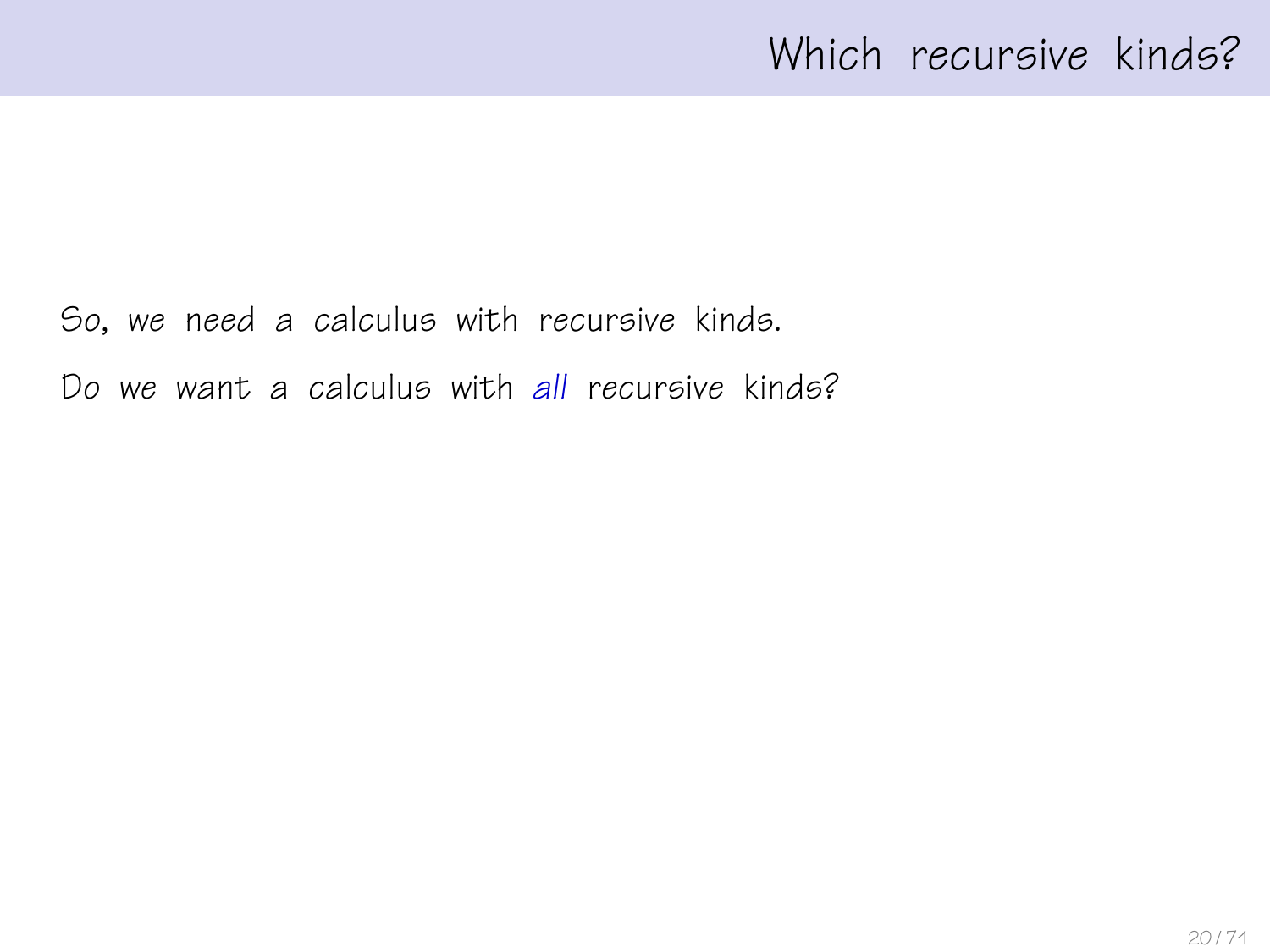# Which recursive kinds?

So, we need a calculus with recursive kinds.

Do we want a calculus with *all* recursive kinds?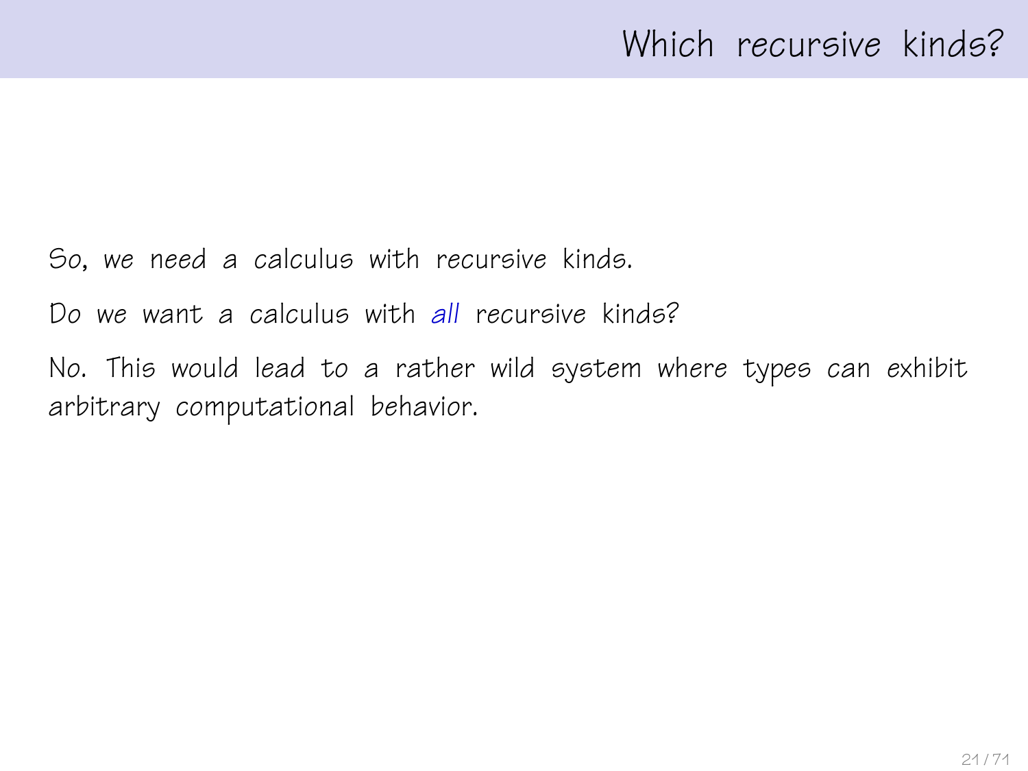# Which recursive kinds?

So, we need a calculus with recursive kinds.

Do we want a calculus with *all* recursive kinds?

No. This would lead to a rather wild system where types can exhibit arbitrary computational behavior.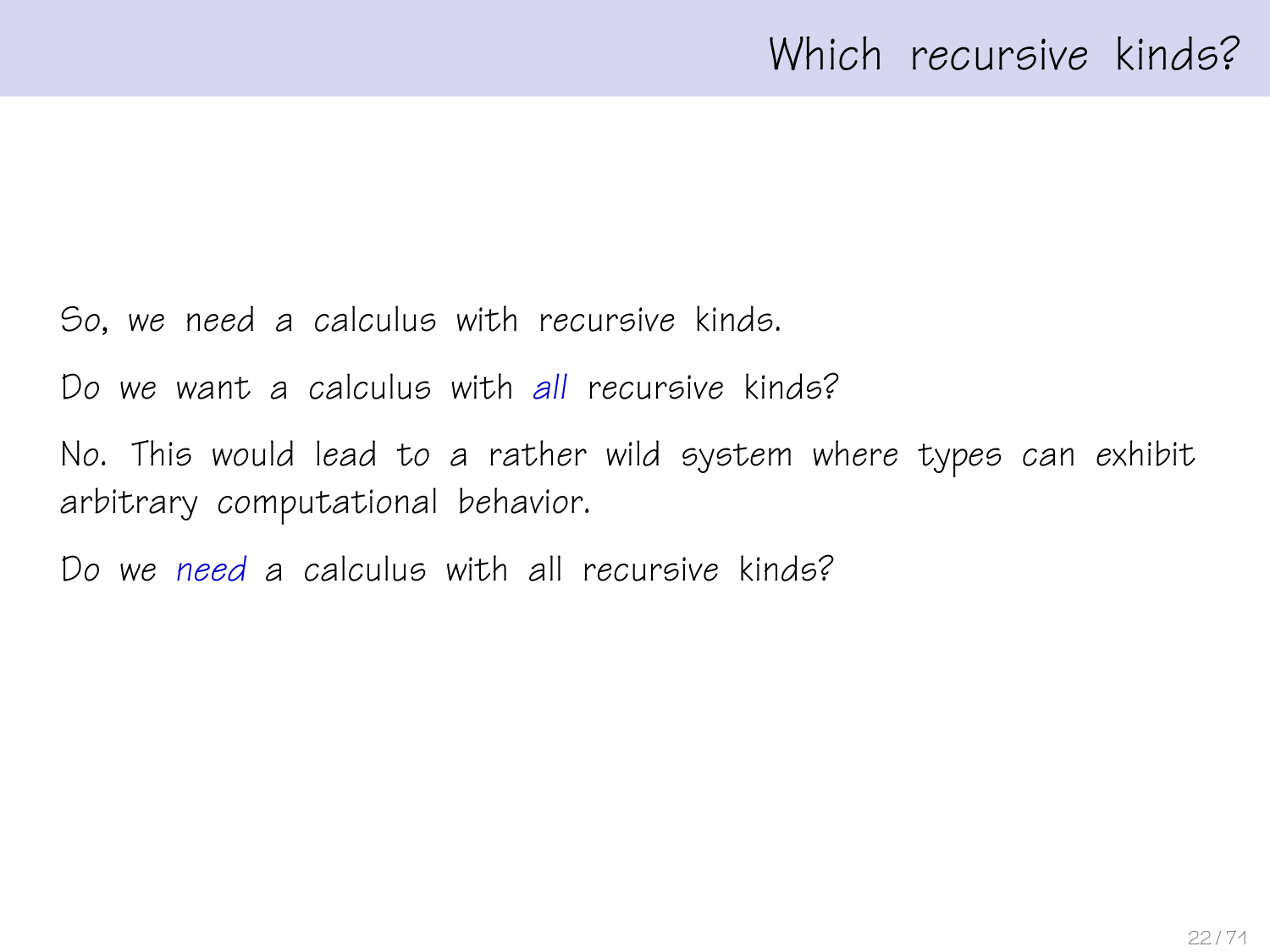# Which recursive kinds?

So, we need a calculus with recursive kinds.

Do we want a calculus with *all* recursive kinds?

No. This would lead to a rather wild system where types can exhibit arbitrary computational behavior.

Do we *need* a calculus with all recursive kinds?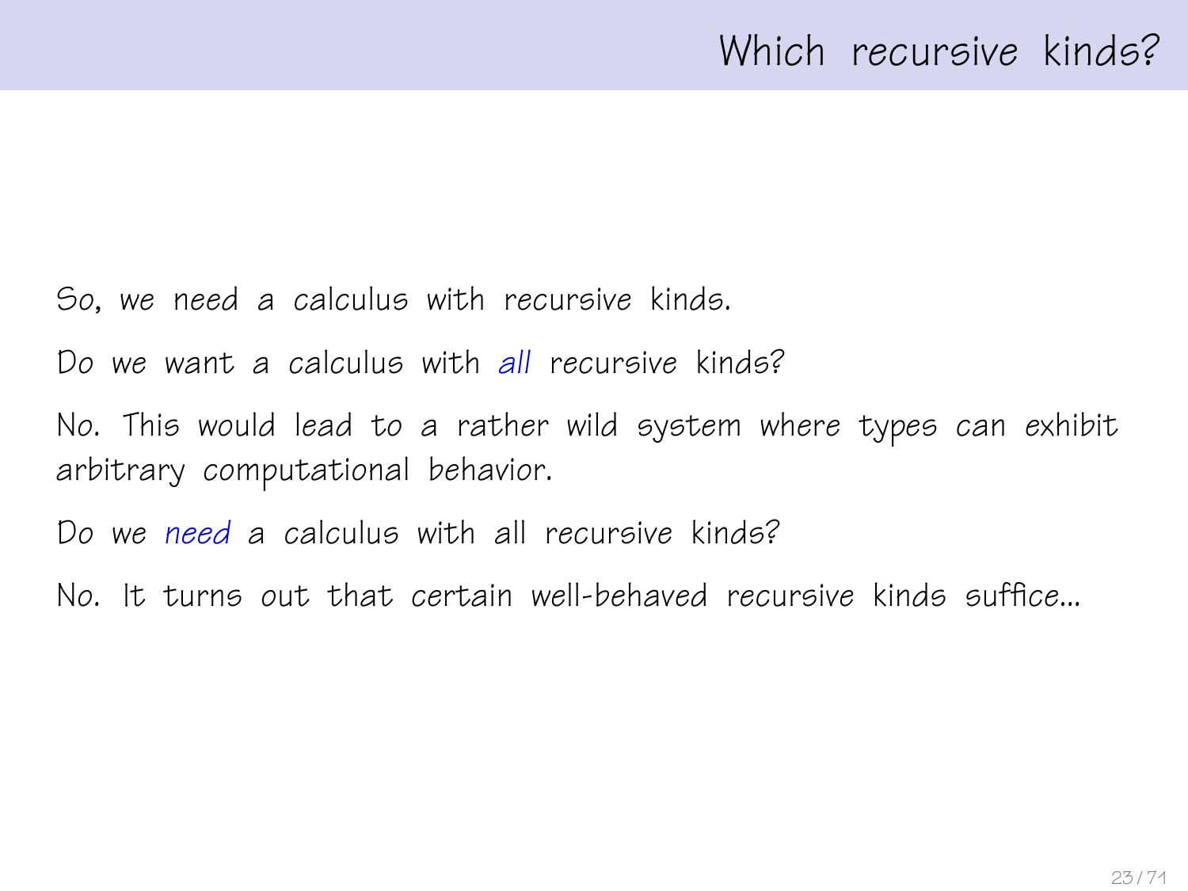# Which recursive kinds?

So, we need a calculus with recursive kinds.

Do we want a calculus with *all* recursive kinds?

No. This would lead to a rather wild system where types can exhibit arbitrary computational behavior.

Do we *need* a calculus with all recursive kinds?

No. It turns out that certain well-behaved recursive kinds suffice...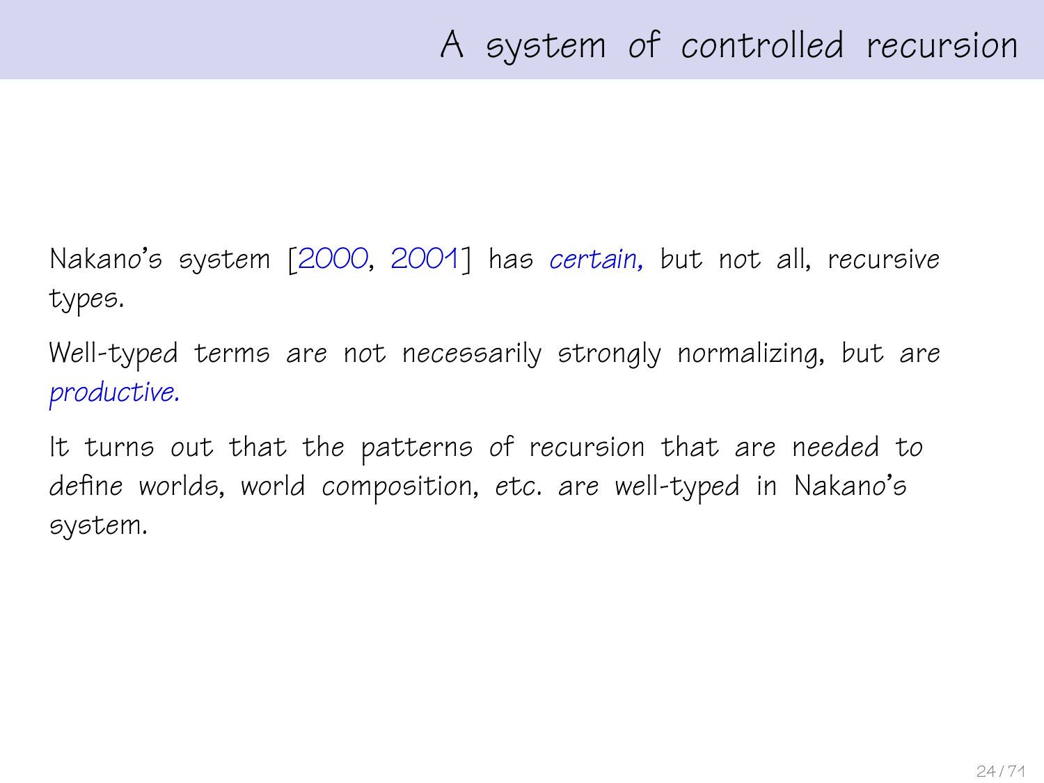# A system of controlled recursion

Nakano's system [2000, 2001] has *certain,* but not all, recursive types.

Well-typed terms are not necessarily strongly normalizing, but are *productive.*

It turns out that the patterns of recursion that are needed to define worlds, world composition, etc. are well-typed in Nakano's system.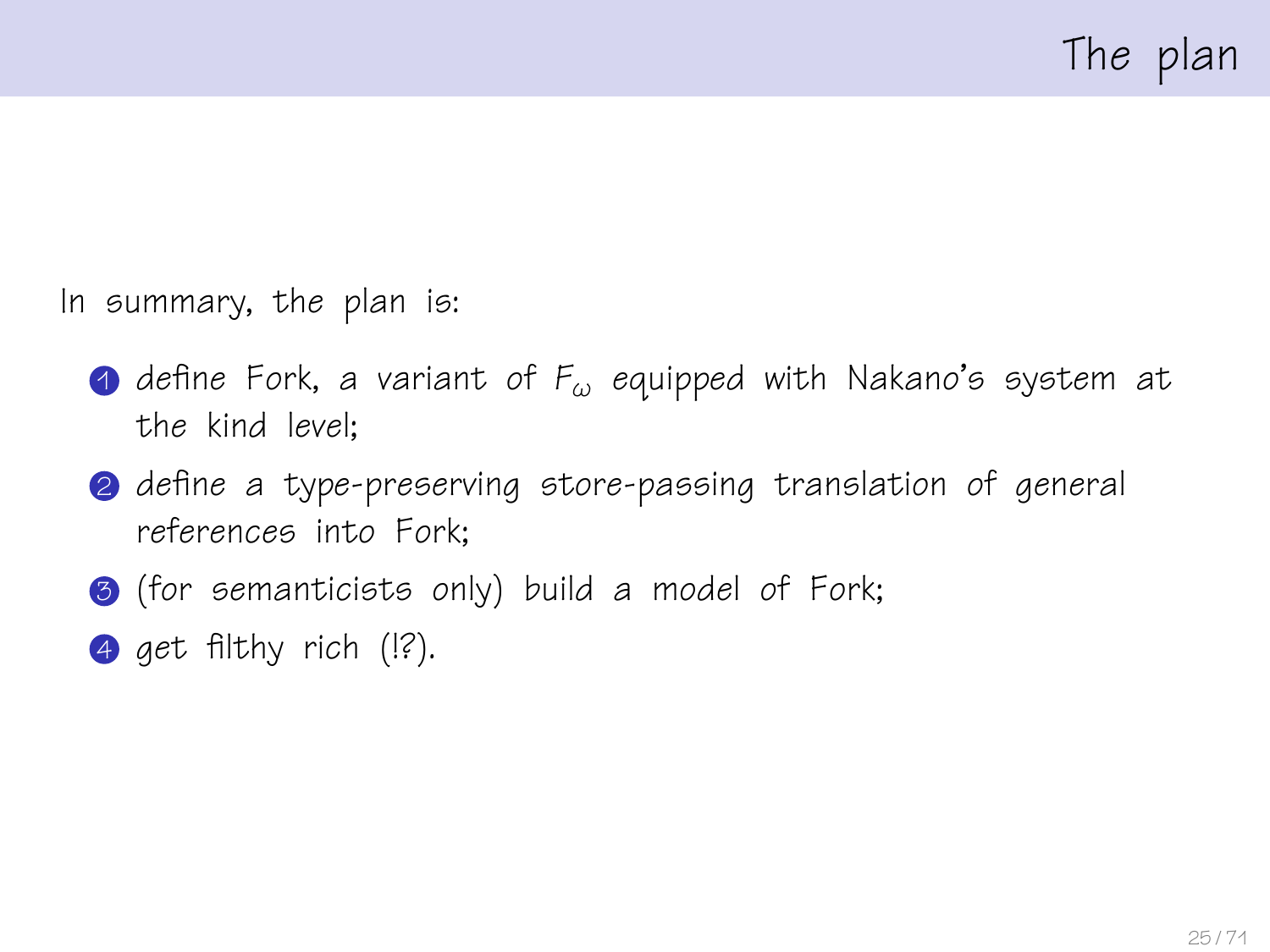# The plan

In summary, the plan is:

1. define Fork, a variant of $F_\omega$ equipped with Nakano's system at the kind level;
2. define a type-preserving store-passing translation of general references into Fork;
3. (for semanticists only) build a model of Fork;
4. get filthy rich (!?).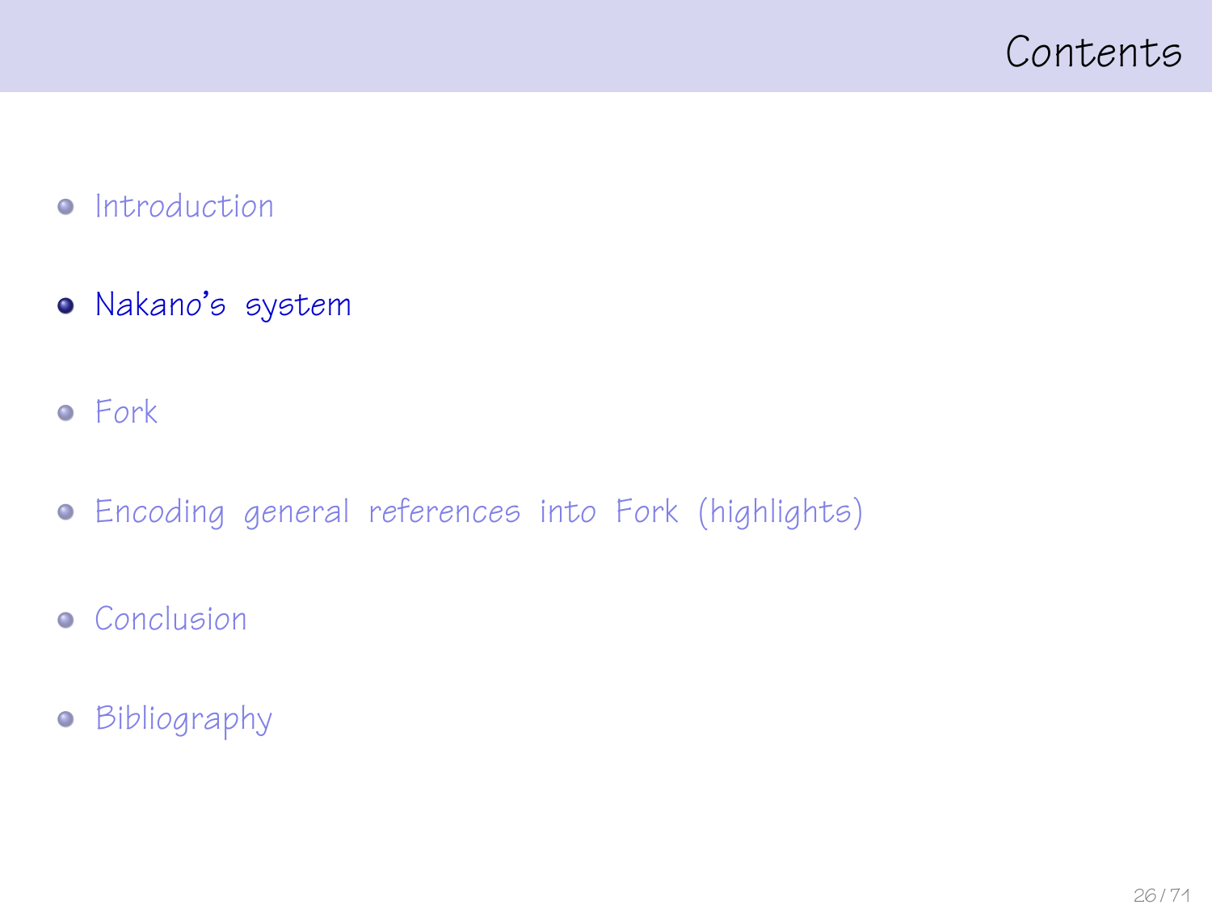# Contents

- Introduction
- **Nakano's system**
- Fork
- Encoding general references into Fork (highlights)
- Conclusion
- Bibliography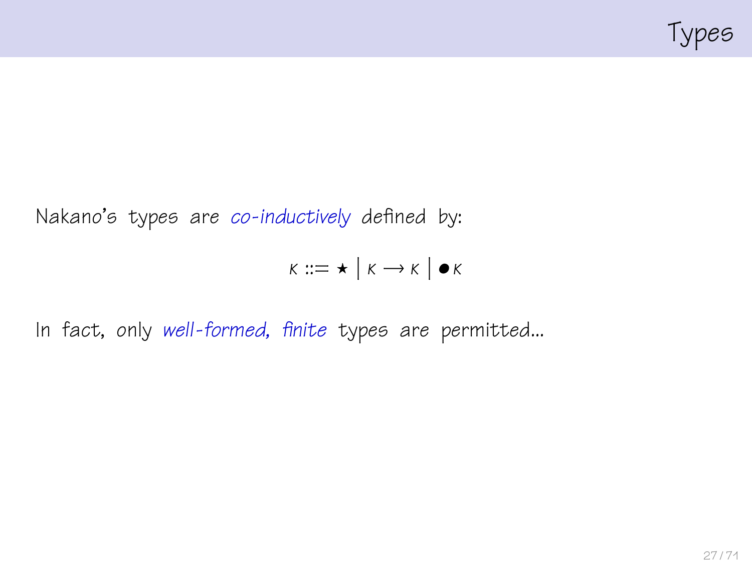# Types

Nakano's types are *co-inductively* defined by:

$$\kappa ::= \star \;\big|\; \kappa \longrightarrow \kappa \;\big|\; \bullet\kappa$$

In fact, only *well-formed, finite* types are permitted...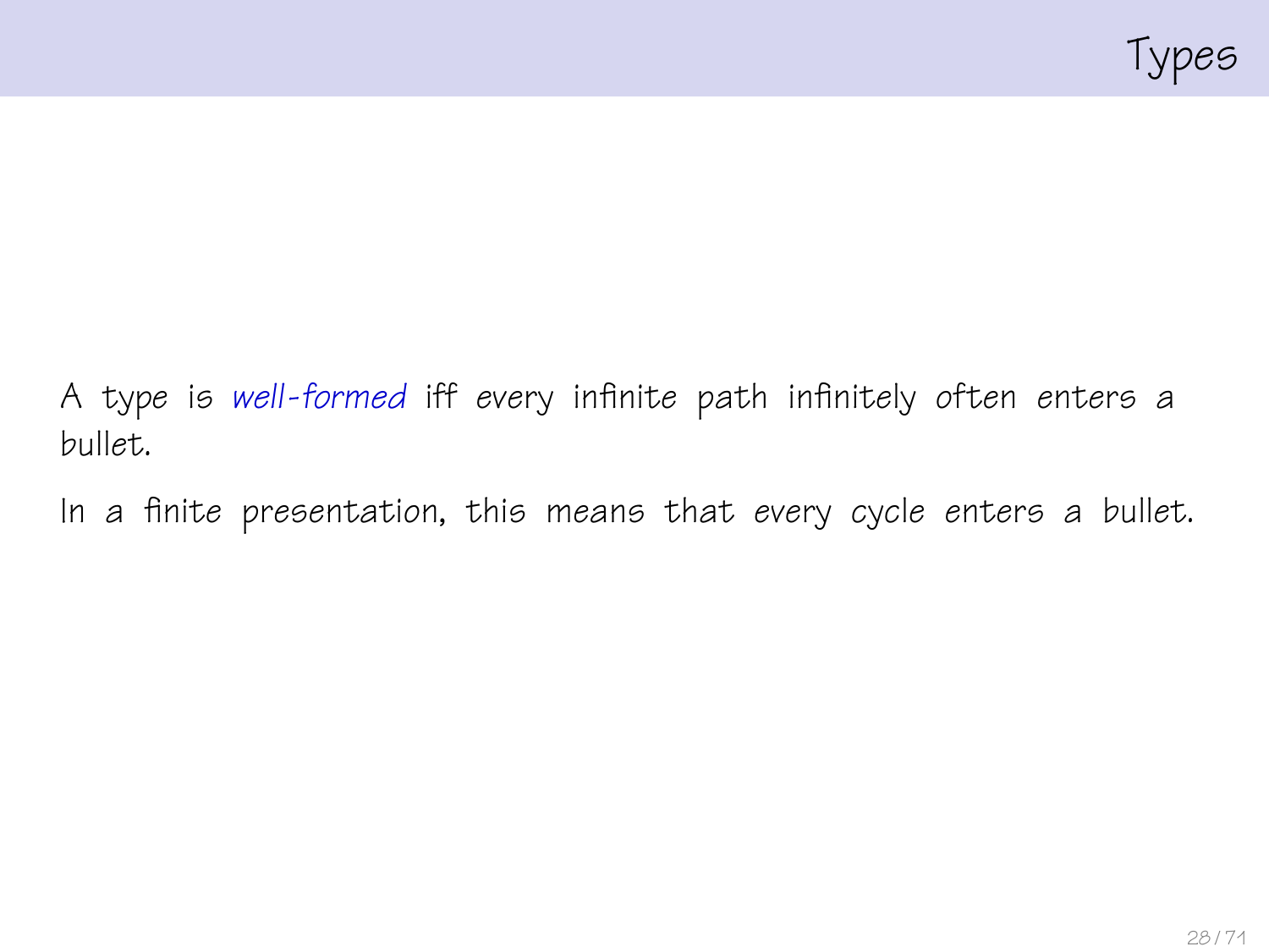# Types

A type is *well-formed* iff every infinite path infinitely often enters a bullet.

In a finite presentation, this means that every cycle enters a bullet.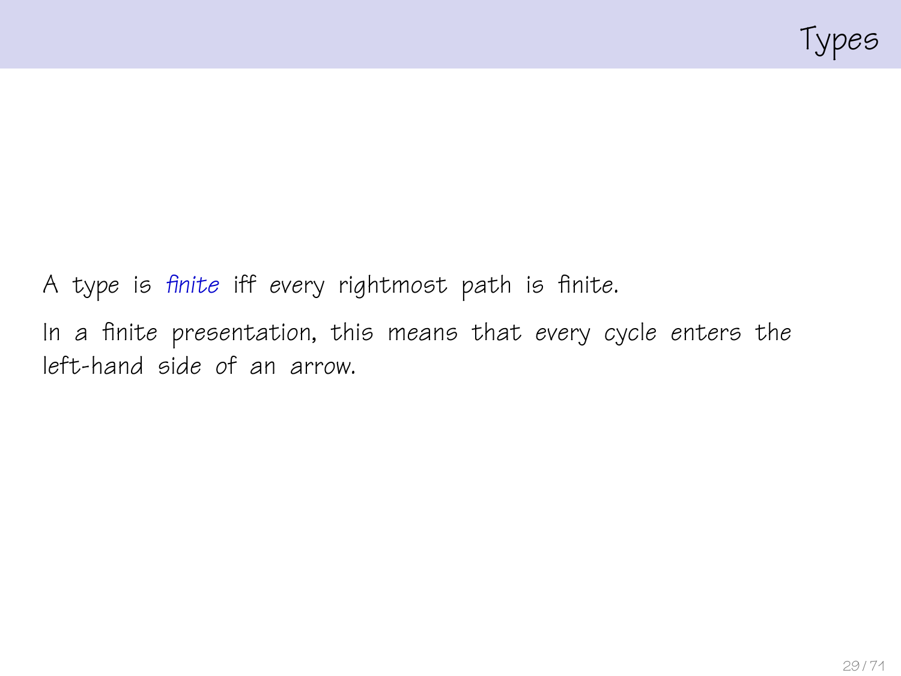# Types

A type is *finite* iff *every* rightmost path is finite.

In a finite presentation, this means that *every* cycle enters the left-hand side of an arrow.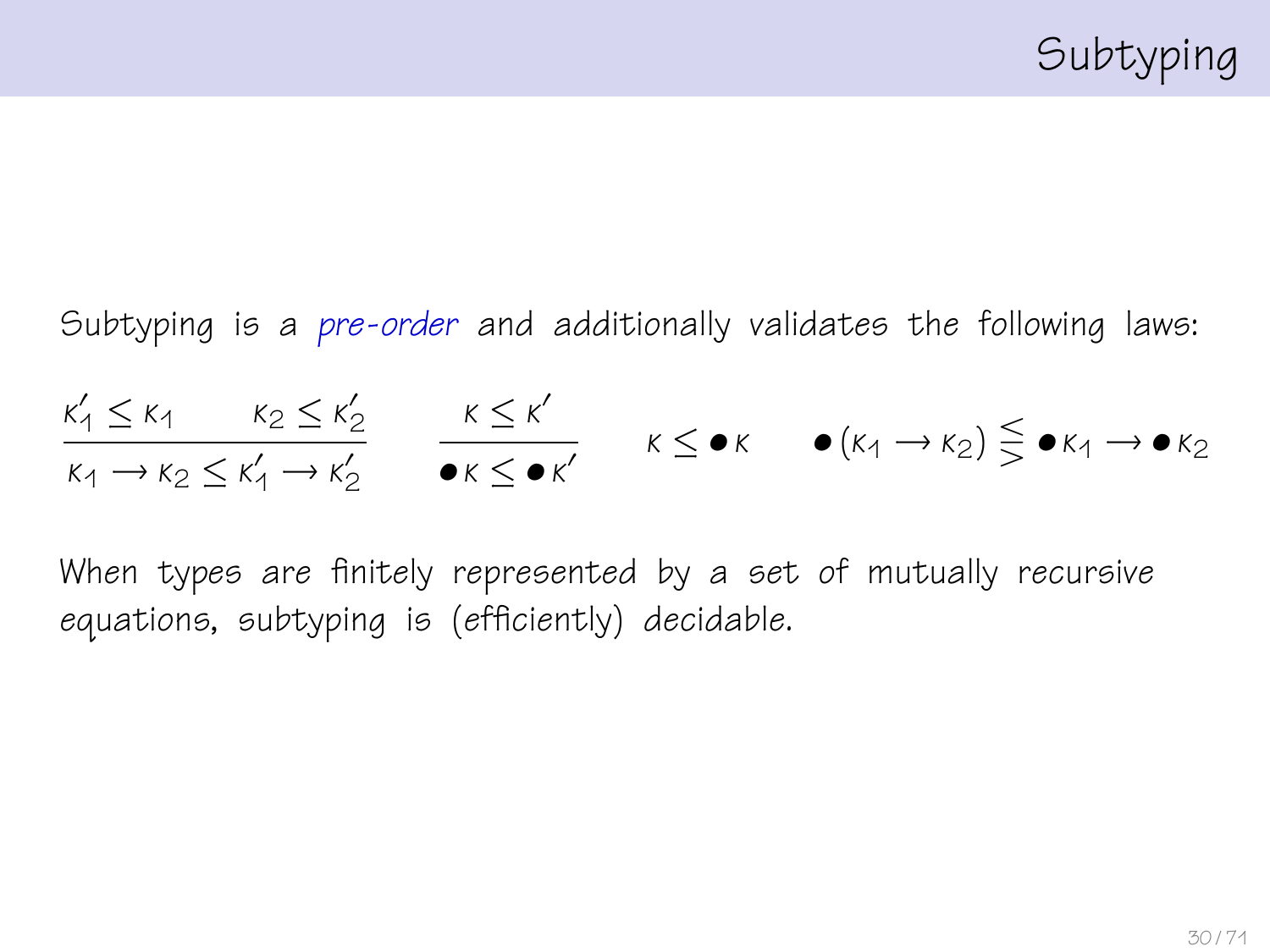# Subtyping

Subtyping is a *pre-order* and additionally validates the following laws:

$$\frac{\kappa_1' \leq \kappa_1 \qquad \kappa_2 \leq \kappa_2'}{\kappa_1 \rightarrow \kappa_2 \leq \kappa_1' \rightarrow \kappa_2'} \qquad \frac{\kappa \leq \kappa'}{\bullet \kappa \leq \bullet \kappa'} \qquad \kappa \leq \bullet \kappa \qquad \bullet(\kappa_1 \rightarrow \kappa_2) \lesseqgtr \bullet \kappa_1 \rightarrow \bullet \kappa_2$$

When types are finitely represented by a set of mutually recursive equations, subtyping is (efficiently) decidable.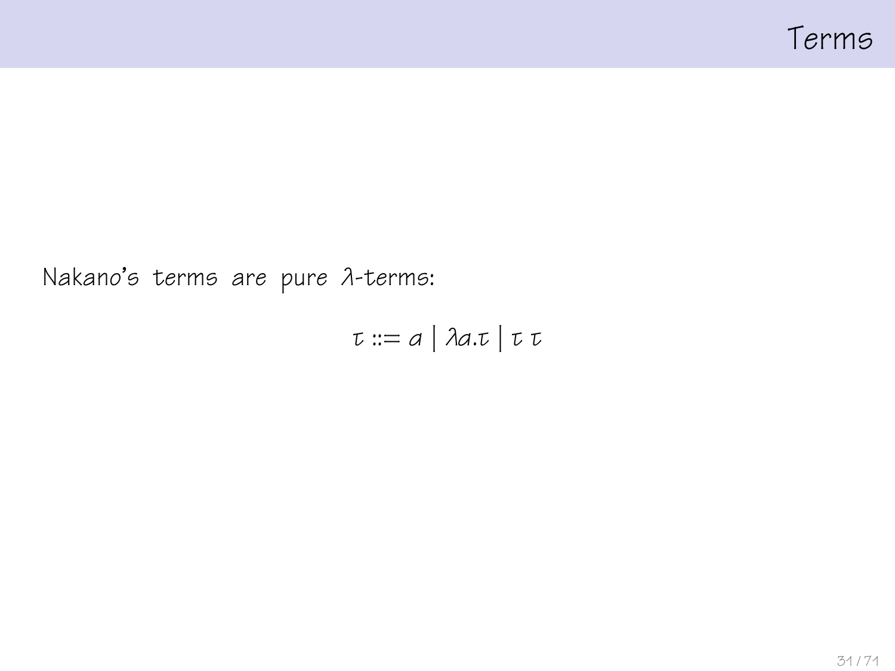# Terms

Nakano's terms are pure $\lambda$-terms:

$$\tau ::= a \mid \lambda a.\tau \mid \tau\ \tau$$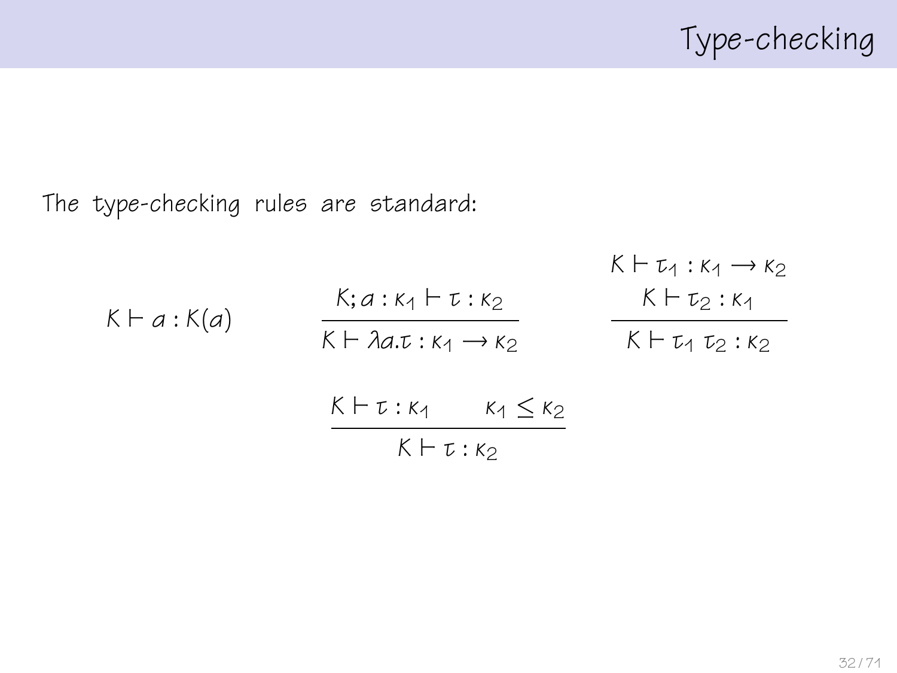# Type-checking

The type-checking rules are standard:

$$K \vdash a : K(a) \qquad \frac{K; a : \kappa_1 \vdash \tau : \kappa_2}{K \vdash \lambda a.\tau : \kappa_1 \rightarrow \kappa_2} \qquad \frac{\begin{array}{c} K \vdash \tau_1 : \kappa_1 \rightarrow \kappa_2 \\ K \vdash \tau_2 : \kappa_1 \end{array}}{K \vdash \tau_1\ \tau_2 : \kappa_2}$$

$$\frac{K \vdash \tau : \kappa_1 \qquad \kappa_1 \leq \kappa_2}{K \vdash \tau : \kappa_2}$$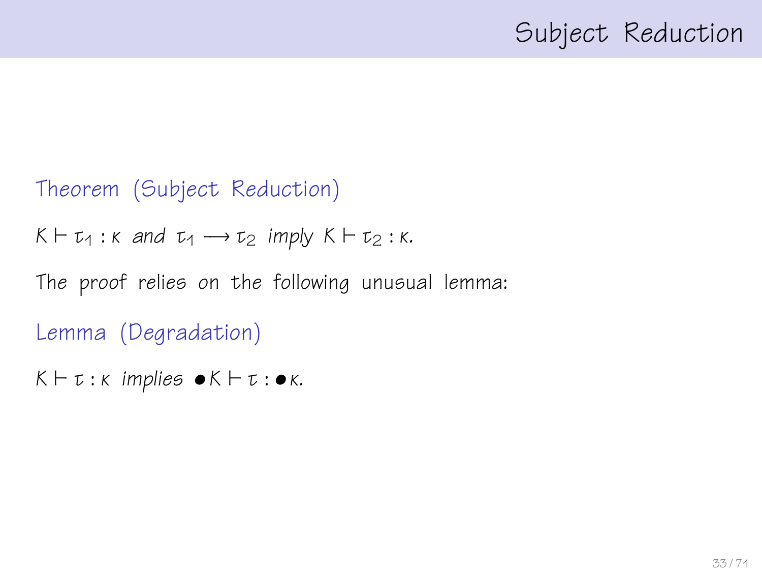# Subject Reduction

**Theorem (Subject Reduction)**

*$K \vdash \tau_1 : \kappa$ and $\tau_1 \longrightarrow \tau_2$ imply $K \vdash \tau_2 : \kappa$.*

The proof relies on the following unusual lemma:

**Lemma (Degradation)**

*$K \vdash \tau : \kappa$ implies $\bullet K \vdash \tau : \bullet \kappa$.*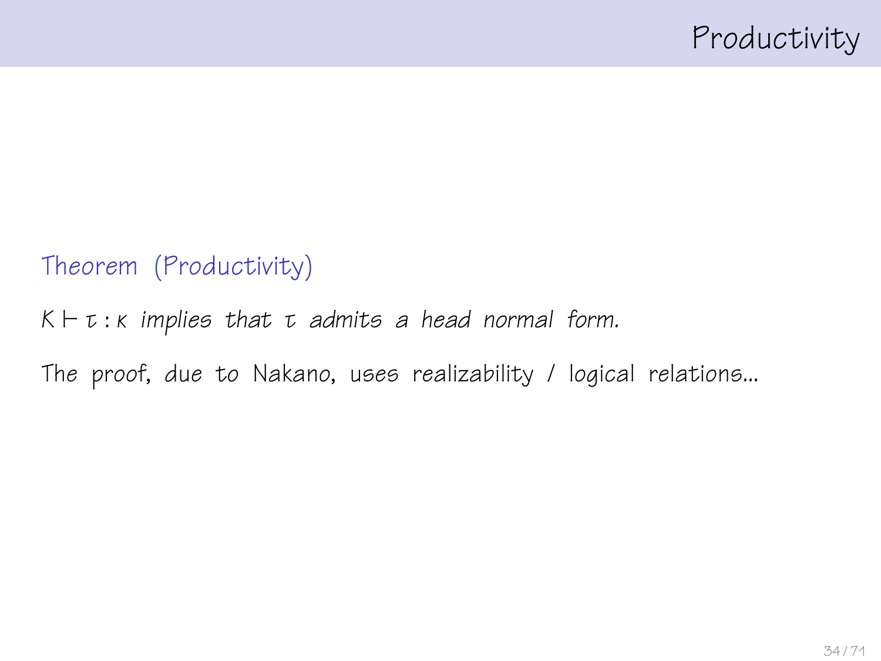# Productivity

**Theorem (Productivity)**

*$K \vdash \tau : \kappa$ implies that $\tau$ admits a head normal form.*

The proof, due to Nakano, uses realizability / logical relations...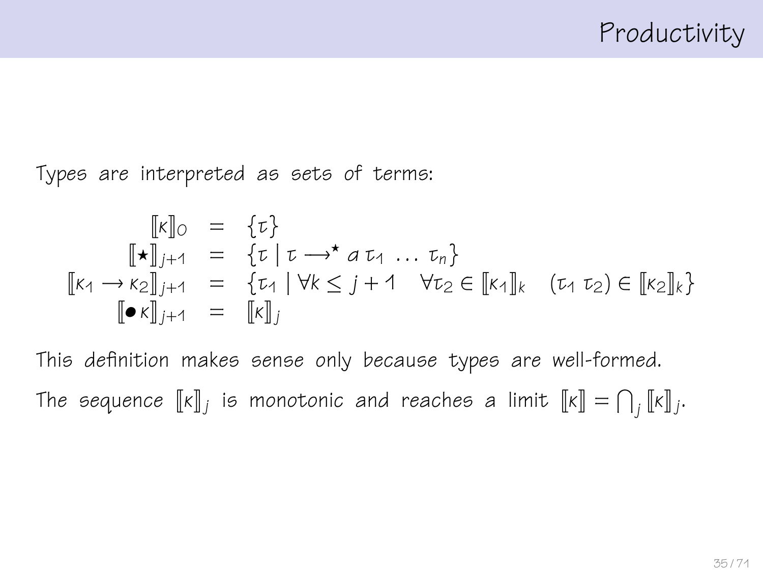# Productivity

Types are interpreted as sets of terms:

$$
\begin{array}{rcl}
[\![\kappa]\!]_0 & = & \{\tau\} \\
[\![\star]\!]_{j+1} & = & \{\tau \mid \tau \longrightarrow^\star a\, \tau_1 \, \ldots \, \tau_n\} \\
[\![\kappa_1 \to \kappa_2]\!]_{j+1} & = & \{\tau_1 \mid \forall k \leq j+1 \quad \forall \tau_2 \in [\![\kappa_1]\!]_k \quad (\tau_1\ \tau_2) \in [\![\kappa_2]\!]_k\} \\
[\![\bullet\, \kappa]\!]_{j+1} & = & [\![\kappa]\!]_j
\end{array}
$$

This definition makes sense only because types are well-formed.

The sequence $[\![\kappa]\!]_j$ is monotonic and reaches a limit $[\![\kappa]\!] = \bigcap_j [\![\kappa]\!]_j$.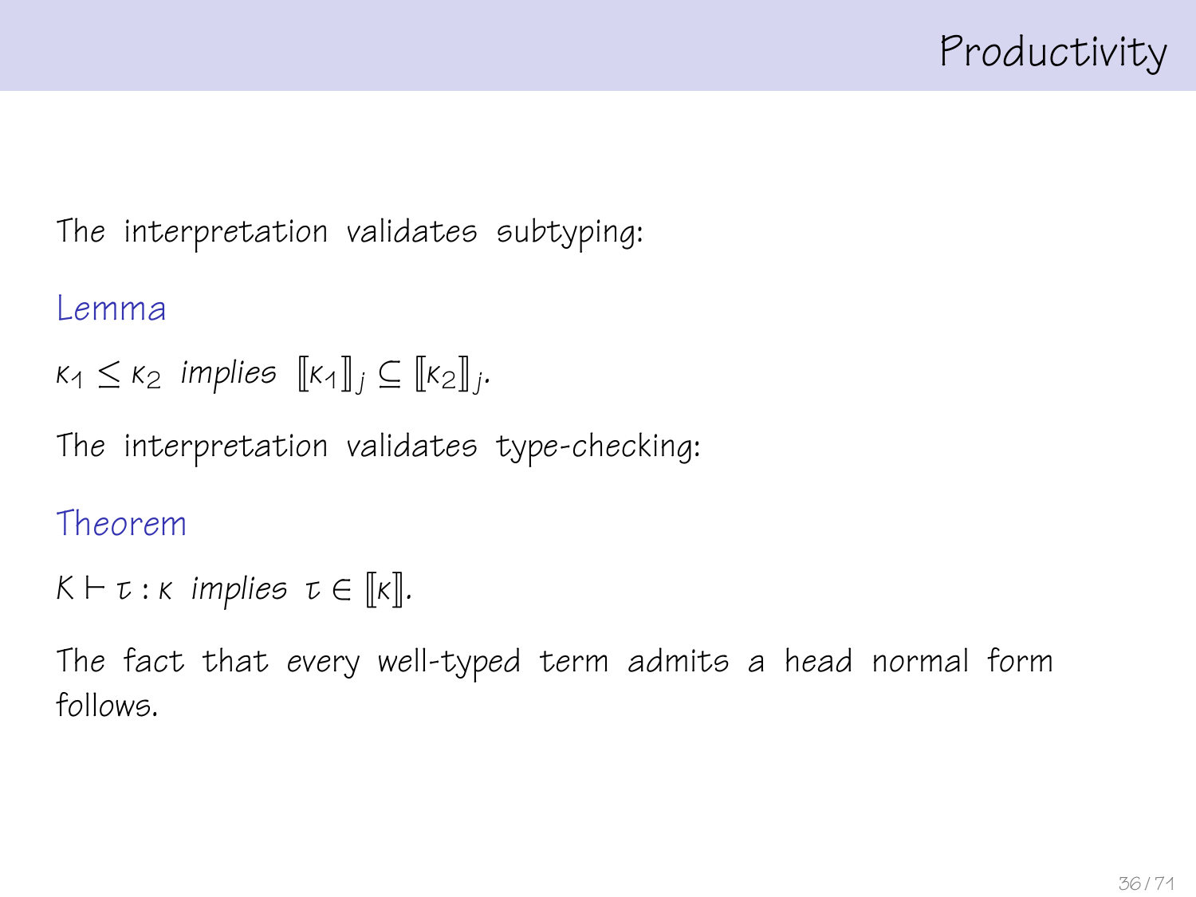# Productivity

The interpretation validates subtyping:

**Lemma**

$\kappa_1 \leq \kappa_2$ *implies* $[\![\kappa_1]\!]_j \subseteq [\![\kappa_2]\!]_j$.

The interpretation validates type-checking:

**Theorem**

$K \vdash \tau : \kappa$ *implies* $\tau \in [\![\kappa]\!]$.

The fact that every well-typed term admits a head normal form follows.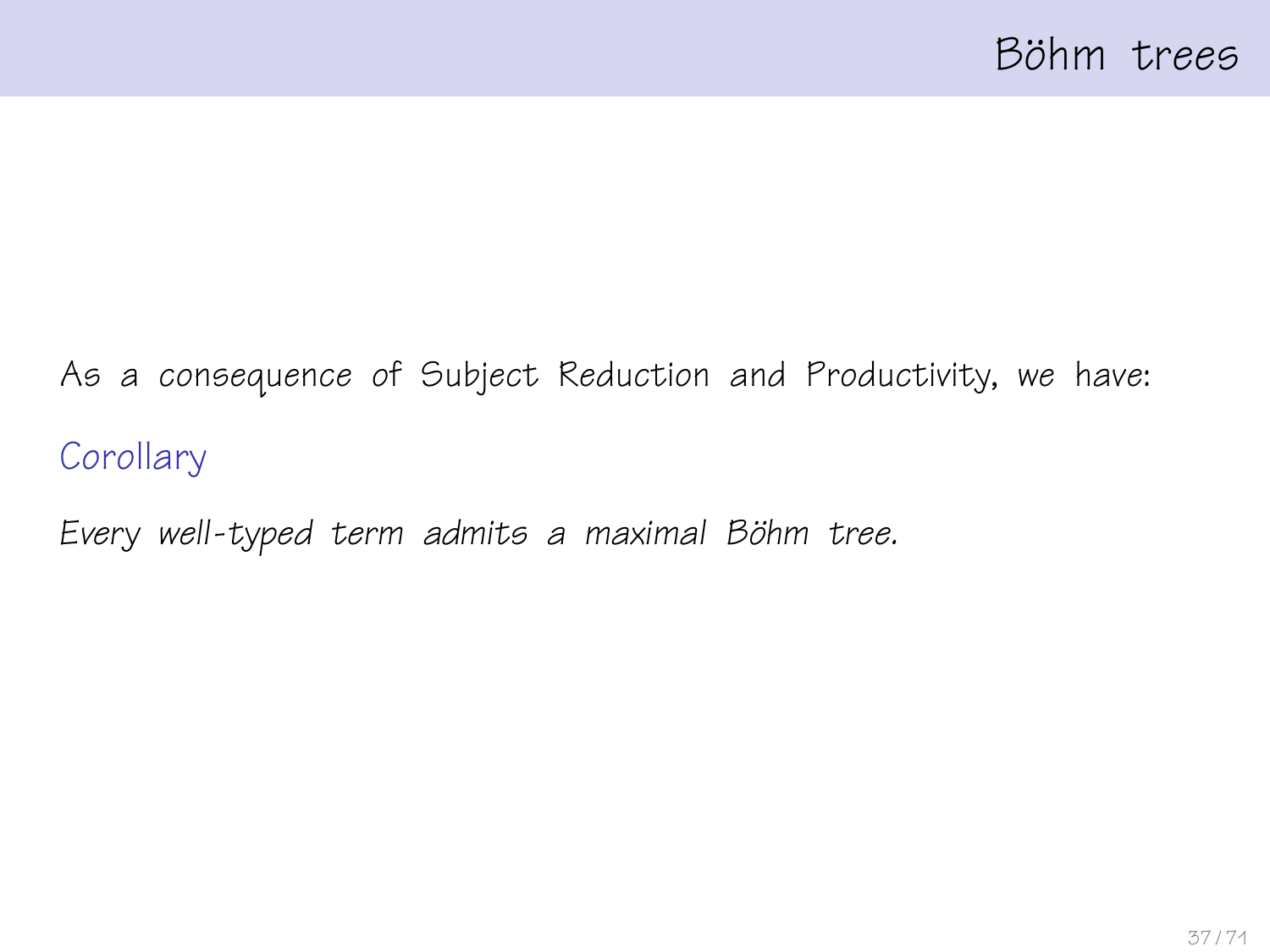# Böhm trees

As a consequence of Subject Reduction and Productivity, we have:

**Corollary**

*Every well-typed term admits a maximal Böhm tree.*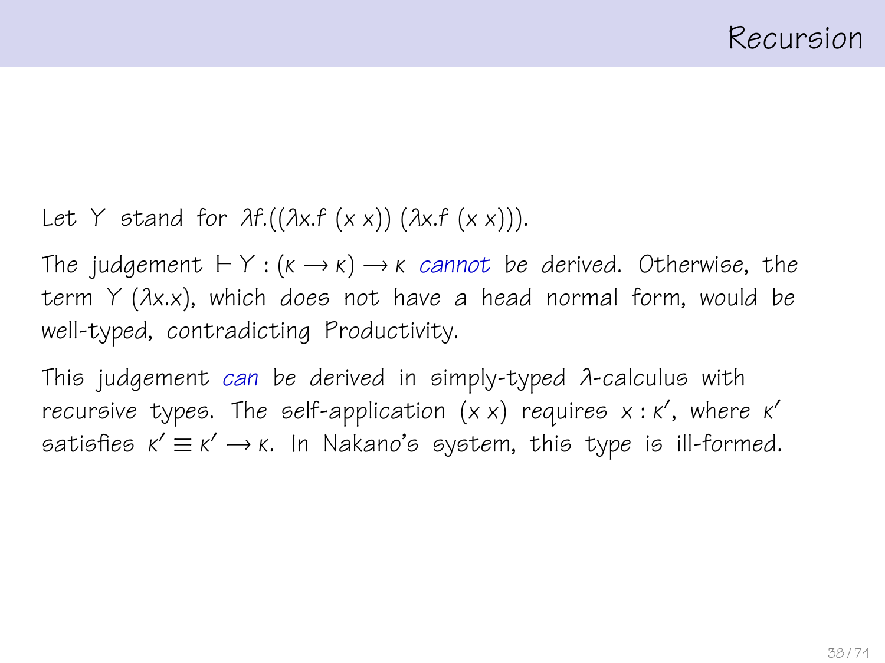# Recursion

Let $Y$ stand for $\lambda f.((\lambda x.f\ (x\ x))\ (\lambda x.f\ (x\ x)))$.

The judgement $\vdash Y : (\kappa \longrightarrow \kappa) \longrightarrow \kappa$ *cannot* be derived. Otherwise, the term $Y\ (\lambda x.x)$, which does not have a head normal form, would be well-typed, contradicting Productivity.

This judgement *can* be derived in simply-typed $\lambda$-calculus with recursive types. The self-application $(x\ x)$ requires $x : \kappa'$, where $\kappa'$ satisfies $\kappa' \equiv \kappa' \longrightarrow \kappa$. In Nakano's system, this type is ill-formed.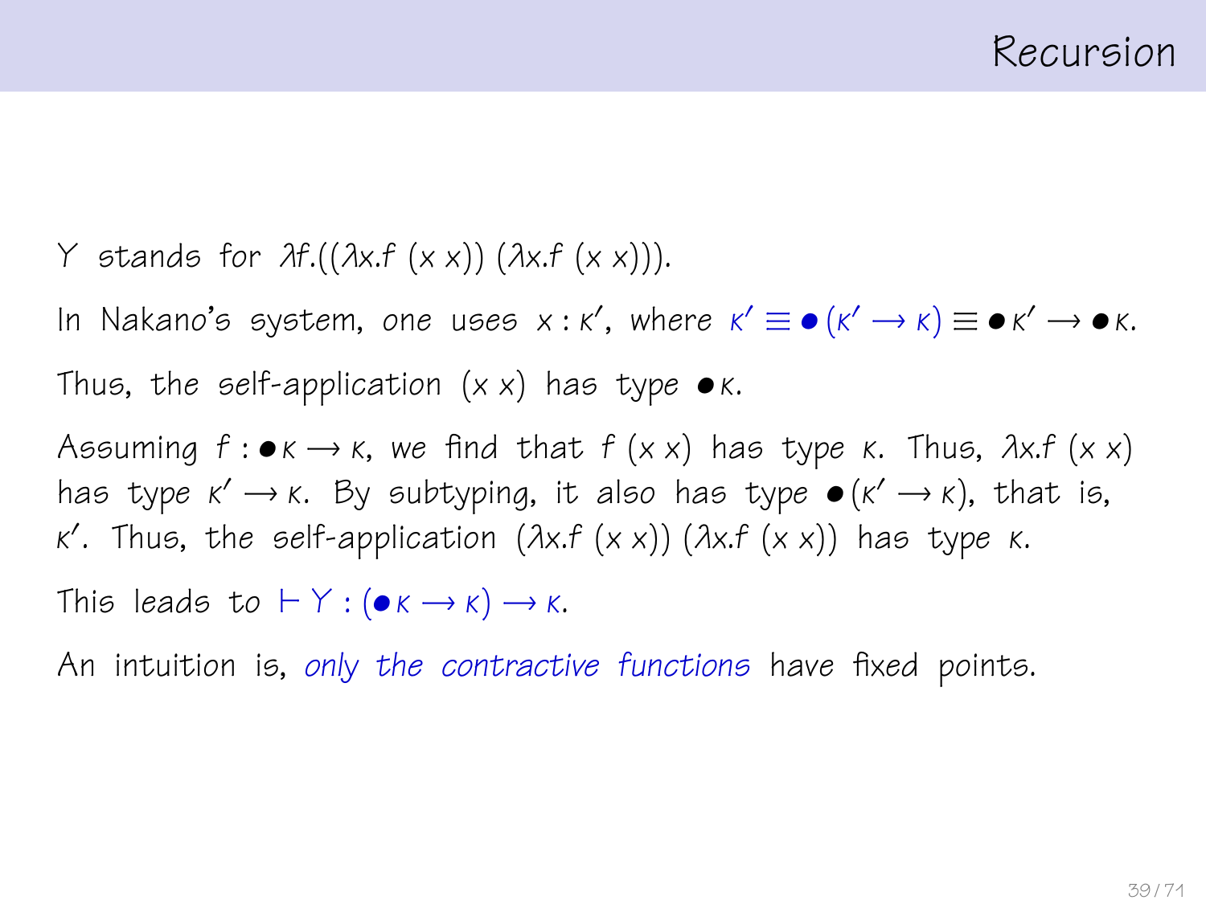# Recursion

$Y$ stands for $\lambda f.((\lambda x.f\ (x\ x))\ (\lambda x.f\ (x\ x)))$.

In Nakano's system, one uses $x : \kappa'$, where $\kappa' \equiv \bullet\,(\kappa' \longrightarrow \kappa) \equiv \bullet\,\kappa' \longrightarrow \bullet\,\kappa$.

Thus, the self-application $(x\ x)$ has type $\bullet\,\kappa$.

Assuming $f : \bullet\,\kappa \longrightarrow \kappa$, we find that $f\ (x\ x)$ has type $\kappa$. Thus, $\lambda x.f\ (x\ x)$ has type $\kappa' \longrightarrow \kappa$. By subtyping, it also has type $\bullet\,(\kappa' \longrightarrow \kappa)$, that is, $\kappa'$. Thus, the self-application $(\lambda x.f\ (x\ x))\ (\lambda x.f\ (x\ x))$ has type $\kappa$.

This leads to $\vdash Y : (\bullet\,\kappa \longrightarrow \kappa) \longrightarrow \kappa$.

An intuition is, *only the contractive functions* have fixed points.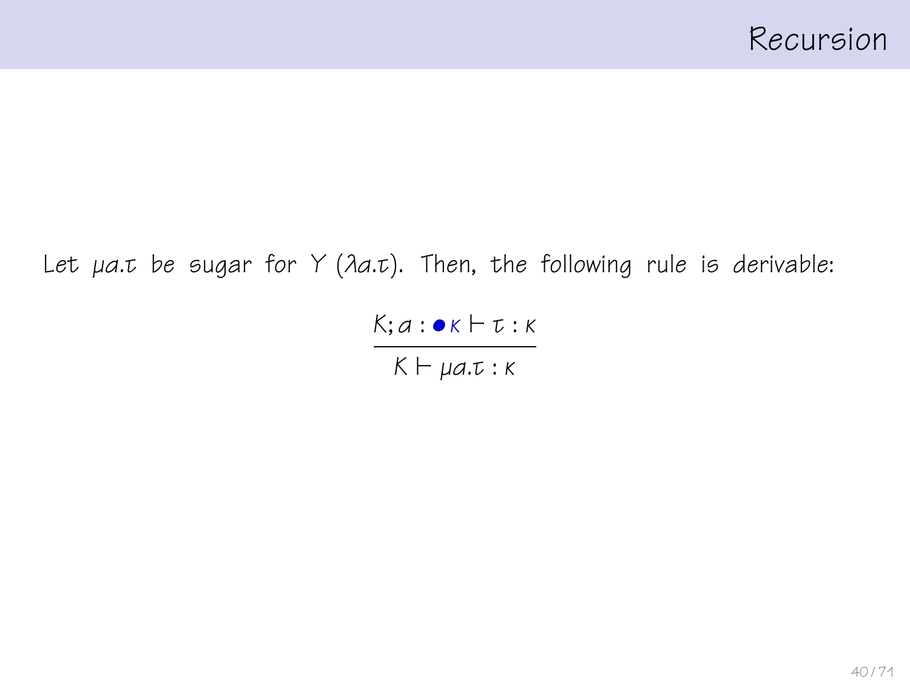# Recursion

Let $\mu a.\tau$ be sugar for $Y\ (\lambda a.\tau)$. Then, the following rule is derivable:

$$\frac{K; a : \bullet\kappa \vdash \tau : \kappa}{K \vdash \mu a.\tau : \kappa}$$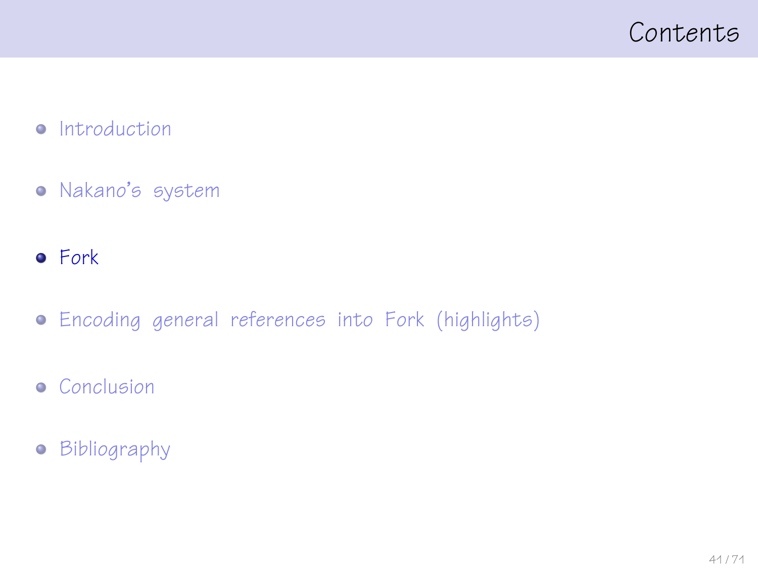# Contents

- Introduction
- Nakano's system
- **Fork**
- Encoding general references into Fork (highlights)
- Conclusion
- Bibliography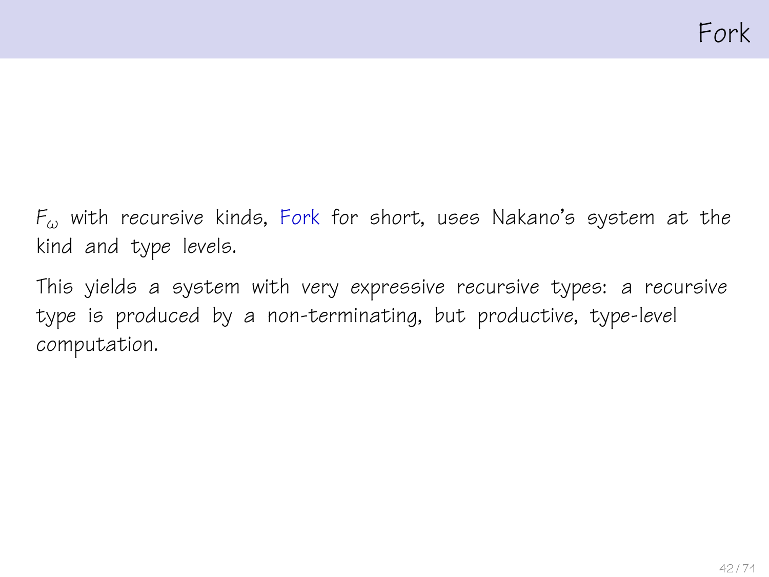# Fork

$F_\omega$ with recursive kinds, Fork for short, uses Nakano's system at the kind and type levels.

This yields a system with very expressive recursive types: a recursive type is produced by a non-terminating, but productive, type-level computation.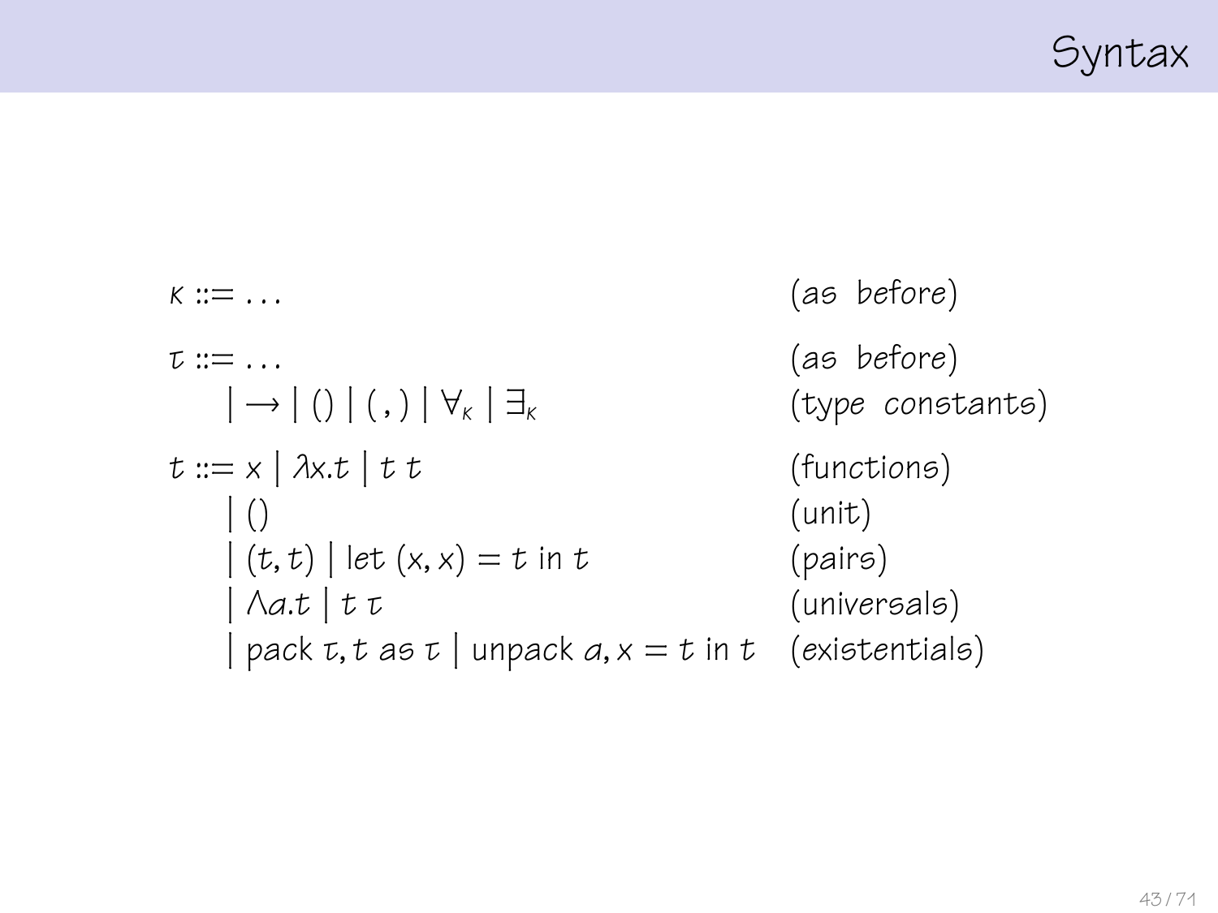# Syntax

$$
\begin{array}{lll}
\kappa ::= \ldots & & \text{(as before)} \\
\tau ::= \ldots & & \text{(as before)} \\
\quad \mid \rightarrow \mid () \mid (\,,\,) \mid \forall_\kappa \mid \exists_\kappa & & \text{(type constants)} \\
t ::= x \mid \lambda x.t \mid t\ t & & \text{(functions)} \\
\quad \mid () & & \text{(unit)} \\
\quad \mid (t, t) \mid \mathsf{let}\ (x, x) = t\ \mathsf{in}\ t & & \text{(pairs)} \\
\quad \mid \Lambda a.t \mid t\ \tau & & \text{(universals)} \\
\quad \mid \mathsf{pack}\ \tau, t\ \mathsf{as}\ \tau \mid \mathsf{unpack}\ a, x = t\ \mathsf{in}\ t & & \text{(existentials)}
\end{array}
$$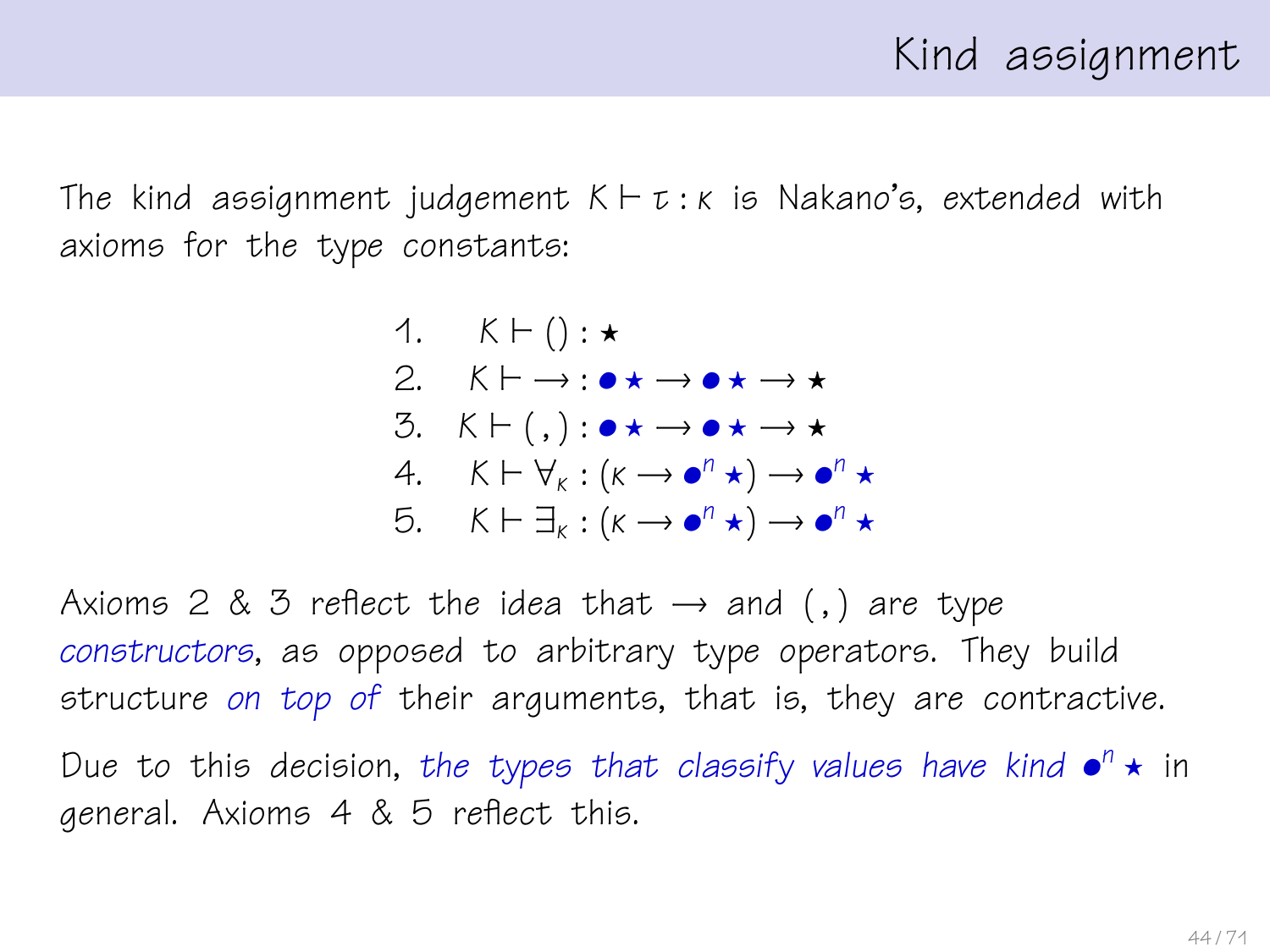# Kind assignment

The kind assignment judgement $K \vdash \tau : \kappa$ is Nakano's, *extended* with axioms for the type constants:

$$
\begin{array}{ll}
1. & K \vdash () : \star \\
2. & K \vdash \rightarrow : \bullet\star \rightarrow \bullet\star \rightarrow \star \\
3. & K \vdash (\,,\,) : \bullet\star \rightarrow \bullet\star \rightarrow \star \\
4. & K \vdash \forall_\kappa : (\kappa \rightarrow \bullet^n\star) \rightarrow \bullet^n\star \\
5. & K \vdash \exists_\kappa : (\kappa \rightarrow \bullet^n\star) \rightarrow \bullet^n\star
\end{array}
$$

Axioms 2 & 3 reflect the idea that $\rightarrow$ and $(\,,\,)$ are type *constructors*, as opposed to arbitrary type operators. They build structure *on top of* their arguments, that is, they are contractive.

Due to this decision, *the types that classify values have kind* $\bullet^n\star$ in general. Axioms 4 & 5 reflect this.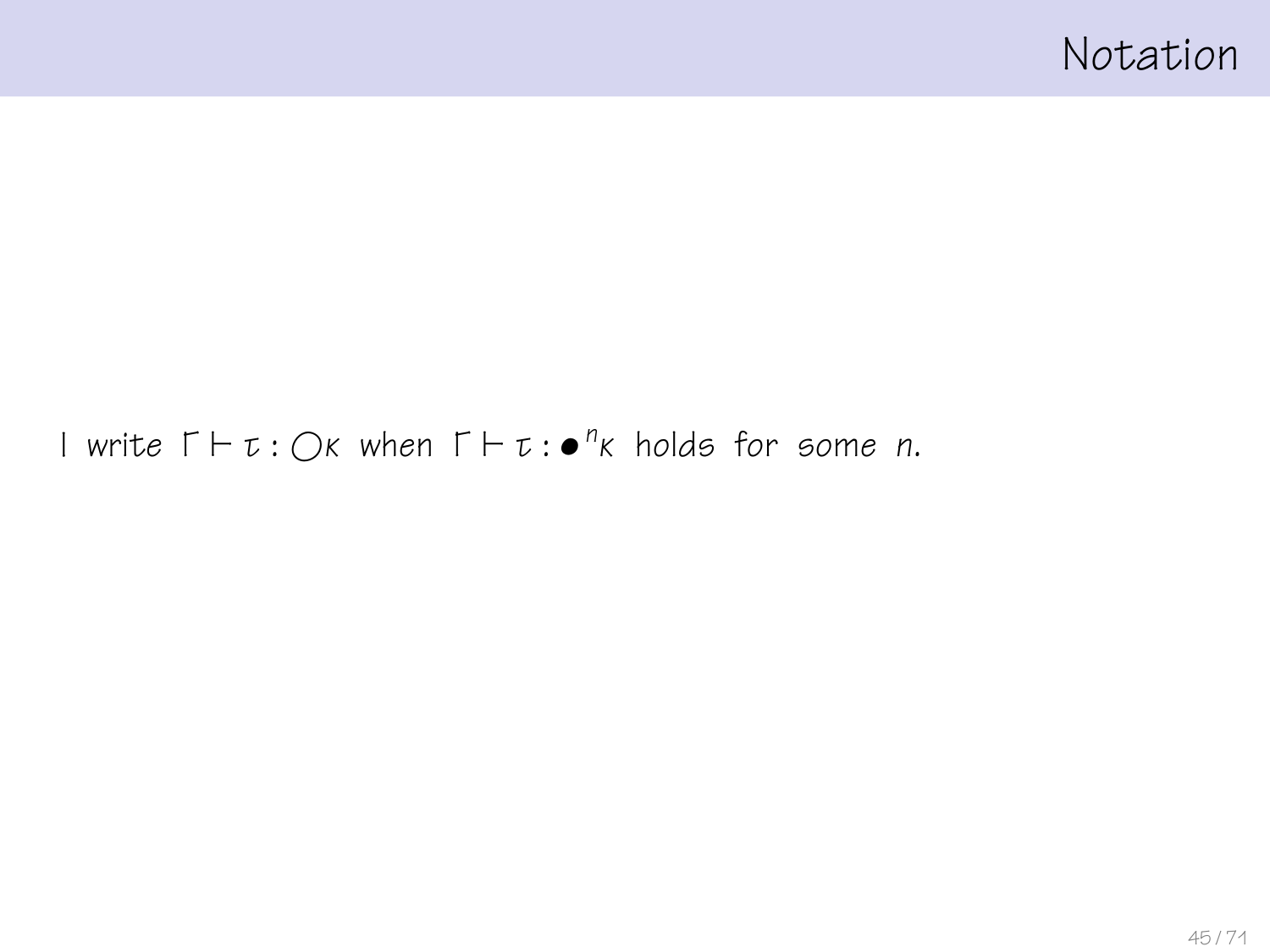# Notation

I write $\Gamma \vdash \tau : \bigcirc\kappa$ when $\Gamma \vdash \tau : \bullet^n\kappa$ holds for some $n$.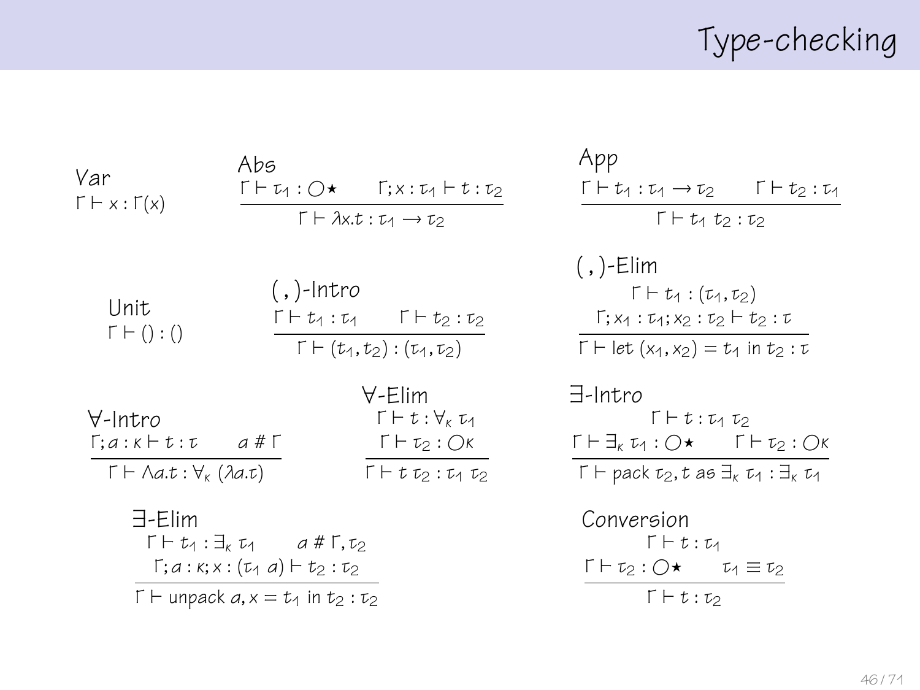# Type-checking

**Var**

$$\Gamma \vdash x : \Gamma(x)$$

**Abs**

$$\frac{\Gamma \vdash \tau_1 : \bigcirc\star \qquad \Gamma; x : \tau_1 \vdash t : \tau_2}{\Gamma \vdash \lambda x.t : \tau_1 \rightarrow \tau_2}$$

**App**

$$\frac{\Gamma \vdash t_1 : \tau_1 \rightarrow \tau_2 \qquad \Gamma \vdash t_2 : \tau_1}{\Gamma \vdash t_1\ t_2 : \tau_2}$$

**Unit**

$$\Gamma \vdash () : ()$$

**( , )-Intro**

$$\frac{\Gamma \vdash t_1 : \tau_1 \qquad \Gamma \vdash t_2 : \tau_2}{\Gamma \vdash (t_1, t_2) : (\tau_1, \tau_2)}$$

**( , )-Elim**

$$\frac{\Gamma \vdash t_1 : (\tau_1, \tau_2) \qquad \Gamma; x_1 : \tau_1; x_2 : \tau_2 \vdash t_2 : \tau}{\Gamma \vdash \text{let } (x_1, x_2) = t_1 \text{ in } t_2 : \tau}$$

**∀-Intro**

$$\frac{\Gamma; a : \kappa \vdash t : \tau \qquad a \# \Gamma}{\Gamma \vdash \Lambda a.t : \forall_\kappa\ (\lambda a.\tau)}$$

**∀-Elim**

$$\frac{\Gamma \vdash t : \forall_\kappa\ \tau_1 \qquad \Gamma \vdash \tau_2 : \bigcirc\kappa}{\Gamma \vdash t\ \tau_2 : \tau_1\ \tau_2}$$

**∃-Intro**

$$\frac{\Gamma \vdash t : \tau_1\ \tau_2 \qquad \Gamma \vdash \exists_\kappa\ \tau_1 : \bigcirc\star \qquad \Gamma \vdash \tau_2 : \bigcirc\kappa}{\Gamma \vdash \text{pack } \tau_2, t \text{ as } \exists_\kappa\ \tau_1 : \exists_\kappa\ \tau_1}$$

**∃-Elim**

$$\frac{\Gamma \vdash t_1 : \exists_\kappa\ \tau_1 \qquad a \# \Gamma, \tau_2 \qquad \Gamma; a : \kappa; x : (\tau_1\ a) \vdash t_2 : \tau_2}{\Gamma \vdash \text{unpack } a, x = t_1 \text{ in } t_2 : \tau_2}$$

**Conversion**

$$\frac{\Gamma \vdash t : \tau_1 \qquad \Gamma \vdash \tau_2 : \bigcirc\star \qquad \tau_1 \equiv \tau_2}{\Gamma \vdash t : \tau_2}$$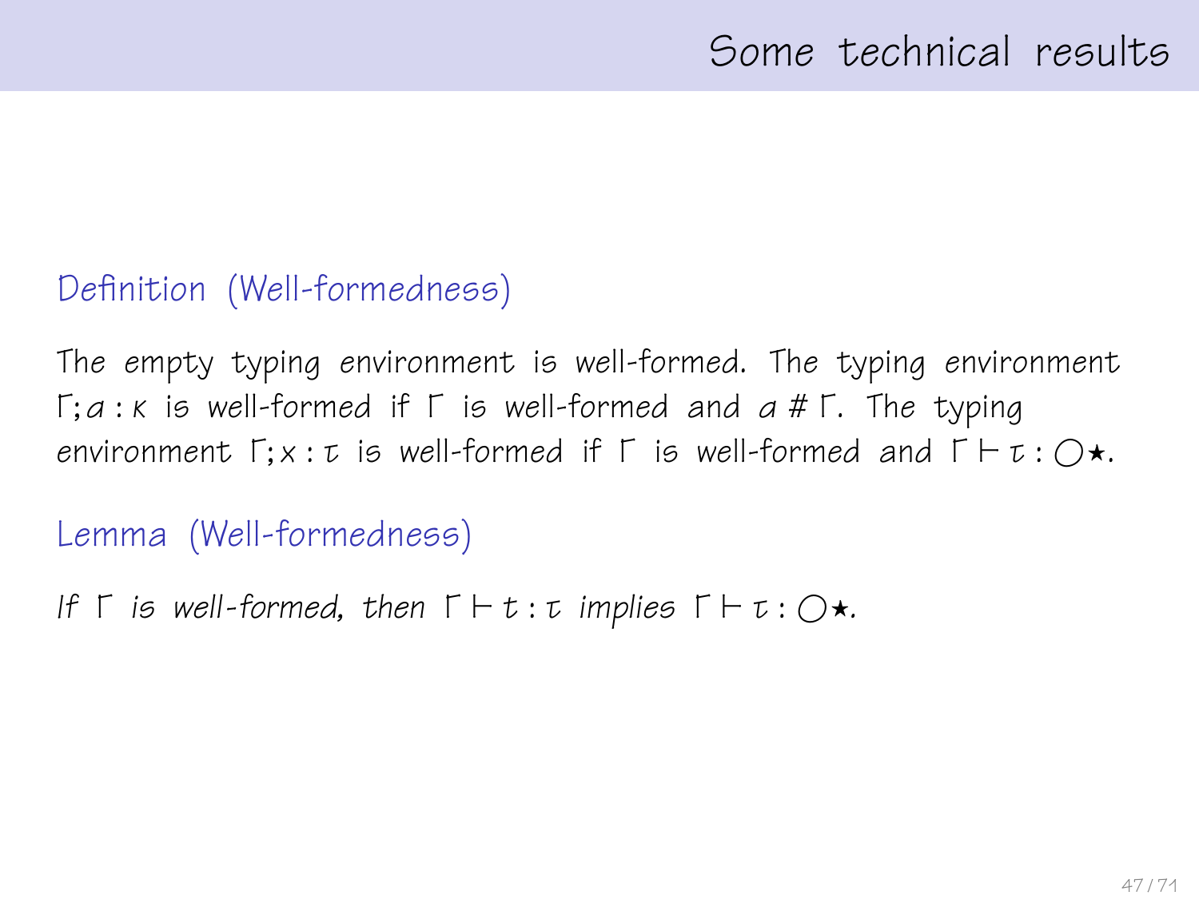## Some technical results

**Definition (Well-formedness)**

The empty typing environment is well-formed. The typing environment $\Gamma; a : \kappa$ is well-formed if $\Gamma$ is well-formed and $a \# \Gamma$. The typing environment $\Gamma; x : \tau$ is well-formed if $\Gamma$ is well-formed and $\Gamma \vdash \tau : \bigcirc\star$.

**Lemma (Well-formedness)**

*If $\Gamma$ is well-formed, then $\Gamma \vdash t : \tau$ implies $\Gamma \vdash \tau : \bigcirc\star$.*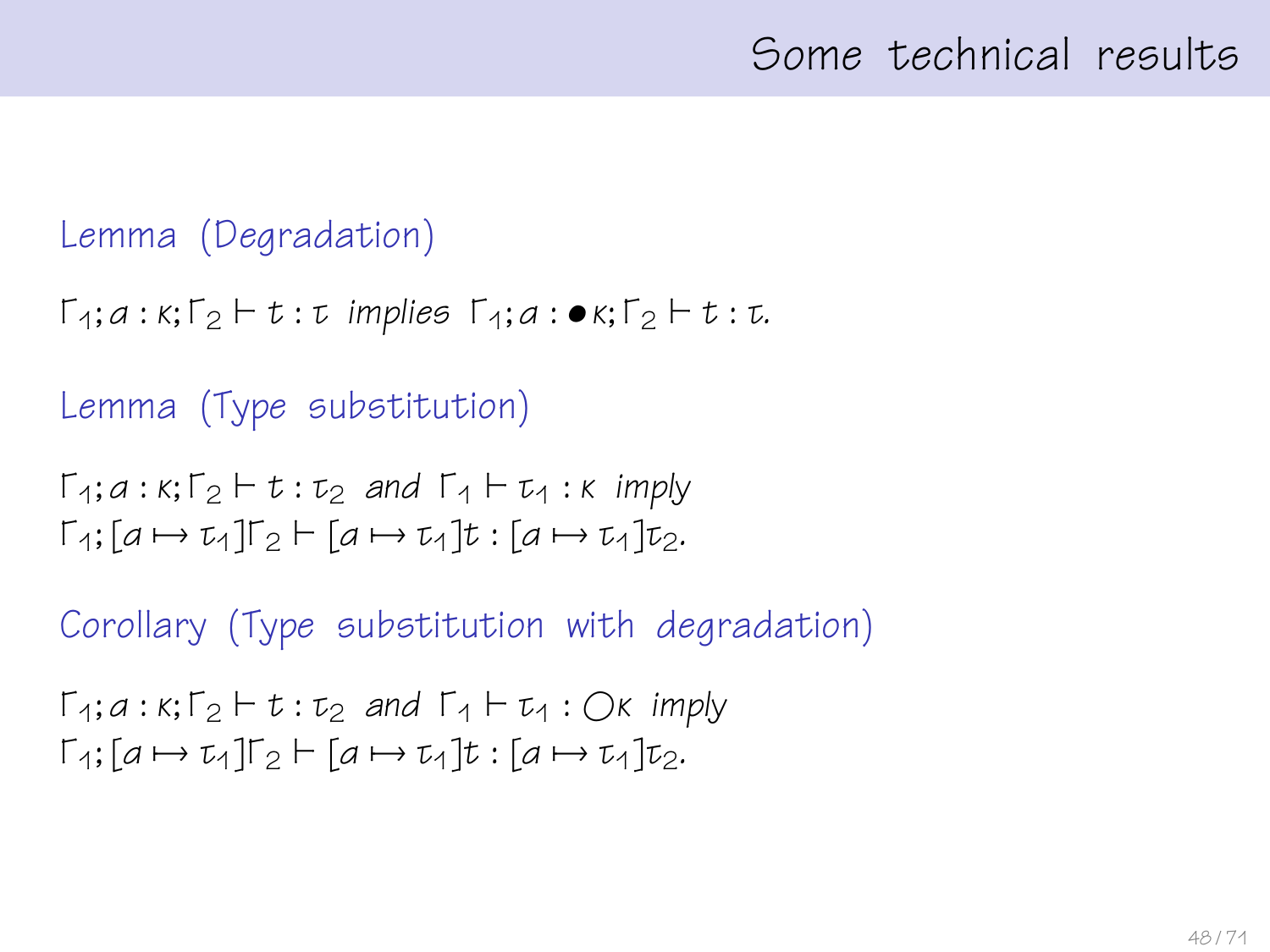# Some technical results

**Lemma (Degradation)**

$\Gamma_1; a : \kappa; \Gamma_2 \vdash t : \tau$ *implies* $\Gamma_1; a : \bullet\kappa; \Gamma_2 \vdash t : \tau$.

**Lemma (Type substitution)**

$\Gamma_1; a : \kappa; \Gamma_2 \vdash t : \tau_2$ *and* $\Gamma_1 \vdash \tau_1 : \kappa$ *imply*
$\Gamma_1; [a \mapsto \tau_1]\Gamma_2 \vdash [a \mapsto \tau_1]t : [a \mapsto \tau_1]\tau_2$.

**Corollary (Type substitution with degradation)**

$\Gamma_1; a : \kappa; \Gamma_2 \vdash t : \tau_2$ *and* $\Gamma_1 \vdash \tau_1 : \bigcirc\kappa$ *imply*
$\Gamma_1; [a \mapsto \tau_1]\Gamma_2 \vdash [a \mapsto \tau_1]t : [a \mapsto \tau_1]\tau_2$.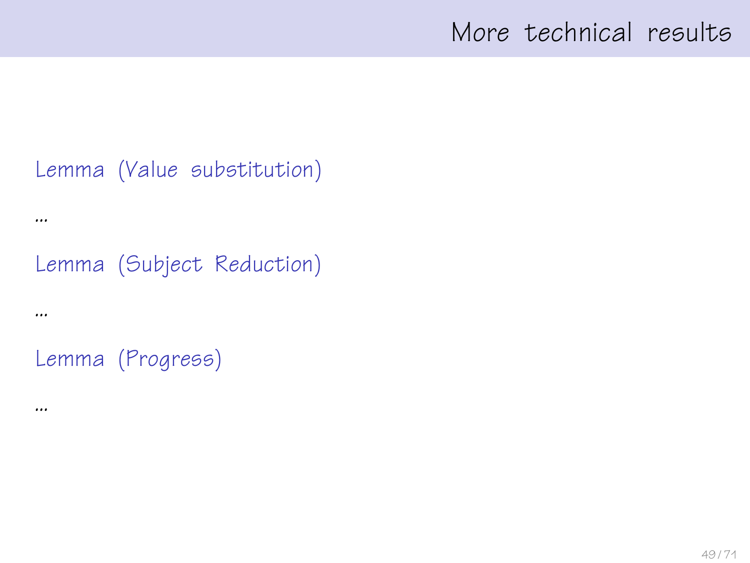# More technical results

**Lemma (Value substitution)**

...

**Lemma (Subject Reduction)**

...

**Lemma (Progress)**

...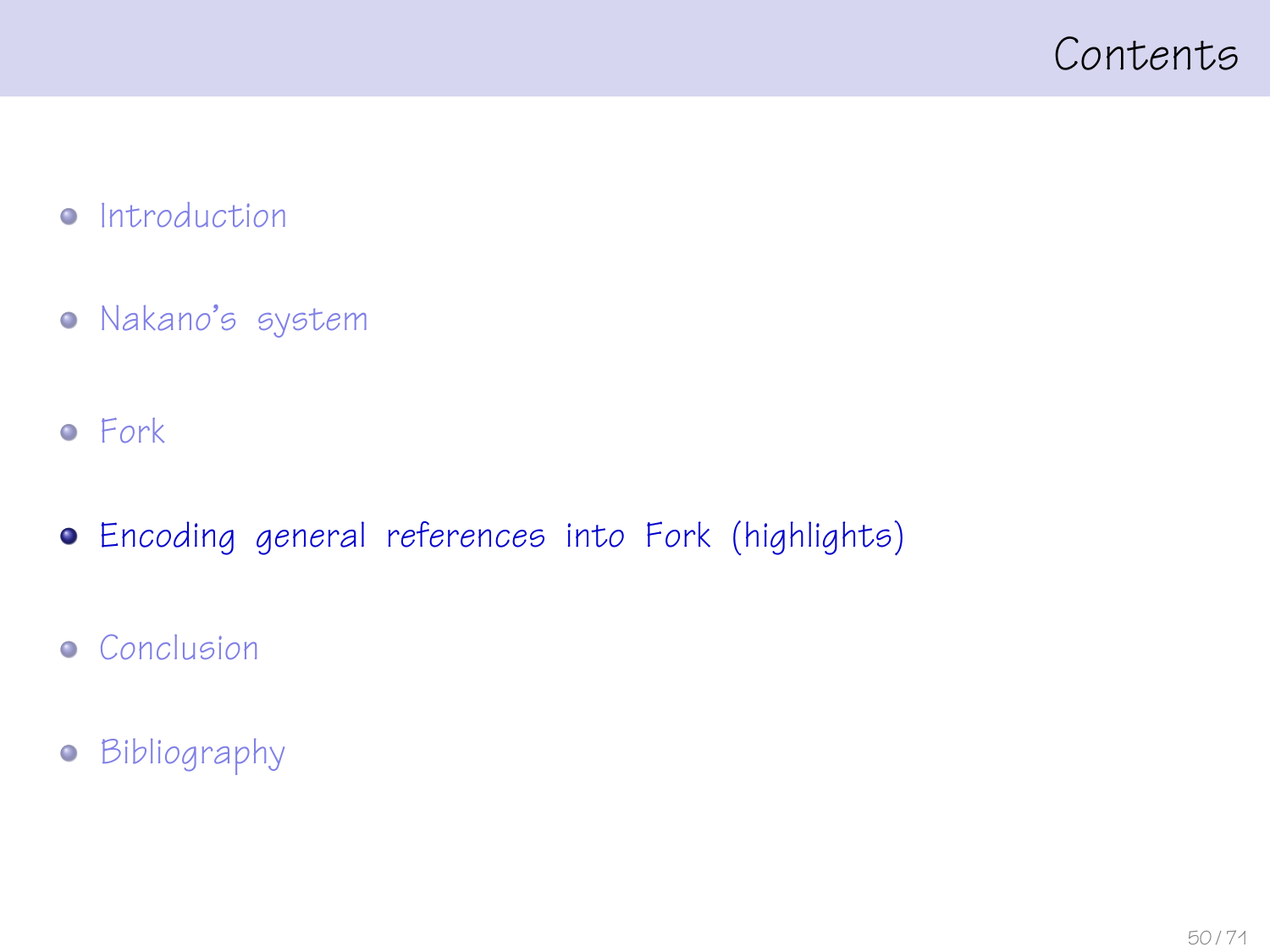# Contents

- Introduction
- Nakano's system
- Fork
- **Encoding general references into Fork (highlights)**
- Conclusion
- Bibliography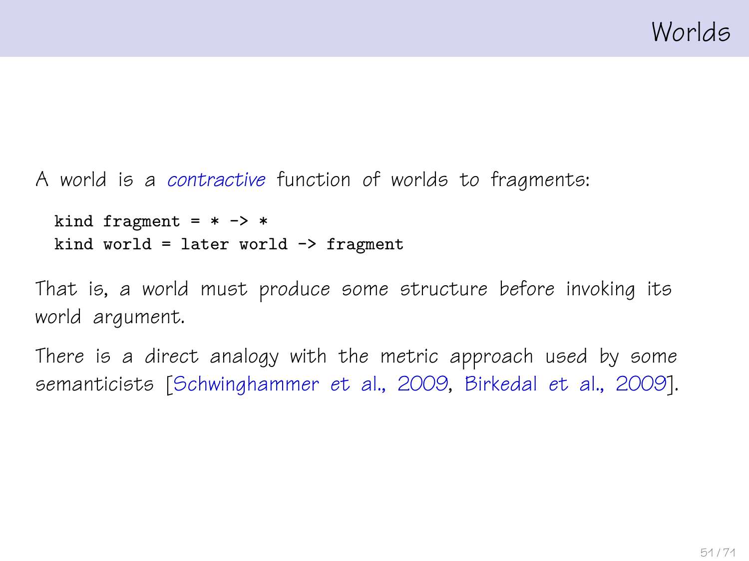# Worlds

A world is a *contractive* function of worlds to fragments:

```
kind fragment = * -> *
kind world = later world -> fragment
```

That is, a world must produce some structure before invoking its world argument.

There is a direct analogy with the metric approach used by some semanticists [Schwinghammer et al., 2009, Birkedal et al., 2009].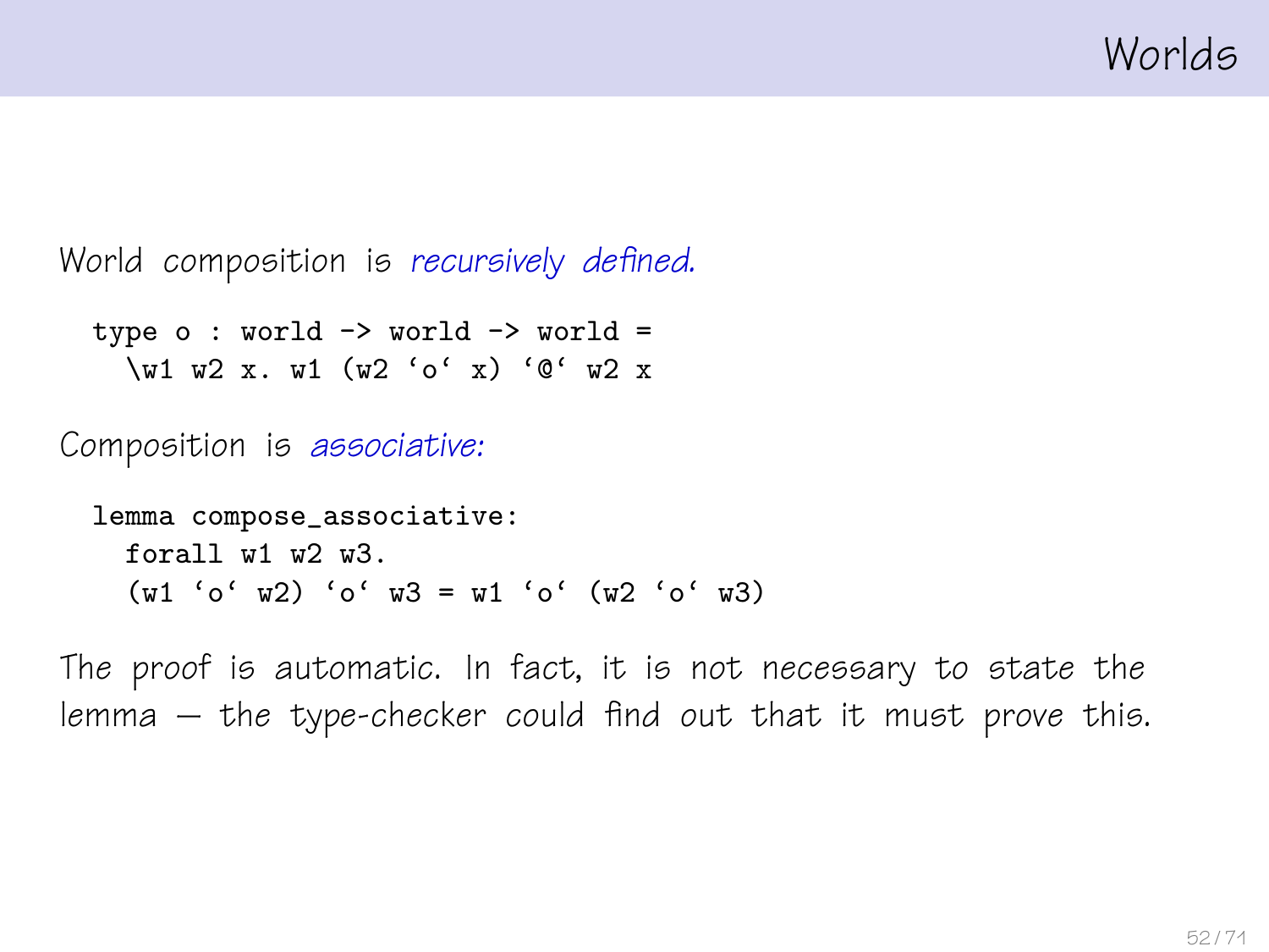# Worlds

World composition is *recursively defined.*

```
type o : world -> world -> world =
  \w1 w2 x. w1 (w2 `o` x) `@` w2 x
```

Composition is *associative:*

```
lemma compose_associative:
  forall w1 w2 w3.
  (w1 `o` w2) `o` w3 = w1 `o` (w2 `o` w3)
```

The proof is automatic. In fact, it is not necessary to state the lemma — the type-checker could find out that it must prove this.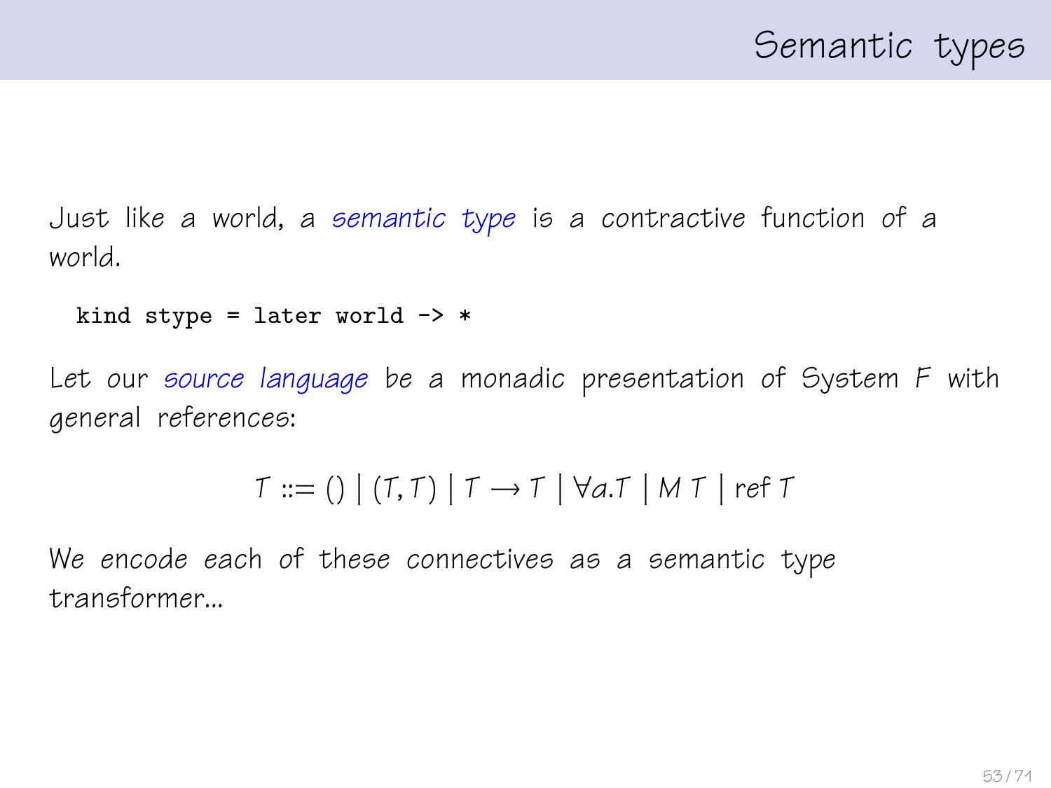# Semantic types

Just like a world, a *semantic type* is a contractive function of a world.

```
kind stype = later world -> *
```

Let our *source language* be a monadic presentation of System $F$ with general references:

$$T ::= () \mid (T, T) \mid T \rightarrow T \mid \forall a.T \mid M\ T \mid \text{ref}\ T$$

We encode each of these connectives as a semantic type transformer...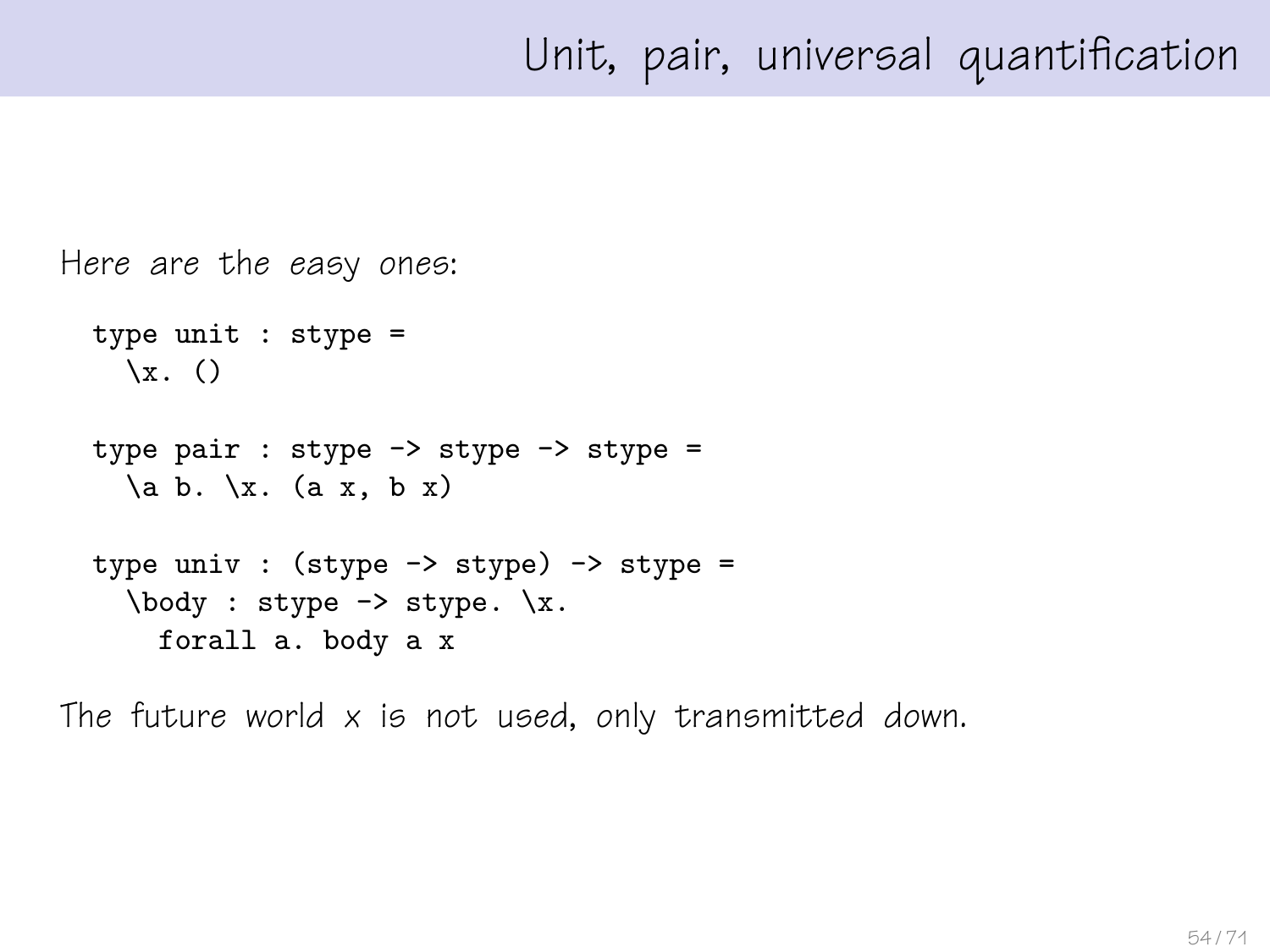# Unit, pair, universal quantification

Here are the easy ones:

```
type unit : stype =
  \x. ()

type pair : stype -> stype -> stype =
  \a b. \x. (a x, b x)

type univ : (stype -> stype) -> stype =
  \body : stype -> stype. \x.
    forall a. body a x
```

The future world $x$ is not used, only transmitted down.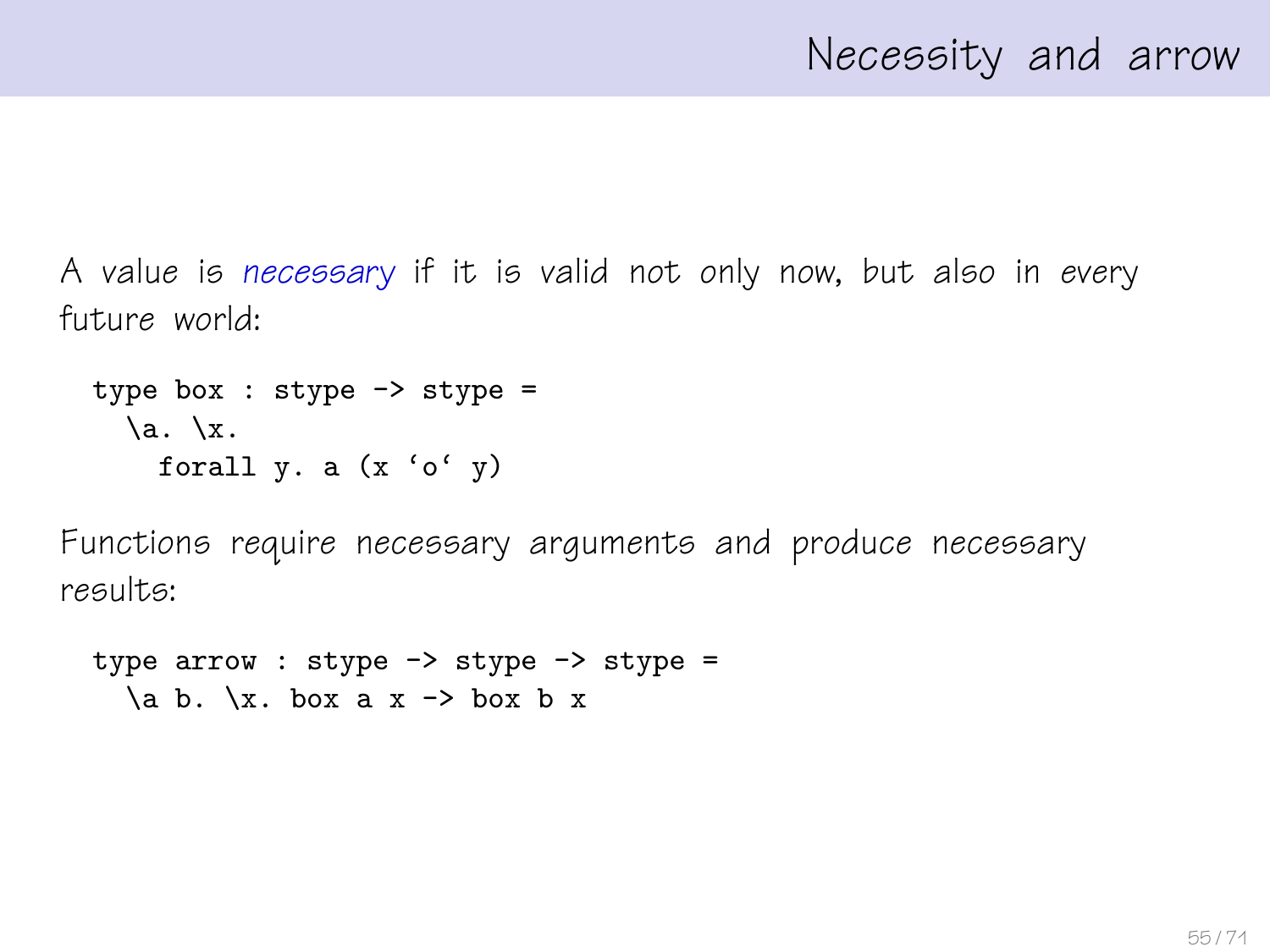# Necessity and arrow

A value is *necessary* if it is valid not only now, but also in every future world:

```
type box : stype -> stype =
  \a. \x.
    forall y. a (x `o` y)
```

Functions require necessary arguments and produce necessary results:

```
type arrow : stype -> stype -> stype =
  \a b. \x. box a x -> box b x
```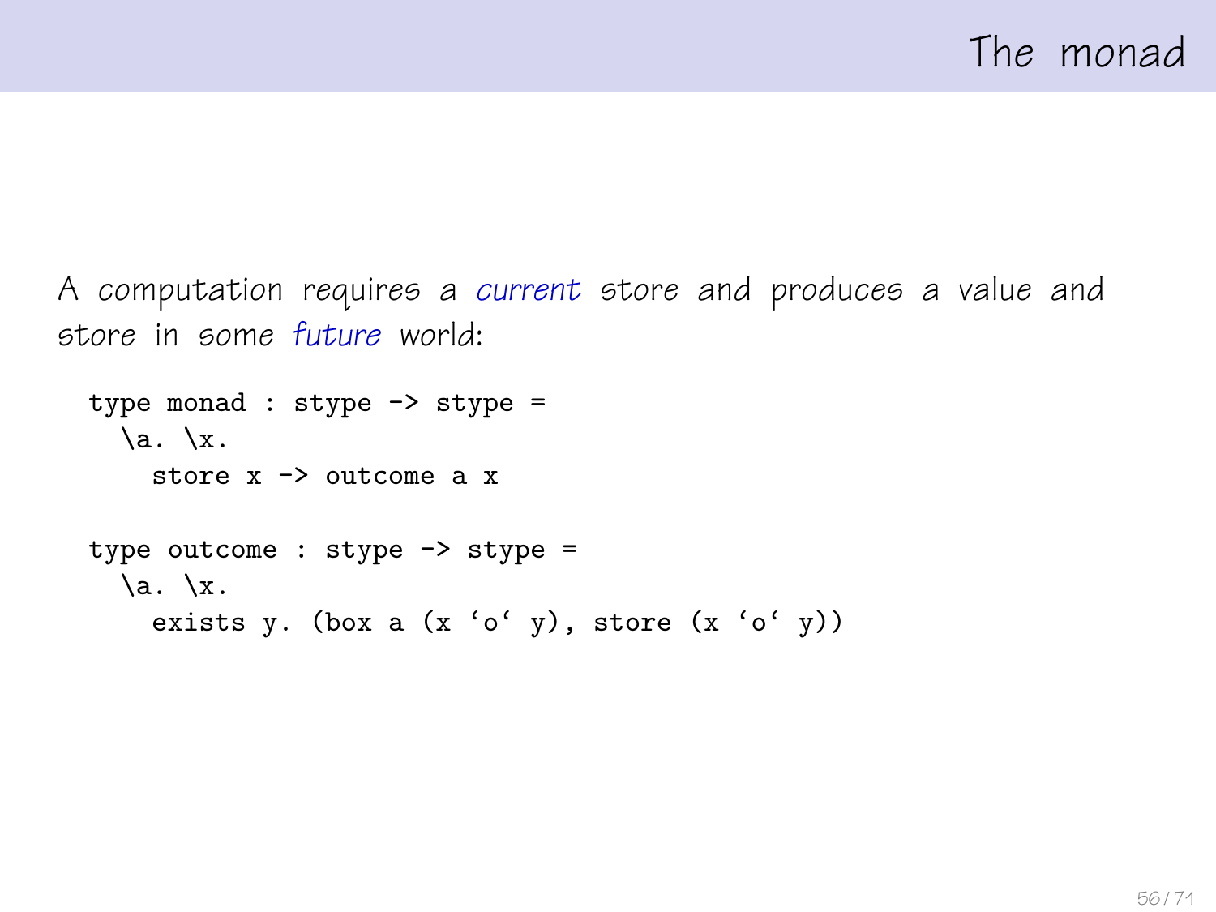# The monad

A computation requires a *current* store and produces a value and store in some *future* world:

```
type monad : stype -> stype =
  \a. \x.
    store x -> outcome a x

type outcome : stype -> stype =
  \a. \x.
    exists y. (box a (x `o` y), store (x `o` y))
```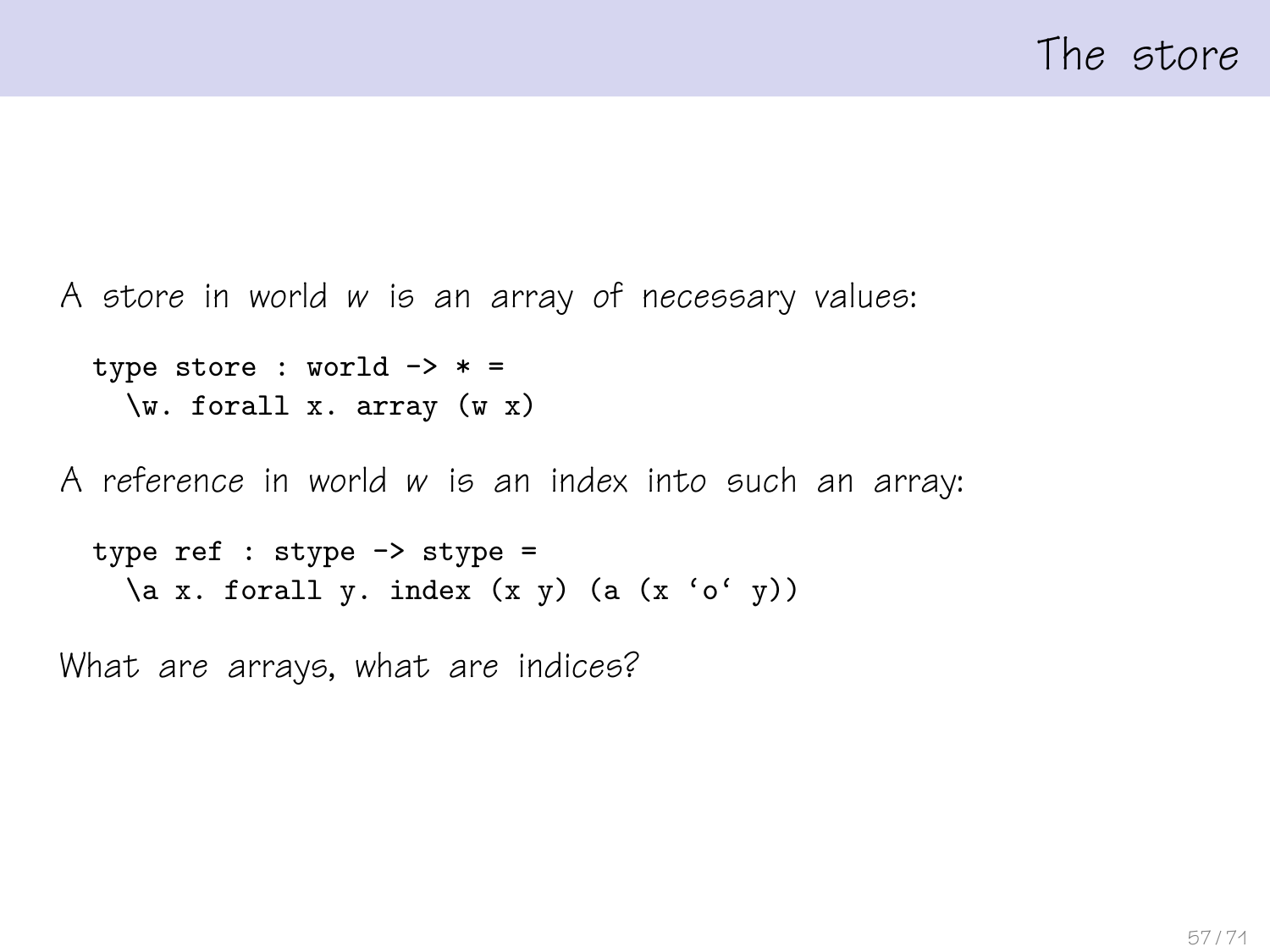# The store

A store in world $w$ is an array of necessary values:

```
type store : world -> * =
  \w. forall x. array (w x)
```

A reference in world $w$ is an index into such an array:

```
type ref : stype -> stype =
  \a x. forall y. index (x y) (a (x `o` y))
```

What are arrays, what are indices?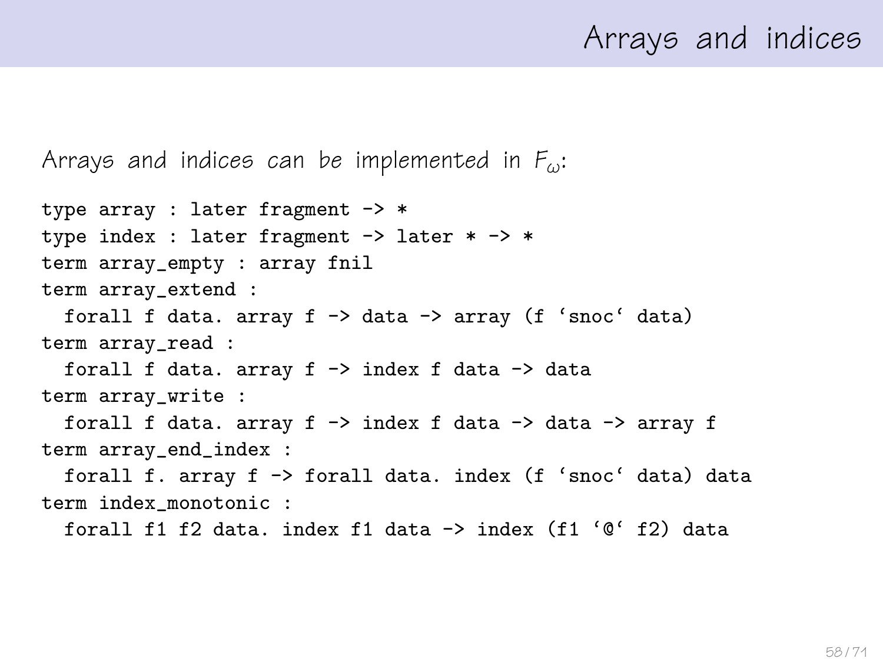# Arrays and indices

Arrays and indices can be implemented in $F_\omega$:

```
type array : later fragment -> *
type index : later fragment -> later * -> *
term array_empty : array fnil
term array_extend :
  forall f data. array f -> data -> array (f `snoc` data)
term array_read :
  forall f data. array f -> index f data -> data
term array_write :
  forall f data. array f -> index f data -> data -> array f
term array_end_index :
  forall f. array f -> forall data. index (f `snoc` data) data
term index_monotonic :
  forall f1 f2 data. index f1 data -> index (f1 `@` f2) data
```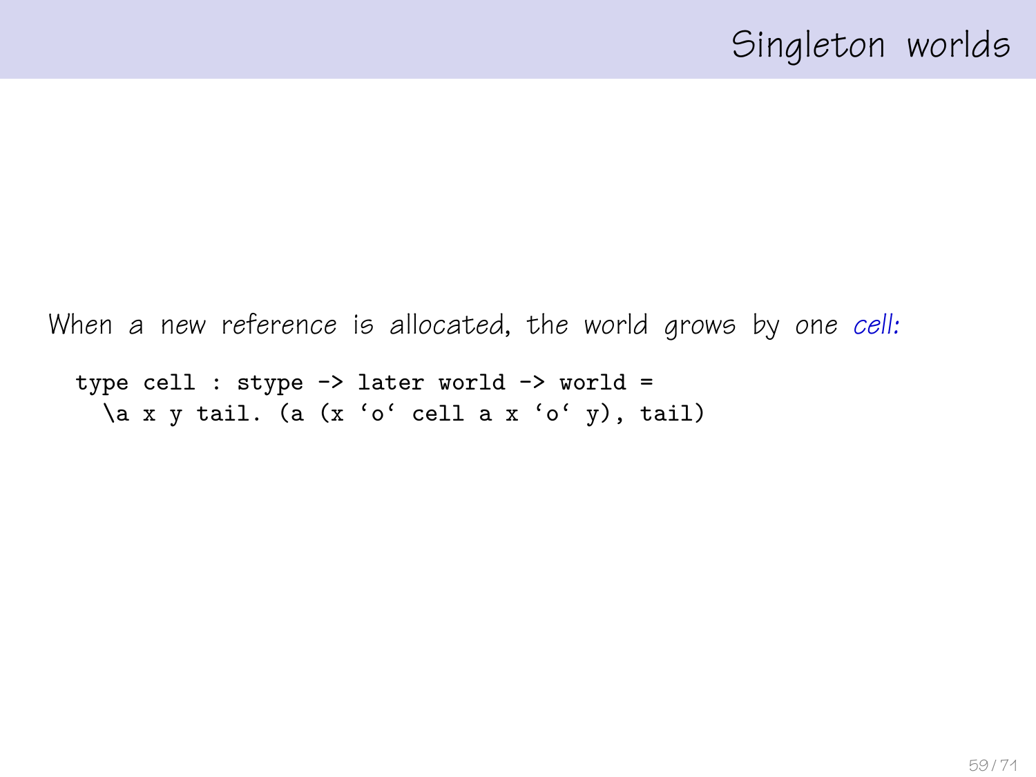# Singleton worlds

When a new reference is allocated, the world grows by one *cell:*

```
type cell : stype -> later world -> world =
  \a x y tail. (a (x `o` cell a x `o` y), tail)
```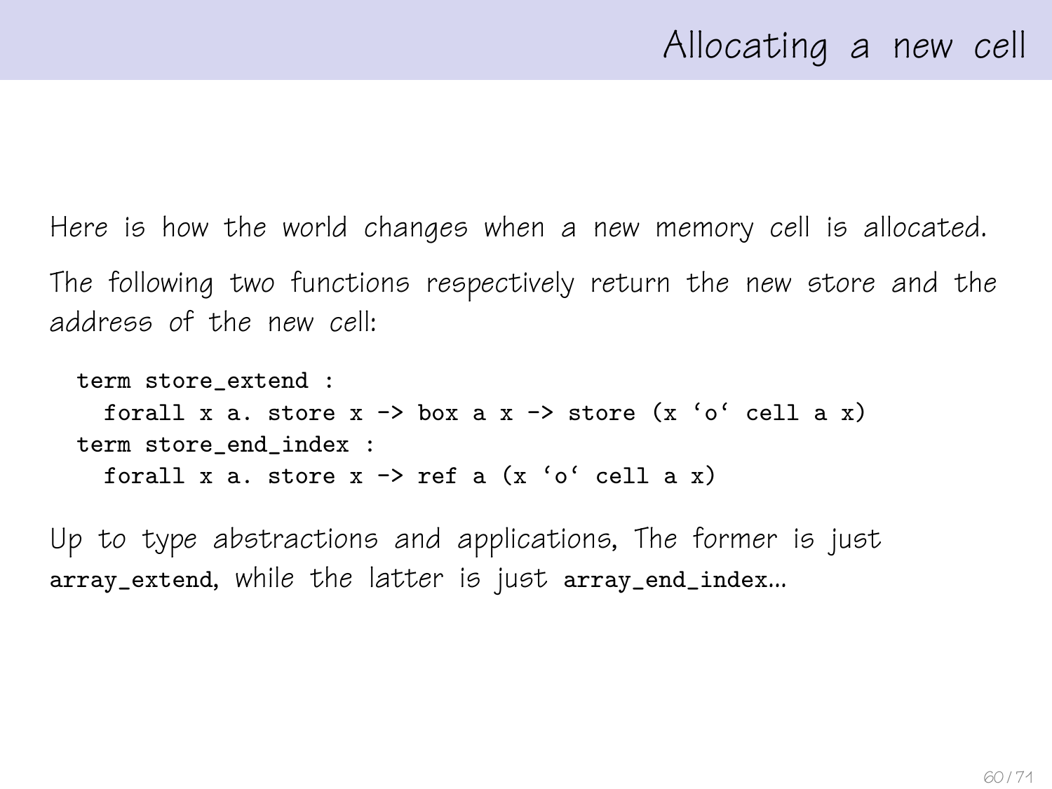# Allocating a new cell

Here is how the world changes when a new memory cell is allocated.

The following two functions respectively return the new store and the address of the new cell:

```
term store_extend :
  forall x a. store x -> box a x -> store (x `o` cell a x)
term store_end_index :
  forall x a. store x -> ref a (x `o` cell a x)
```

Up to type abstractions and applications, The former is just `array_extend`, while the latter is just `array_end_index`...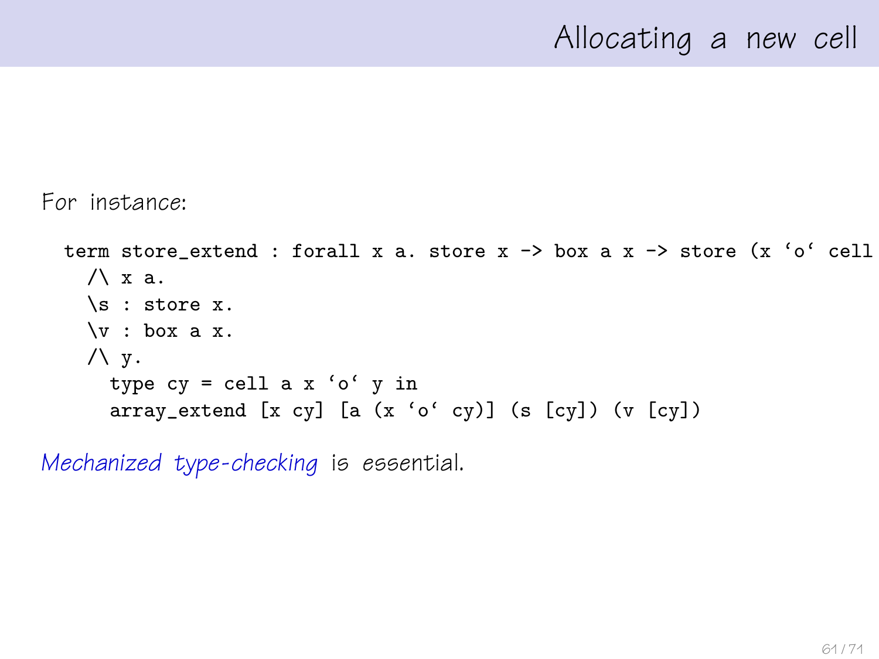# Allocating a new cell

For instance:

```
term store_extend : forall x a. store x -> box a x -> store (x ‘o‘ cell
  /\ x a.
  \s : store x.
  \v : box a x.
  /\ y.
    type cy = cell a x ‘o‘ y in
    array_extend [x cy] [a (x ‘o‘ cy)] (s [cy]) (v [cy])
```

*Mechanized type-checking* is essential.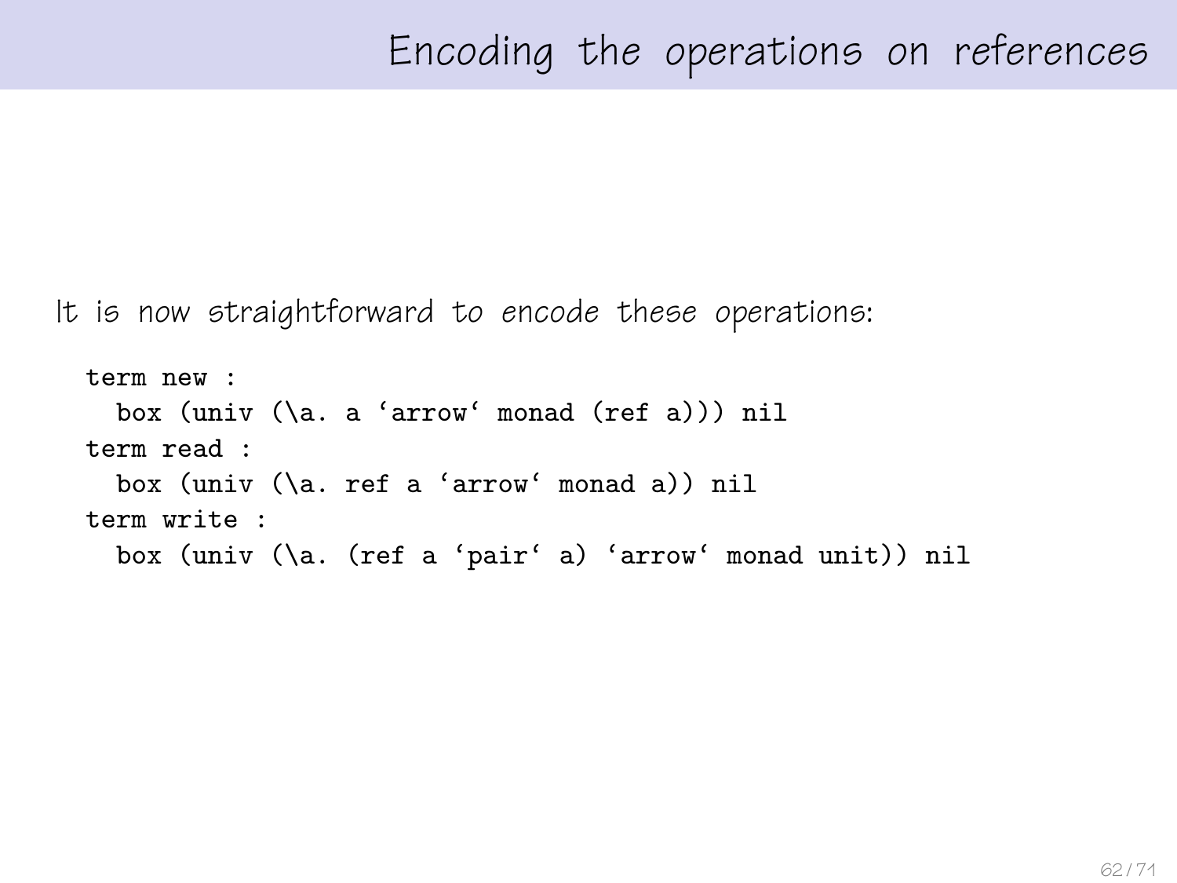# Encoding the operations on references

It is now straightforward to encode these operations:

```
term new :
  box (univ (\a. a ‘arrow‘ monad (ref a))) nil
term read :
  box (univ (\a. ref a ‘arrow‘ monad a)) nil
term write :
  box (univ (\a. (ref a ‘pair‘ a) ‘arrow‘ monad unit)) nil
```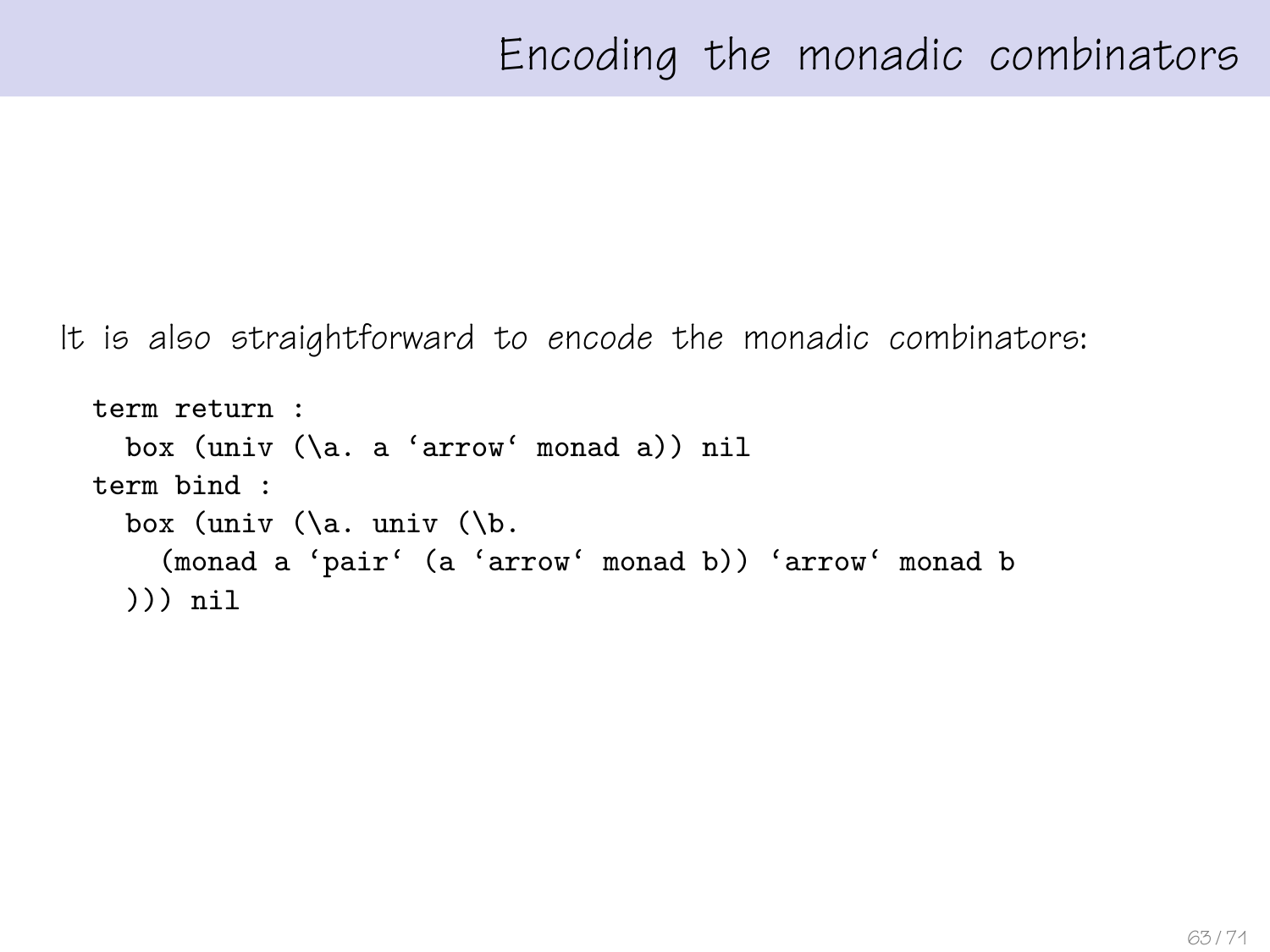# Encoding the monadic combinators

It is also straightforward to encode the monadic combinators:

```
term return :
  box (univ (\a. a ‘arrow‘ monad a)) nil
term bind :
  box (univ (\a. univ (\b.
    (monad a ‘pair‘ (a ‘arrow‘ monad b)) ‘arrow‘ monad b
  ))) nil
```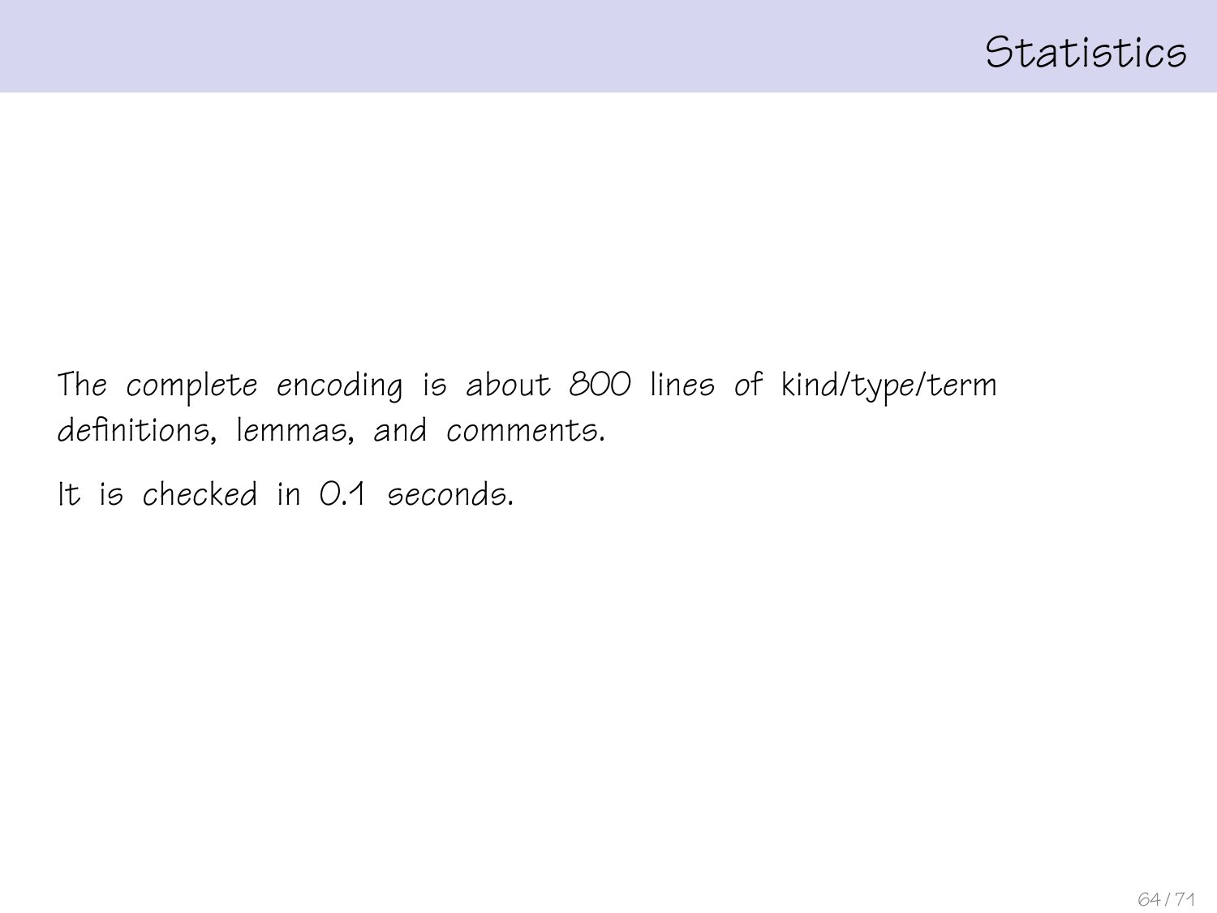# Statistics

The complete encoding is about 800 lines of kind/type/term definitions, lemmas, and comments.

It is checked in 0.1 seconds.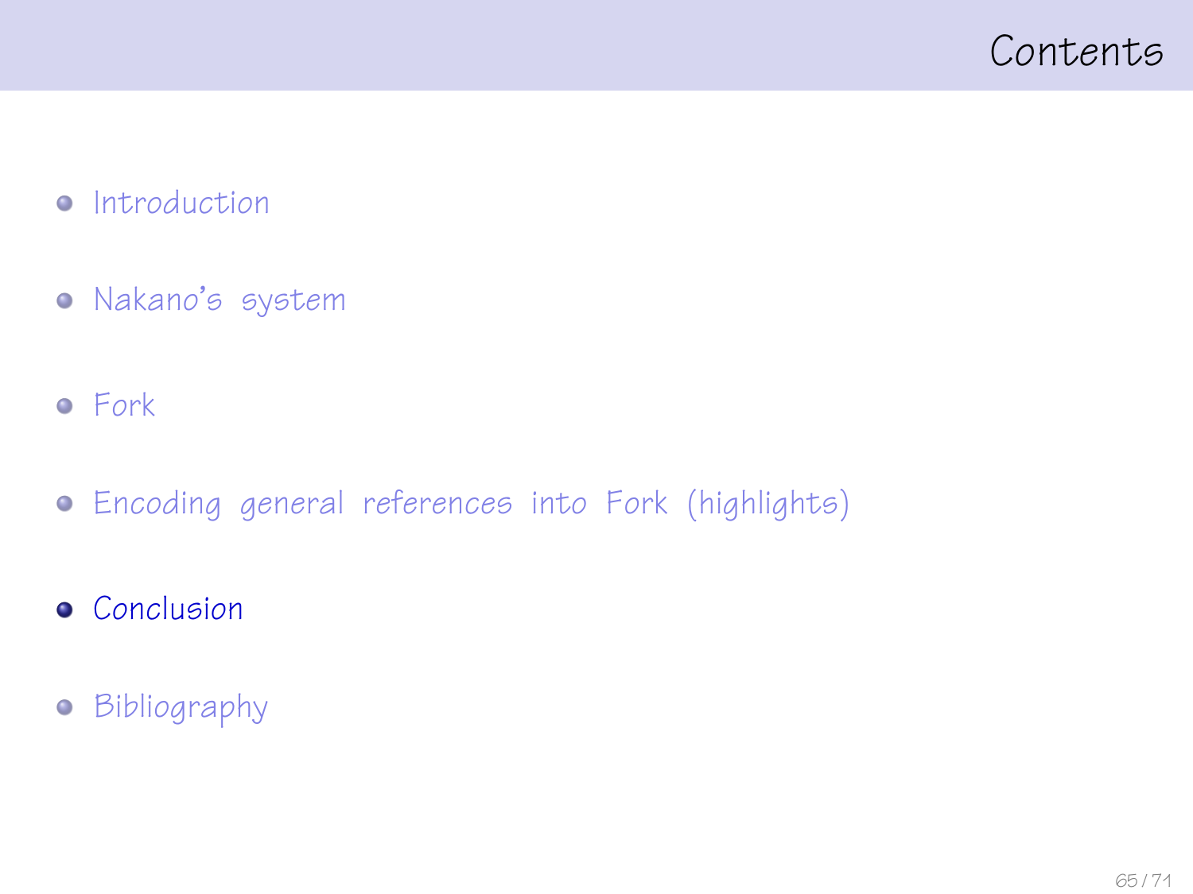# Contents

- Introduction
- Nakano's system
- Fork
- Encoding general references into Fork (highlights)
- **Conclusion**
- Bibliography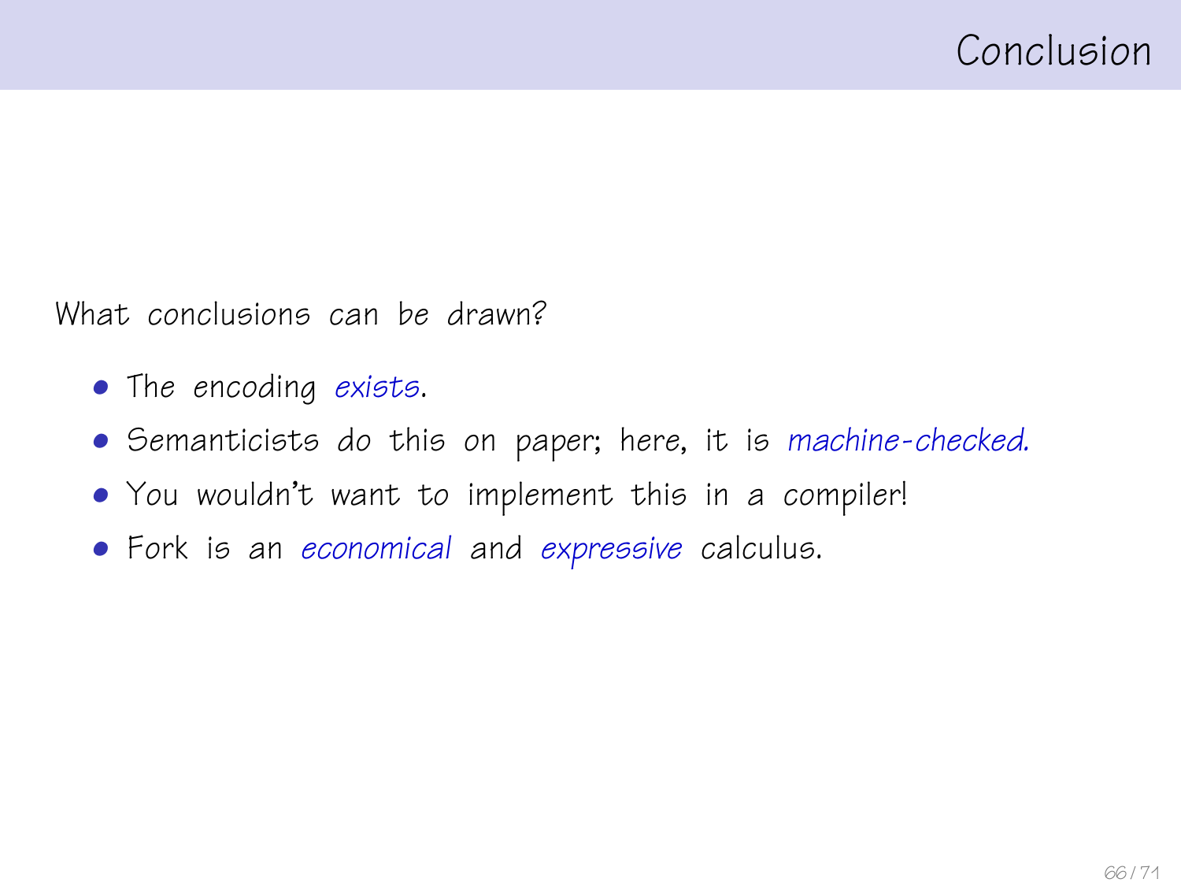# Conclusion

What conclusions can be drawn?

- The encoding *exists*.
- Semanticists do this on paper; here, it is *machine-checked.*
- You wouldn't want to implement this in a compiler!
- Fork is an *economical* and *expressive* calculus.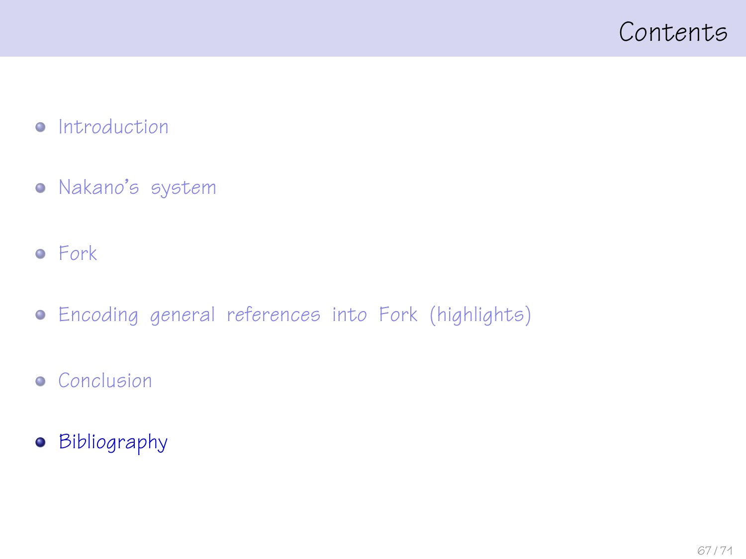# Contents

- Introduction
- Nakano's system
- Fork
- Encoding general references into Fork (highlights)
- Conclusion
- **Bibliography**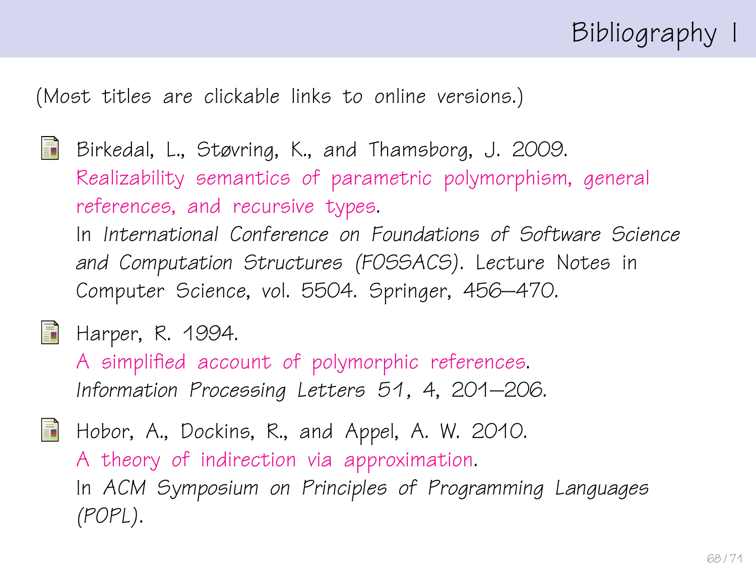# Bibliography I

(Most titles are clickable links to online versions.)

- Birkedal, L., Støvring, K., and Thamsborg, J. 2009.
  Realizability semantics of parametric polymorphism, general references, and recursive types.
  In *International Conference on Foundations of Software Science and Computation Structures (FOSSACS)*. Lecture Notes in Computer Science, vol. 5504. Springer, 456–470.

- Harper, R. 1994.
  A simplified account of polymorphic references.
  *Information Processing Letters* 51, 4, 201–206.

- Hobor, A., Dockins, R., and Appel, A. W. 2010.
  A theory of indirection via approximation.
  In *ACM Symposium on Principles of Programming Languages (POPL)*.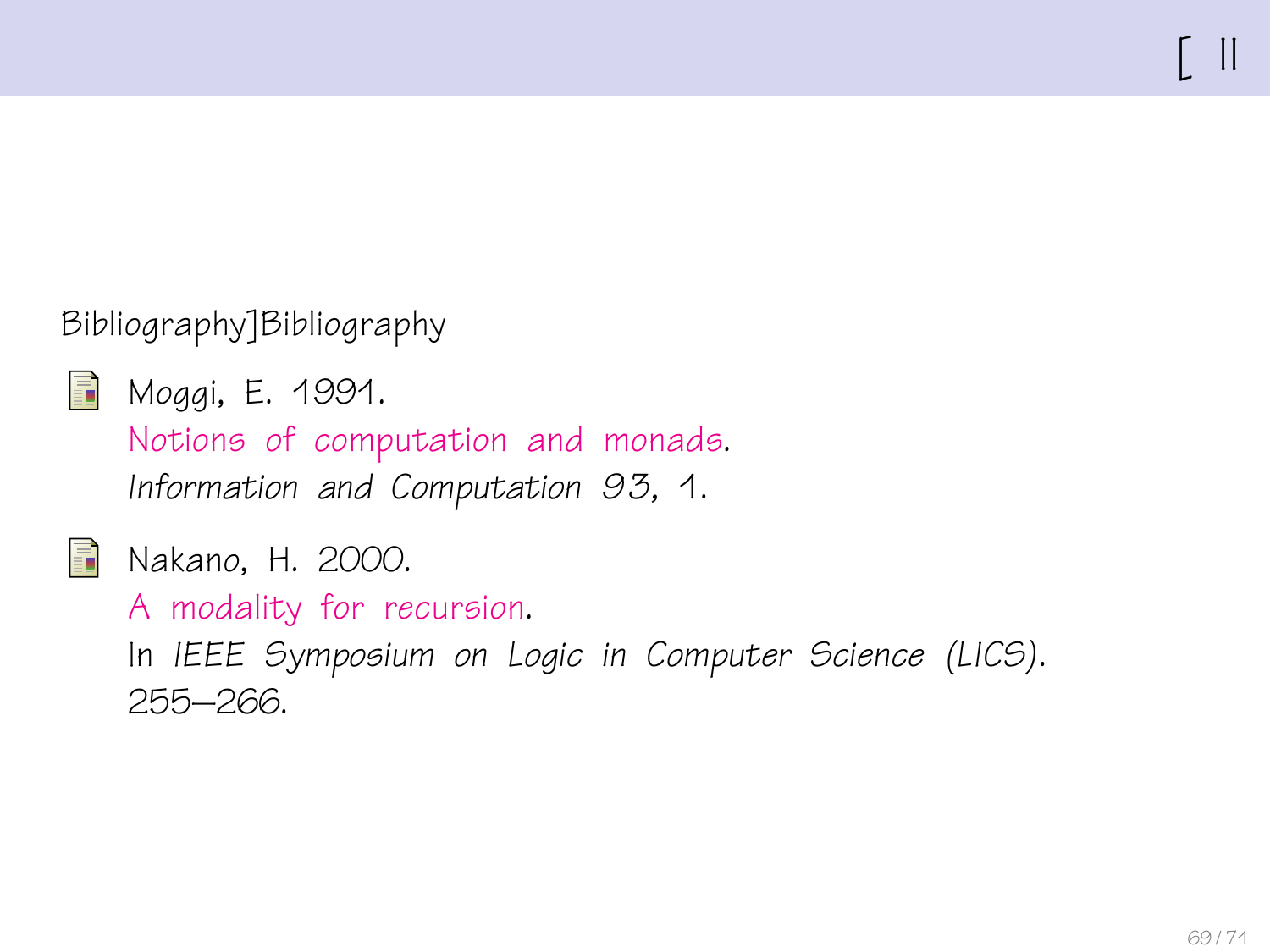[ II

Bibliography]Bibliography

- Moggi, E. 1991.
  Notions of computation and monads.
  *Information and Computation 93*, 1.

- Nakano, H. 2000.
  A modality for recursion.
  In *IEEE Symposium on Logic in Computer Science (LICS)*.
  255–266.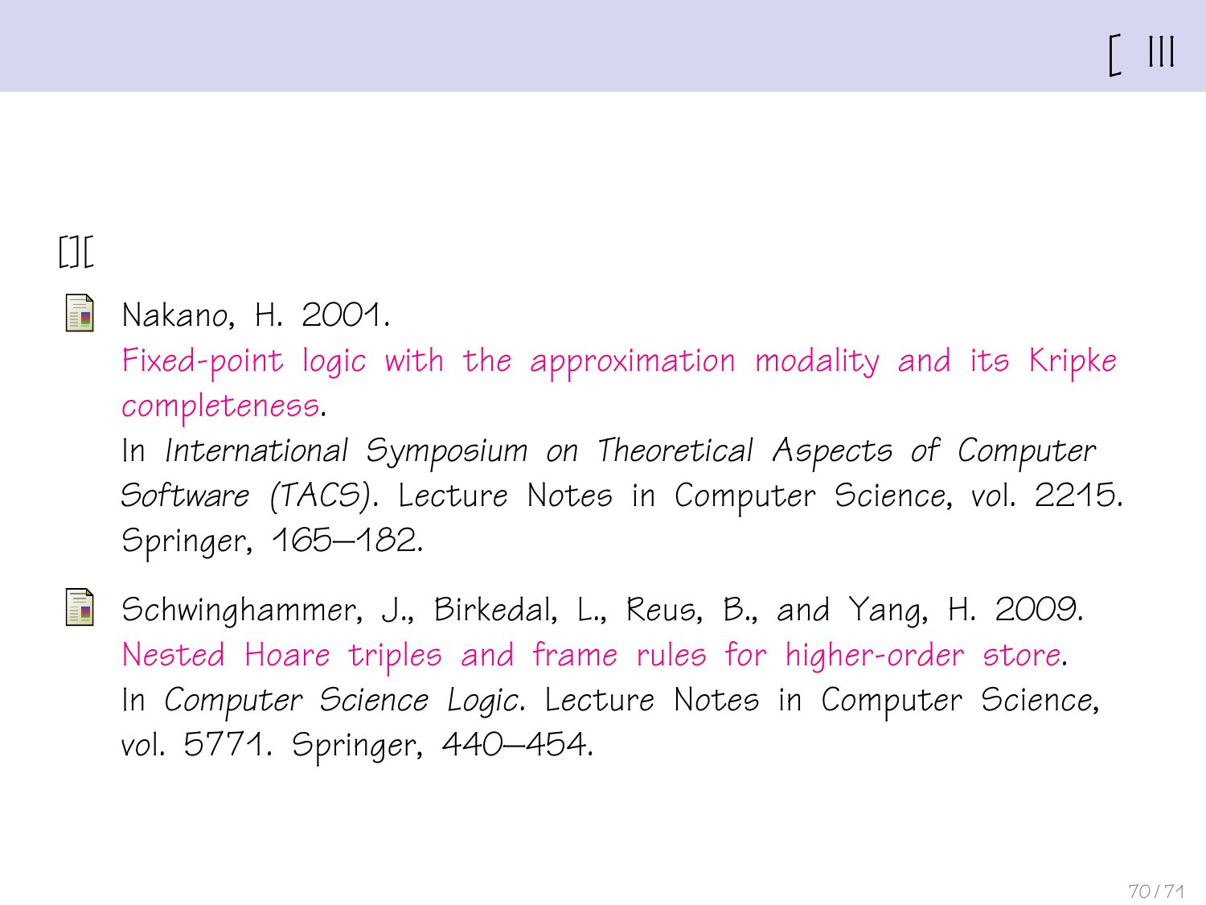[ ]I[

- Nakano, H. 2001.
  Fixed-point logic with the approximation modality and its Kripke completeness.
  In *International Symposium on Theoretical Aspects of Computer Software (TACS)*. Lecture Notes in Computer Science, vol. 2215. Springer, 165–182.

- Schwinghammer, J., Birkedal, L., Reus, B., and Yang, H. 2009.
  Nested Hoare triples and frame rules for higher-order store.
  In *Computer Science Logic*. Lecture Notes in Computer Science, vol. 5771. Springer, 440–454.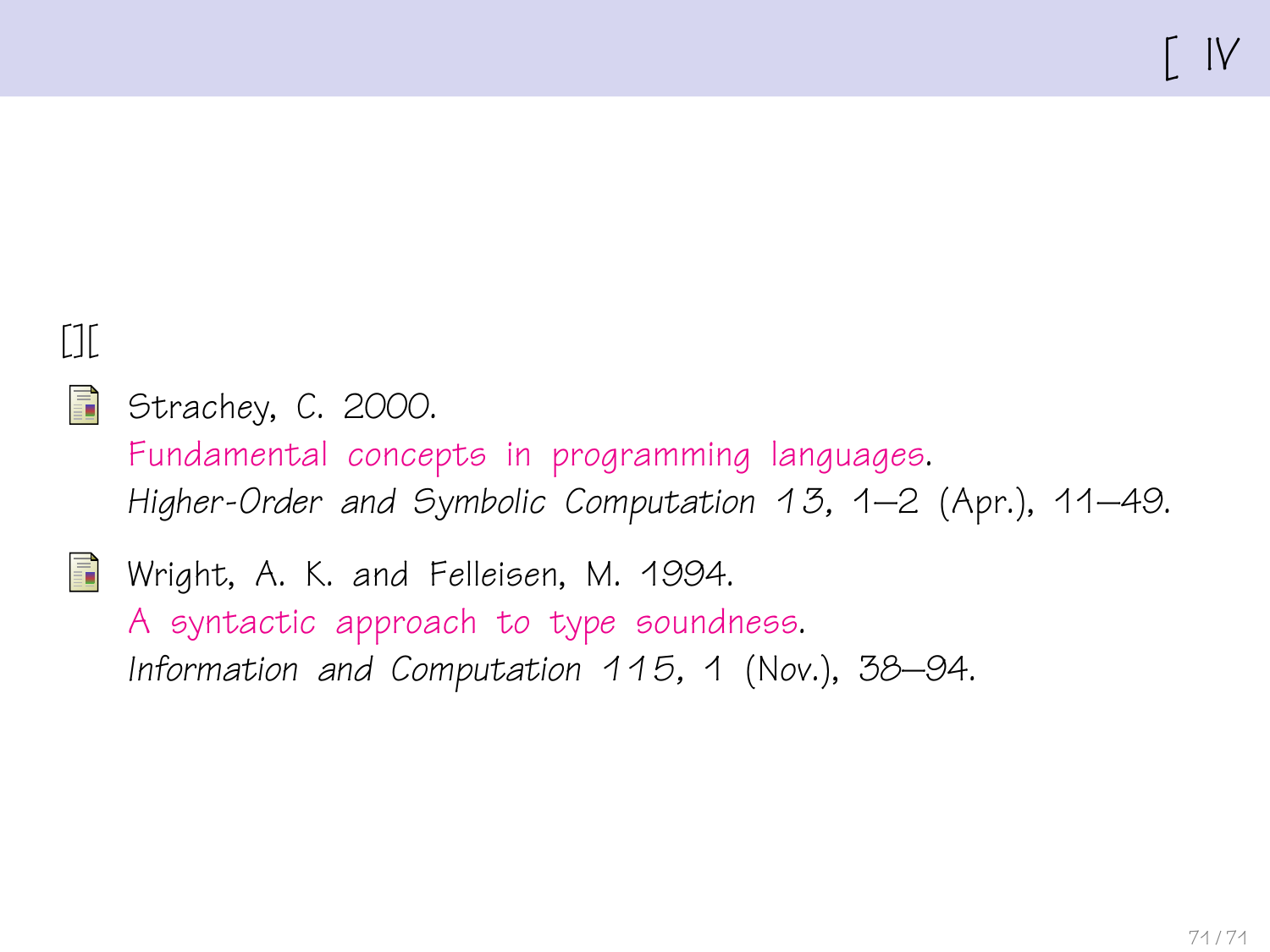# [ IV

[][

- Strachey, C. 2000.
  Fundamental concepts in programming languages.
  *Higher-Order and Symbolic Computation 13,* 1–2 (Apr.), 11–49.

- Wright, A. K. and Felleisen, M. 1994.
  A syntactic approach to type soundness.
  *Information and Computation 115,* 1 (Nov.), 38–94.